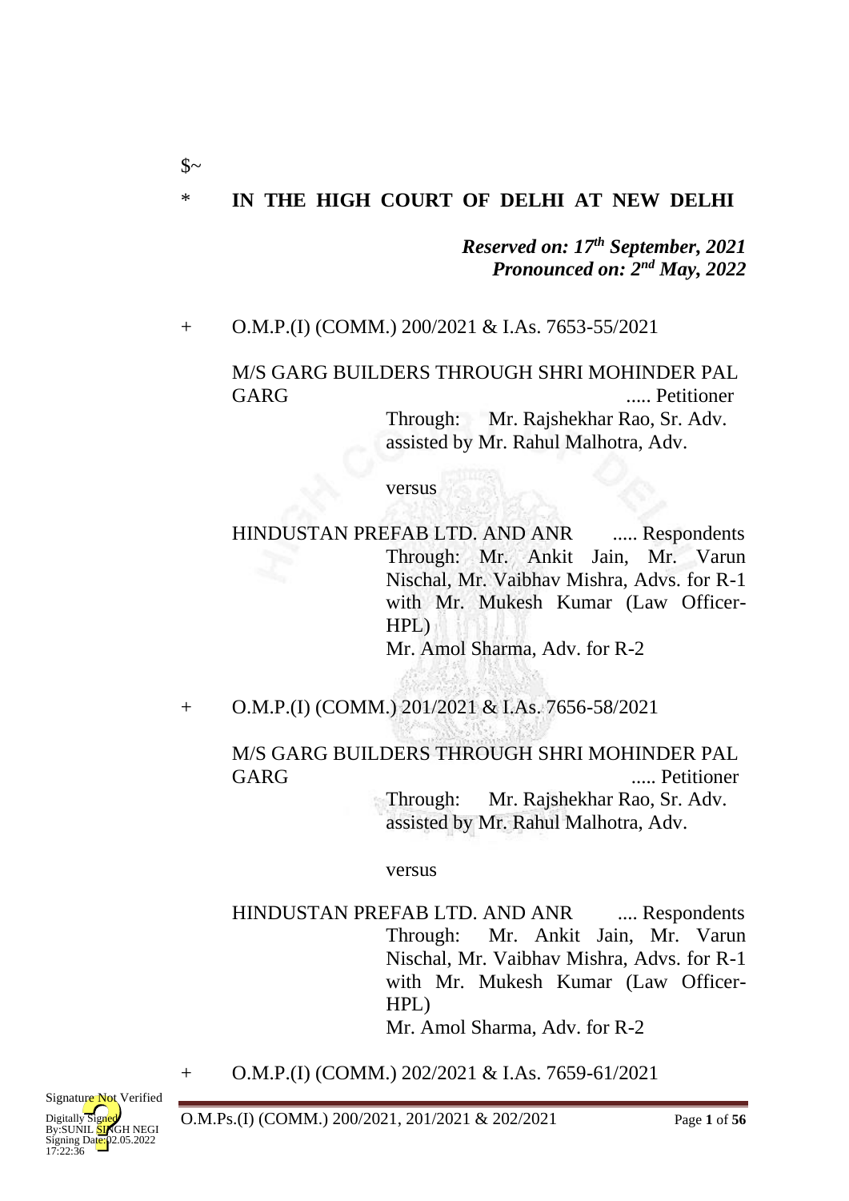$~

\* **IN THE HIGH COURT OF DELHI AT NEW DELHI**

***Reserved on: 17th September, 2021***
***Pronounced on: 2nd May, 2022***

\+ O.M.P.(I) (COMM.) 200/2021 & I.As. 7653-55/2021

M/S GARG BUILDERS THROUGH SHRI MOHINDER PAL GARG ..... Petitioner

Through: Mr. Rajshekhar Rao, Sr. Adv. assisted by Mr. Rahul Malhotra, Adv.

versus

HINDUSTAN PREFAB LTD. AND ANR ..... Respondents

Through: Mr. Ankit Jain, Mr. Varun Nischal, Mr. Vaibhav Mishra, Advs. for R-1 with Mr. Mukesh Kumar (Law Officer-HPL)
Mr. Amol Sharma, Adv. for R-2

\+ O.M.P.(I) (COMM.) 201/2021 & I.As. 7656-58/2021

M/S GARG BUILDERS THROUGH SHRI MOHINDER PAL GARG ..... Petitioner

Through: Mr. Rajshekhar Rao, Sr. Adv. assisted by Mr. Rahul Malhotra, Adv.

versus

HINDUSTAN PREFAB LTD. AND ANR .... Respondents

Through: Mr. Ankit Jain, Mr. Varun Nischal, Mr. Vaibhav Mishra, Advs. for R-1 with Mr. Mukesh Kumar (Law Officer-HPL)
Mr. Amol Sharma, Adv. for R-2

\+ O.M.P.(I) (COMM.) 202/2021 & I.As. 7659-61/2021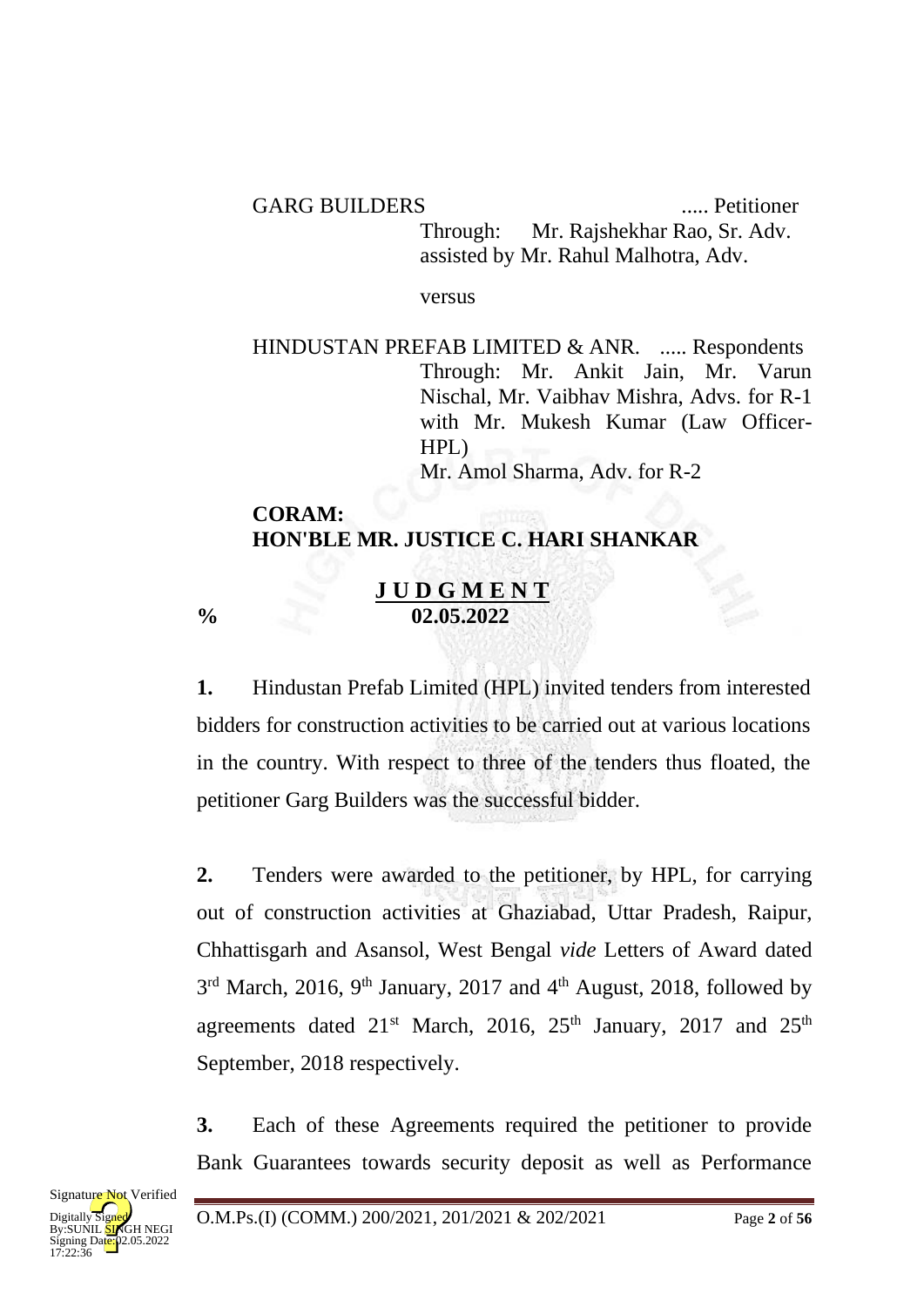GARG BUILDERS ..... Petitioner

Through: Mr. Rajshekhar Rao, Sr. Adv. assisted by Mr. Rahul Malhotra, Adv.

versus

HINDUSTAN PREFAB LIMITED & ANR. ..... Respondents

Through: Mr. Ankit Jain, Mr. Varun Nischal, Mr. Vaibhav Mishra, Advs. for R-1 with Mr. Mukesh Kumar (Law Officer-HPL)

Mr. Amol Sharma, Adv. for R-2

**CORAM:**
**HON'BLE MR. JUSTICE C. HARI SHANKAR**

**J U D G M E N T**

**%** **02.05.2022**

**1.** Hindustan Prefab Limited (HPL) invited tenders from interested bidders for construction activities to be carried out at various locations in the country. With respect to three of the tenders thus floated, the petitioner Garg Builders was the successful bidder.

**2.** Tenders were awarded to the petitioner, by HPL, for carrying out of construction activities at Ghaziabad, Uttar Pradesh, Raipur, Chhattisgarh and Asansol, West Bengal *vide* Letters of Award dated 3rd March, 2016, 9th January, 2017 and 4th August, 2018, followed by agreements dated 21st March, 2016, 25th January, 2017 and 25th September, 2018 respectively.

**3.** Each of these Agreements required the petitioner to provide Bank Guarantees towards security deposit as well as Performance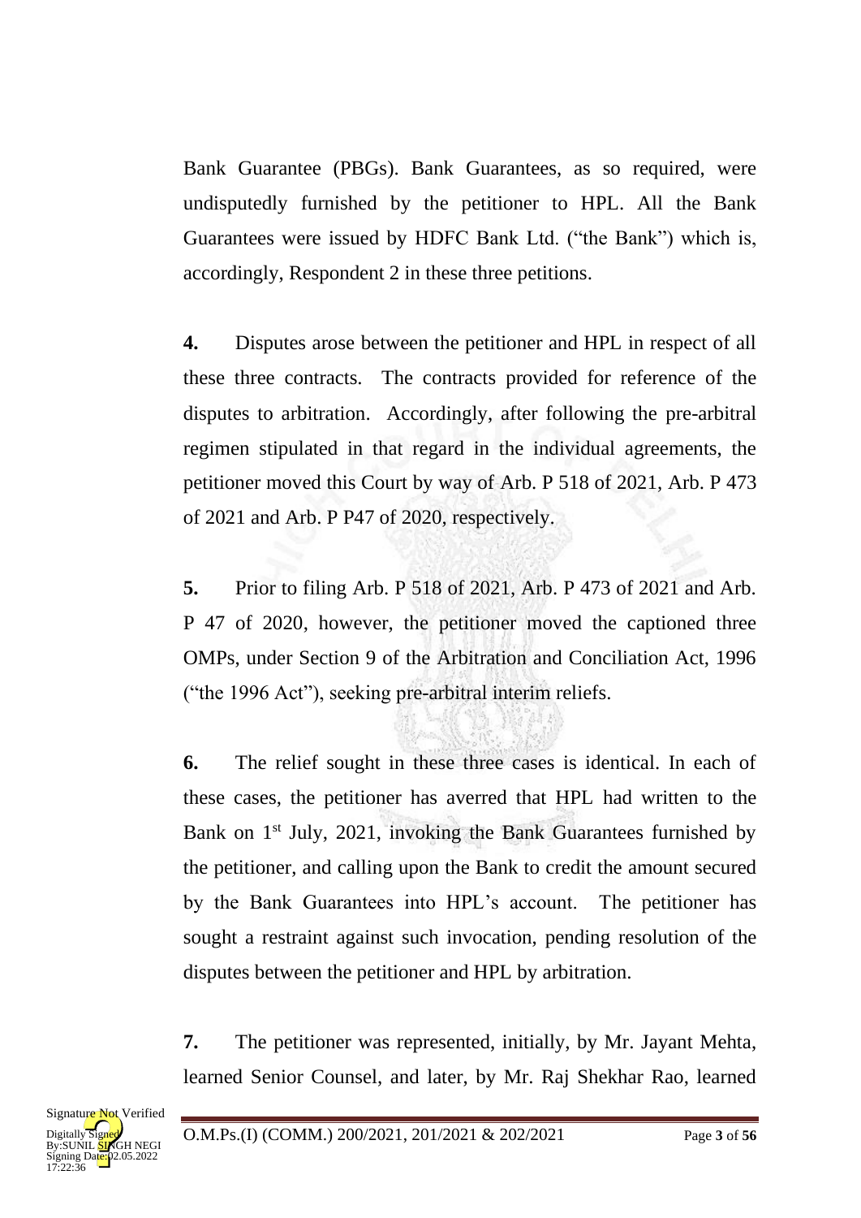Bank Guarantee (PBGs). Bank Guarantees, as so required, were undisputedly furnished by the petitioner to HPL. All the Bank Guarantees were issued by HDFC Bank Ltd. ("the Bank") which is, accordingly, Respondent 2 in these three petitions.

**4.** Disputes arose between the petitioner and HPL in respect of all these three contracts. The contracts provided for reference of the disputes to arbitration. Accordingly, after following the pre-arbitral regimen stipulated in that regard in the individual agreements, the petitioner moved this Court by way of Arb. P 518 of 2021, Arb. P 473 of 2021 and Arb. P P47 of 2020, respectively.

**5.** Prior to filing Arb. P 518 of 2021, Arb. P 473 of 2021 and Arb. P 47 of 2020, however, the petitioner moved the captioned three OMPs, under Section 9 of the Arbitration and Conciliation Act, 1996 ("the 1996 Act"), seeking pre-arbitral interim reliefs.

**6.** The relief sought in these three cases is identical. In each of these cases, the petitioner has averred that HPL had written to the Bank on 1st July, 2021, invoking the Bank Guarantees furnished by the petitioner, and calling upon the Bank to credit the amount secured by the Bank Guarantees into HPL's account. The petitioner has sought a restraint against such invocation, pending resolution of the disputes between the petitioner and HPL by arbitration.

**7.** The petitioner was represented, initially, by Mr. Jayant Mehta, learned Senior Counsel, and later, by Mr. Raj Shekhar Rao, learned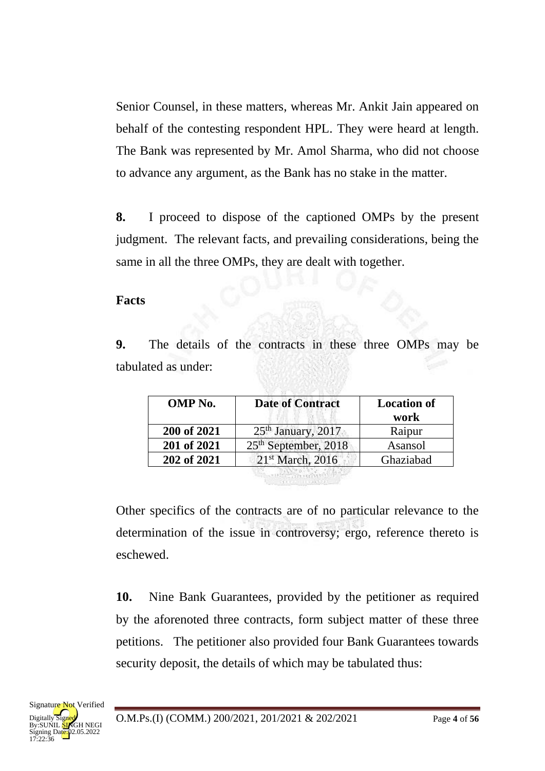Senior Counsel, in these matters, whereas Mr. Ankit Jain appeared on behalf of the contesting respondent HPL. They were heard at length. The Bank was represented by Mr. Amol Sharma, who did not choose to advance any argument, as the Bank has no stake in the matter.

**8.** I proceed to dispose of the captioned OMPs by the present judgment. The relevant facts, and prevailing considerations, being the same in all the three OMPs, they are dealt with together.

**Facts**

**9.** The details of the contracts in these three OMPs may be tabulated as under:

| OMP No. | Date of Contract | Location of work |
|---|---|---|
| **200 of 2021** | 25th January, 2017 | Raipur |
| **201 of 2021** | 25th September, 2018 | Asansol |
| **202 of 2021** | 21st March, 2016 | Ghaziabad |

Other specifics of the contracts are of no particular relevance to the determination of the issue in controversy; ergo, reference thereto is eschewed.

**10.** Nine Bank Guarantees, provided by the petitioner as required by the aforenoted three contracts, form subject matter of these three petitions. The petitioner also provided four Bank Guarantees towards security deposit, the details of which may be tabulated thus: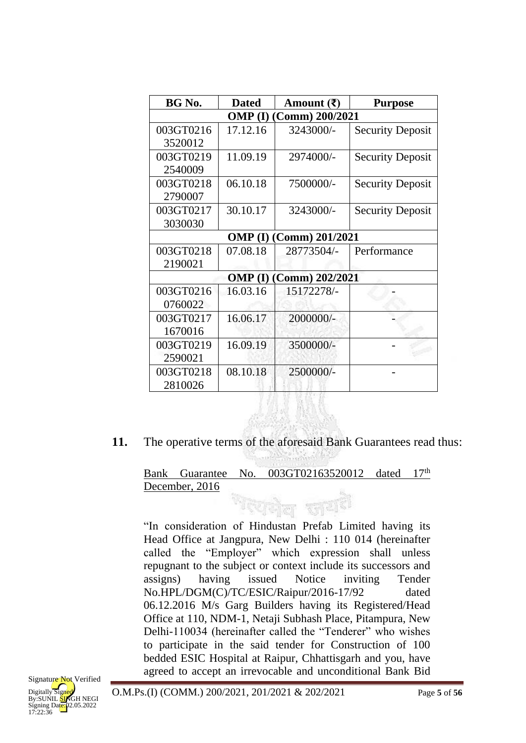| BG No. | Dated | Amount (₹) | Purpose |
|---|---|---|---|
| **OMP (I) (Comm) 200/2021** | | | |
| 003GT0216 3520012 | 17.12.16 | 3243000/- | Security Deposit |
| 003GT0219 2540009 | 11.09.19 | 2974000/- | Security Deposit |
| 003GT0218 2790007 | 06.10.18 | 7500000/- | Security Deposit |
| 003GT0217 3030030 | 30.10.17 | 3243000/- | Security Deposit |
| **OMP (I) (Comm) 201/2021** | | | |
| 003GT0218 2190021 | 07.08.18 | 28773504/- | Performance |
| **OMP (I) (Comm) 202/2021** | | | |
| 003GT0216 0760022 | 16.03.16 | 15172278/- | - |
| 003GT0217 1670016 | 16.06.17 | 2000000/- | - |
| 003GT0219 2590021 | 16.09.19 | 3500000/- | - |
| 003GT0218 2810026 | 08.10.18 | 2500000/- | - |

**11.** The operative terms of the aforesaid Bank Guarantees read thus:

Bank Guarantee No. 003GT02163520012 dated 17th December, 2016

"In consideration of Hindustan Prefab Limited having its Head Office at Jangpura, New Delhi : 110 014 (hereinafter called the "Employer" which expression shall unless repugnant to the subject or context include its successors and assigns) having issued Notice inviting Tender No.HPL/DGM(C)/TC/ESIC/Raipur/2016-17/92 dated 06.12.2016 M/s Garg Builders having its Registered/Head Office at 110, NDM-1, Netaji Subhash Place, Pitampura, New Delhi-110034 (hereinafter called the "Tenderer" who wishes to participate in the said tender for Construction of 100 bedded ESIC Hospital at Raipur, Chhattisgarh and you, have agreed to accept an irrevocable and unconditional Bank Bid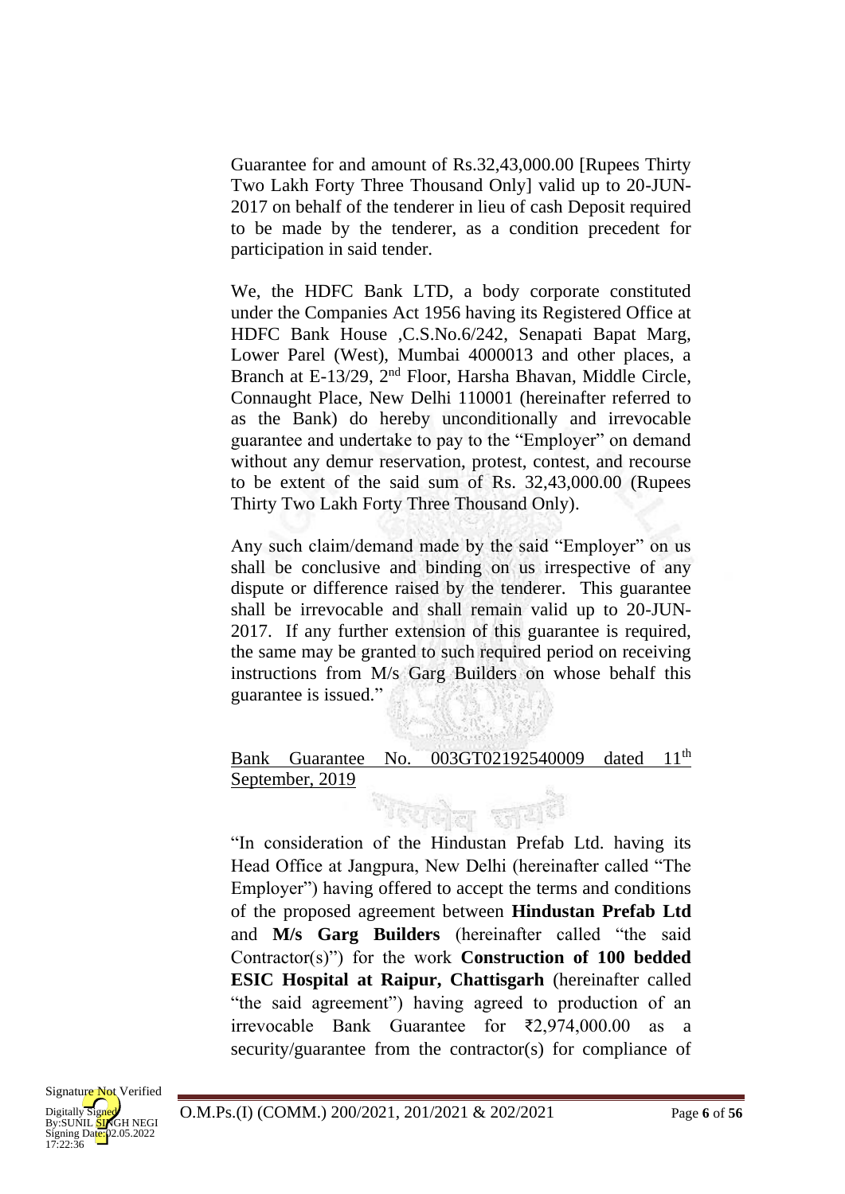Guarantee for and amount of Rs.32,43,000.00 [Rupees Thirty Two Lakh Forty Three Thousand Only] valid up to 20-JUN-2017 on behalf of the tenderer in lieu of cash Deposit required to be made by the tenderer, as a condition precedent for participation in said tender.

We, the HDFC Bank LTD, a body corporate constituted under the Companies Act 1956 having its Registered Office at HDFC Bank House ,C.S.No.6/242, Senapati Bapat Marg, Lower Parel (West), Mumbai 4000013 and other places, a Branch at E-13/29, 2nd Floor, Harsha Bhavan, Middle Circle, Connaught Place, New Delhi 110001 (hereinafter referred to as the Bank) do hereby unconditionally and irrevocable guarantee and undertake to pay to the "Employer" on demand without any demur reservation, protest, contest, and recourse to be extent of the said sum of Rs. 32,43,000.00 (Rupees Thirty Two Lakh Forty Three Thousand Only).

Any such claim/demand made by the said "Employer" on us shall be conclusive and binding on us irrespective of any dispute or difference raised by the tenderer. This guarantee shall be irrevocable and shall remain valid up to 20-JUN-2017. If any further extension of this guarantee is required, the same may be granted to such required period on receiving instructions from M/s Garg Builders on whose behalf this guarantee is issued."

Bank Guarantee No. 003GT02192540009 dated 11th September, 2019

"In consideration of the Hindustan Prefab Ltd. having its Head Office at Jangpura, New Delhi (hereinafter called "The Employer") having offered to accept the terms and conditions of the proposed agreement between **Hindustan Prefab Ltd** and **M/s Garg Builders** (hereinafter called "the said Contractor(s)") for the work **Construction of 100 bedded ESIC Hospital at Raipur, Chattisgarh** (hereinafter called "the said agreement") having agreed to production of an irrevocable Bank Guarantee for ₹2,974,000.00 as a security/guarantee from the contractor(s) for compliance of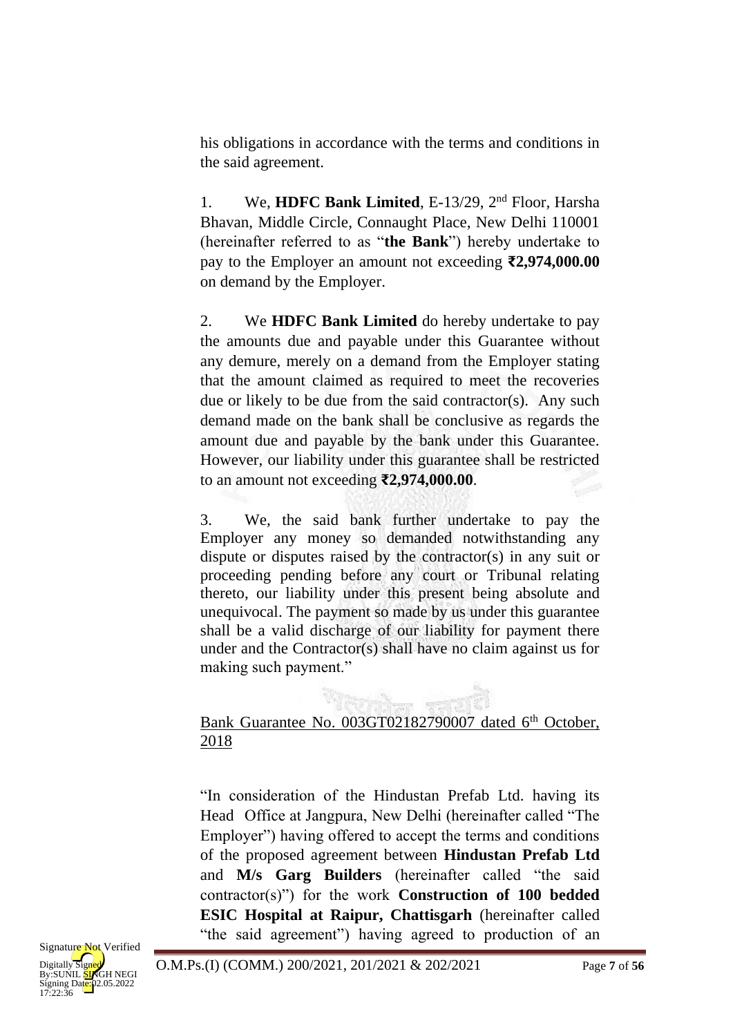his obligations in accordance with the terms and conditions in the said agreement.

1. We, **HDFC Bank Limited**, E-13/29, 2nd Floor, Harsha Bhavan, Middle Circle, Connaught Place, New Delhi 110001 (hereinafter referred to as "**the Bank**") hereby undertake to pay to the Employer an amount not exceeding **₹2,974,000.00** on demand by the Employer.

2. We **HDFC Bank Limited** do hereby undertake to pay the amounts due and payable under this Guarantee without any demure, merely on a demand from the Employer stating that the amount claimed as required to meet the recoveries due or likely to be due from the said contractor(s). Any such demand made on the bank shall be conclusive as regards the amount due and payable by the bank under this Guarantee. However, our liability under this guarantee shall be restricted to an amount not exceeding **₹2,974,000.00**.

3. We, the said bank further undertake to pay the Employer any money so demanded notwithstanding any dispute or disputes raised by the contractor(s) in any suit or proceeding pending before any court or Tribunal relating thereto, our liability under this present being absolute and unequivocal. The payment so made by us under this guarantee shall be a valid discharge of our liability for payment there under and the Contractor(s) shall have no claim against us for making such payment."

<u>Bank Guarantee No. 003GT02182790007 dated 6th October, 2018</u>

"In consideration of the Hindustan Prefab Ltd. having its Head Office at Jangpura, New Delhi (hereinafter called "The Employer") having offered to accept the terms and conditions of the proposed agreement between **Hindustan Prefab Ltd** and **M/s Garg Builders** (hereinafter called "the said contractor(s)") for the work **Construction of 100 bedded ESIC Hospital at Raipur, Chattisgarh** (hereinafter called "the said agreement") having agreed to production of an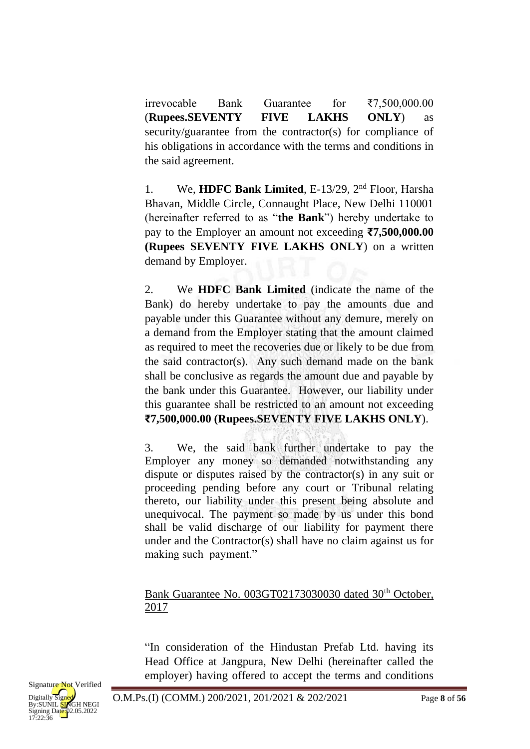irrevocable Bank Guarantee for ₹7,500,000.00 (**Rupees.SEVENTY FIVE LAKHS ONLY**) as security/guarantee from the contractor(s) for compliance of his obligations in accordance with the terms and conditions in the said agreement.

1. We, **HDFC Bank Limited**, E-13/29, 2nd Floor, Harsha Bhavan, Middle Circle, Connaught Place, New Delhi 110001 (hereinafter referred to as "**the Bank**") hereby undertake to pay to the Employer an amount not exceeding **₹7,500,000.00 (Rupees SEVENTY FIVE LAKHS ONLY**) on a written demand by Employer.

2. We **HDFC Bank Limited** (indicate the name of the Bank) do hereby undertake to pay the amounts due and payable under this Guarantee without any demure, merely on a demand from the Employer stating that the amount claimed as required to meet the recoveries due or likely to be due from the said contractor(s). Any such demand made on the bank shall be conclusive as regards the amount due and payable by the bank under this Guarantee. However, our liability under this guarantee shall be restricted to an amount not exceeding **₹7,500,000.00 (Rupees.SEVENTY FIVE LAKHS ONLY**).

3. We, the said bank further undertake to pay the Employer any money so demanded notwithstanding any dispute or disputes raised by the contractor(s) in any suit or proceeding pending before any court or Tribunal relating thereto, our liability under this present being absolute and unequivocal. The payment so made by us under this bond shall be valid discharge of our liability for payment there under and the Contractor(s) shall have no claim against us for making such payment."

<u>Bank Guarantee No. 003GT02173030030 dated 30th October, 2017</u>

"In consideration of the Hindustan Prefab Ltd. having its Head Office at Jangpura, New Delhi (hereinafter called the employer) having offered to accept the terms and conditions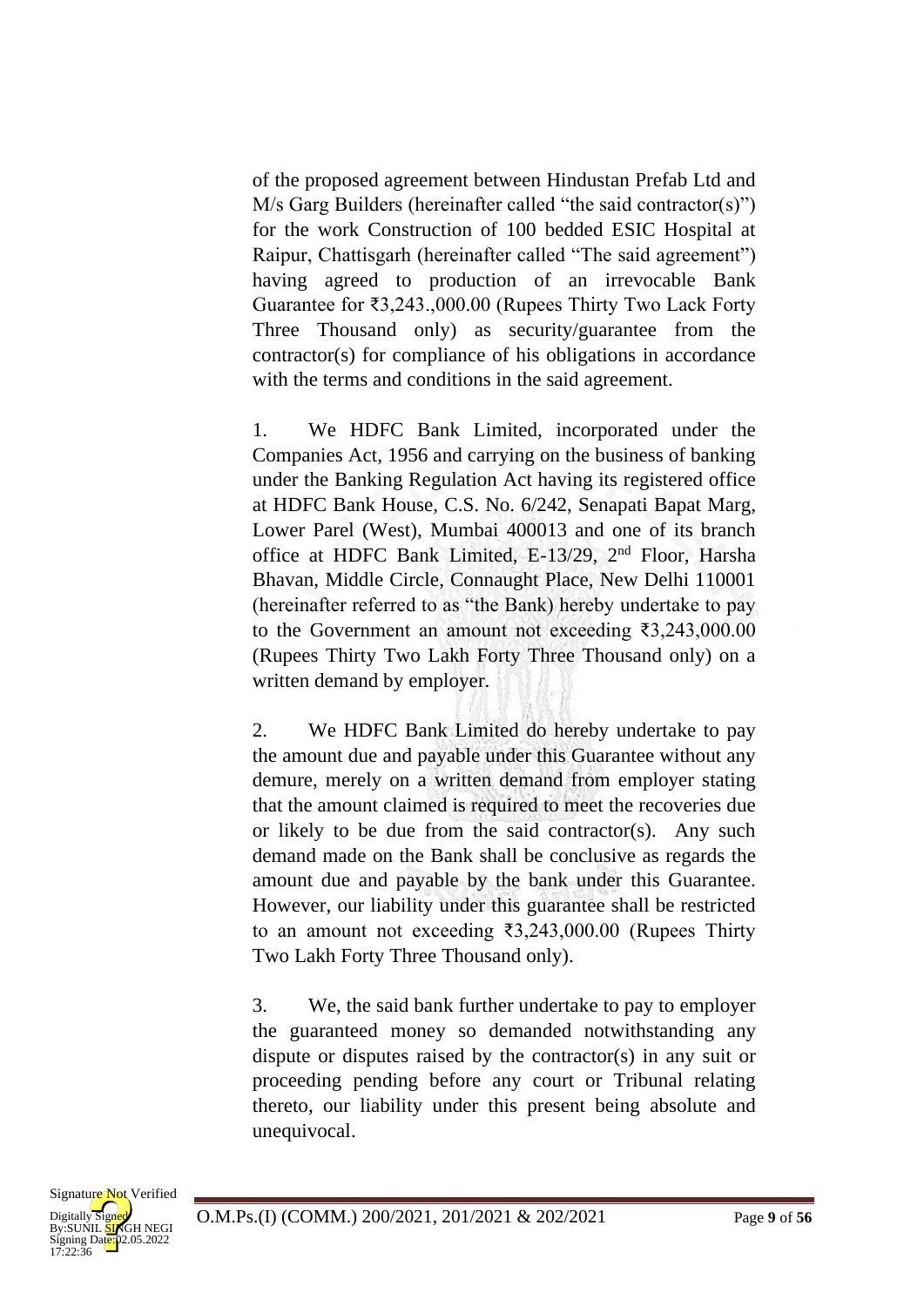of the proposed agreement between Hindustan Prefab Ltd and M/s Garg Builders (hereinafter called "the said contractor(s)") for the work Construction of 100 bedded ESIC Hospital at Raipur, Chattisgarh (hereinafter called "The said agreement") having agreed to production of an irrevocable Bank Guarantee for ₹3,243.,000.00 (Rupees Thirty Two Lack Forty Three Thousand only) as security/guarantee from the contractor(s) for compliance of his obligations in accordance with the terms and conditions in the said agreement.

1. We HDFC Bank Limited, incorporated under the Companies Act, 1956 and carrying on the business of banking under the Banking Regulation Act having its registered office at HDFC Bank House, C.S. No. 6/242, Senapati Bapat Marg, Lower Parel (West), Mumbai 400013 and one of its branch office at HDFC Bank Limited, E-13/29, 2nd Floor, Harsha Bhavan, Middle Circle, Connaught Place, New Delhi 110001 (hereinafter referred to as "the Bank) hereby undertake to pay to the Government an amount not exceeding ₹3,243,000.00 (Rupees Thirty Two Lakh Forty Three Thousand only) on a written demand by employer.

2. We HDFC Bank Limited do hereby undertake to pay the amount due and payable under this Guarantee without any demure, merely on a written demand from employer stating that the amount claimed is required to meet the recoveries due or likely to be due from the said contractor(s). Any such demand made on the Bank shall be conclusive as regards the amount due and payable by the bank under this Guarantee. However, our liability under this guarantee shall be restricted to an amount not exceeding ₹3,243,000.00 (Rupees Thirty Two Lakh Forty Three Thousand only).

3. We, the said bank further undertake to pay to employer the guaranteed money so demanded notwithstanding any dispute or disputes raised by the contractor(s) in any suit or proceeding pending before any court or Tribunal relating thereto, our liability under this present being absolute and unequivocal.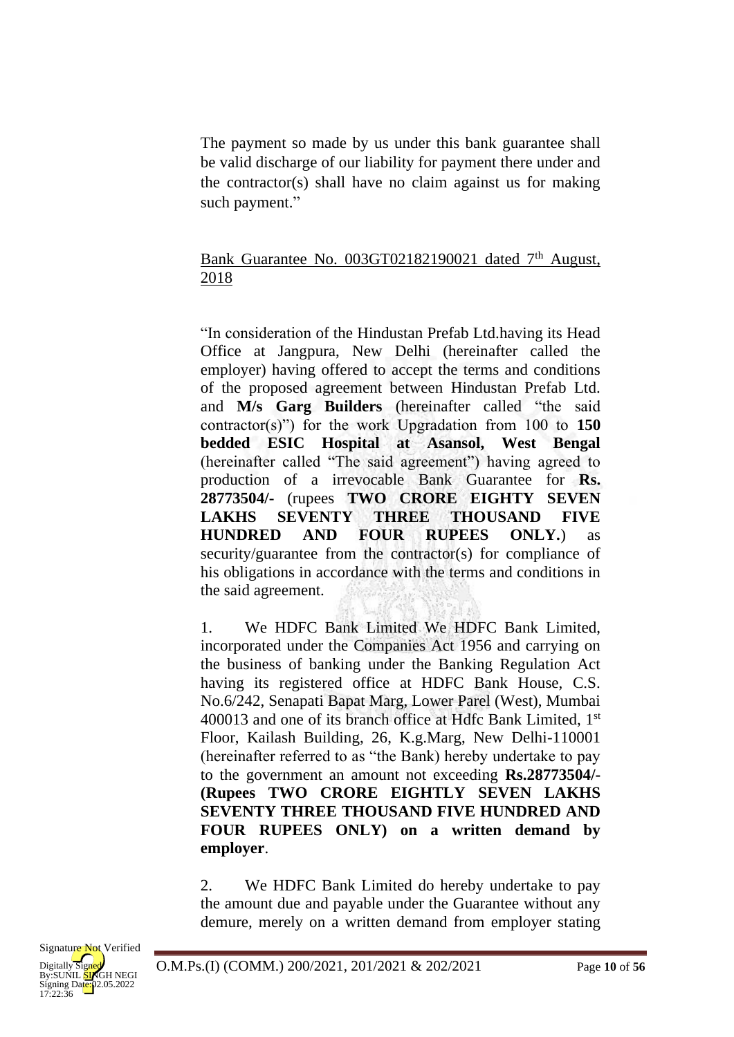The payment so made by us under this bank guarantee shall be valid discharge of our liability for payment there under and the contractor(s) shall have no claim against us for making such payment."

Bank Guarantee No. 003GT02182190021 dated 7th August, 2018

"In consideration of the Hindustan Prefab Ltd.having its Head Office at Jangpura, New Delhi (hereinafter called the employer) having offered to accept the terms and conditions of the proposed agreement between Hindustan Prefab Ltd. and **M/s Garg Builders** (hereinafter called "the said contractor(s)") for the work Upgradation from 100 to **150 bedded ESIC Hospital at Asansol, West Bengal** (hereinafter called "The said agreement") having agreed to production of a irrevocable Bank Guarantee for **Rs. 28773504/-** (rupees **TWO CRORE EIGHTY SEVEN LAKHS SEVENTY THREE THOUSAND FIVE HUNDRED AND FOUR RUPEES ONLY.**) as security/guarantee from the contractor(s) for compliance of his obligations in accordance with the terms and conditions in the said agreement.

1. We HDFC Bank Limited We HDFC Bank Limited, incorporated under the Companies Act 1956 and carrying on the business of banking under the Banking Regulation Act having its registered office at HDFC Bank House, C.S. No.6/242, Senapati Bapat Marg, Lower Parel (West), Mumbai 400013 and one of its branch office at Hdfc Bank Limited, 1st Floor, Kailash Building, 26, K.g.Marg, New Delhi-110001 (hereinafter referred to as "the Bank) hereby undertake to pay to the government an amount not exceeding **Rs.28773504/- (Rupees TWO CRORE EIGHTLY SEVEN LAKHS SEVENTY THREE THOUSAND FIVE HUNDRED AND FOUR RUPEES ONLY) on a written demand by employer**.

2. We HDFC Bank Limited do hereby undertake to pay the amount due and payable under the Guarantee without any demure, merely on a written demand from employer stating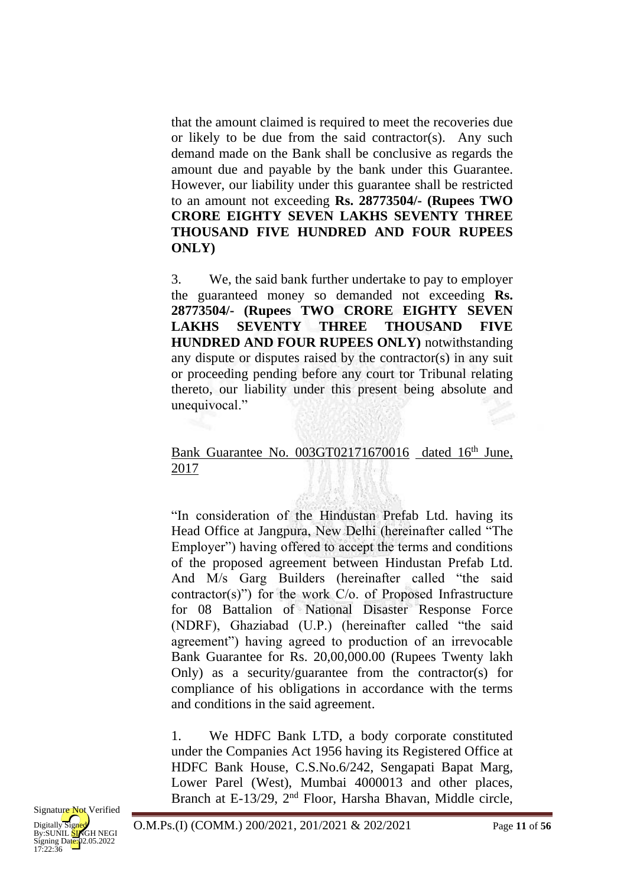that the amount claimed is required to meet the recoveries due or likely to be due from the said contractor(s). Any such demand made on the Bank shall be conclusive as regards the amount due and payable by the bank under this Guarantee. However, our liability under this guarantee shall be restricted to an amount not exceeding **Rs. 28773504/- (Rupees TWO CRORE EIGHTY SEVEN LAKHS SEVENTY THREE THOUSAND FIVE HUNDRED AND FOUR RUPEES ONLY)**

3. We, the said bank further undertake to pay to employer the guaranteed money so demanded not exceeding **Rs. 28773504/- (Rupees TWO CRORE EIGHTY SEVEN LAKHS SEVENTY THREE THOUSAND FIVE HUNDRED AND FOUR RUPEES ONLY)** notwithstanding any dispute or disputes raised by the contractor(s) in any suit or proceeding pending before any court tor Tribunal relating thereto, our liability under this present being absolute and unequivocal."

Bank Guarantee No. 003GT02171670016 dated 16th June, 2017

"In consideration of the Hindustan Prefab Ltd. having its Head Office at Jangpura, New Delhi (hereinafter called "The Employer") having offered to accept the terms and conditions of the proposed agreement between Hindustan Prefab Ltd. And M/s Garg Builders (hereinafter called "the said contractor(s)") for the work C/o. of Proposed Infrastructure for 08 Battalion of National Disaster Response Force (NDRF), Ghaziabad (U.P.) (hereinafter called "the said agreement") having agreed to production of an irrevocable Bank Guarantee for Rs. 20,00,000.00 (Rupees Twenty lakh Only) as a security/guarantee from the contractor(s) for compliance of his obligations in accordance with the terms and conditions in the said agreement.

1. We HDFC Bank LTD, a body corporate constituted under the Companies Act 1956 having its Registered Office at HDFC Bank House, C.S.No.6/242, Sengapati Bapat Marg, Lower Parel (West), Mumbai 4000013 and other places, Branch at E-13/29, 2nd Floor, Harsha Bhavan, Middle circle,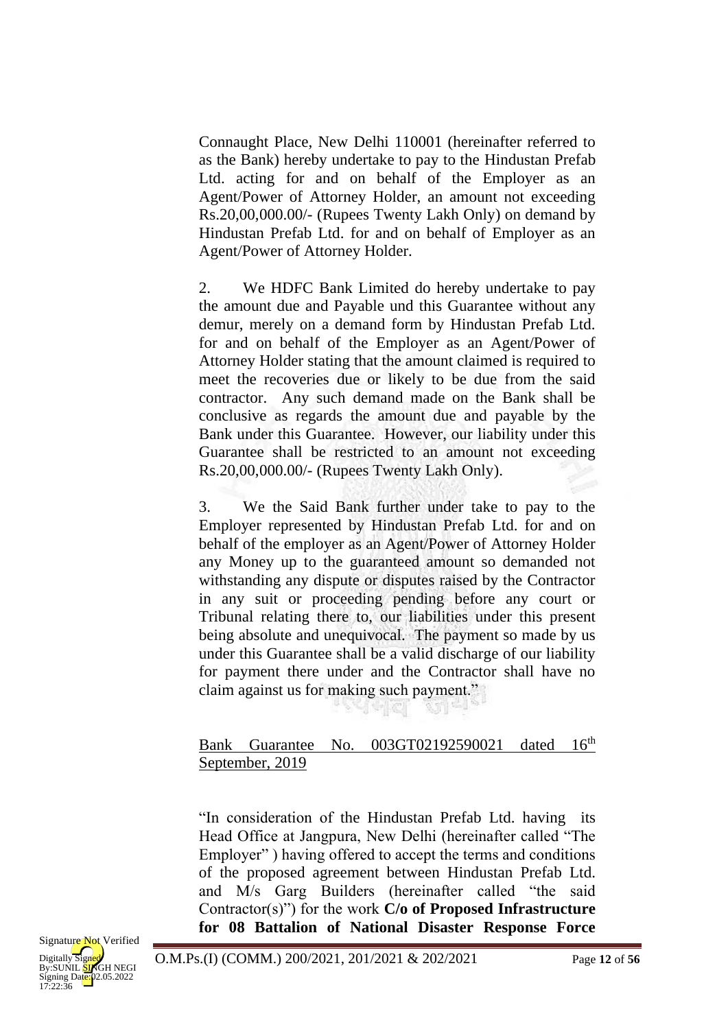Connaught Place, New Delhi 110001 (hereinafter referred to as the Bank) hereby undertake to pay to the Hindustan Prefab Ltd. acting for and on behalf of the Employer as an Agent/Power of Attorney Holder, an amount not exceeding Rs.20,00,000.00/- (Rupees Twenty Lakh Only) on demand by Hindustan Prefab Ltd. for and on behalf of Employer as an Agent/Power of Attorney Holder.

2. We HDFC Bank Limited do hereby undertake to pay the amount due and Payable und this Guarantee without any demur, merely on a demand form by Hindustan Prefab Ltd. for and on behalf of the Employer as an Agent/Power of Attorney Holder stating that the amount claimed is required to meet the recoveries due or likely to be due from the said contractor. Any such demand made on the Bank shall be conclusive as regards the amount due and payable by the Bank under this Guarantee. However, our liability under this Guarantee shall be restricted to an amount not exceeding Rs.20,00,000.00/- (Rupees Twenty Lakh Only).

3. We the Said Bank further under take to pay to the Employer represented by Hindustan Prefab Ltd. for and on behalf of the employer as an Agent/Power of Attorney Holder any Money up to the guaranteed amount so demanded not withstanding any dispute or disputes raised by the Contractor in any suit or proceeding pending before any court or Tribunal relating there to, our liabilities under this present being absolute and unequivocal. The payment so made by us under this Guarantee shall be a valid discharge of our liability for payment there under and the Contractor shall have no claim against us for making such payment."

<u>Bank Guarantee No. 003GT02192590021 dated 16th September, 2019</u>

"In consideration of the Hindustan Prefab Ltd. having its Head Office at Jangpura, New Delhi (hereinafter called "The Employer" ) having offered to accept the terms and conditions of the proposed agreement between Hindustan Prefab Ltd. and M/s Garg Builders (hereinafter called "the said Contractor(s)") for the work **C/o of Proposed Infrastructure for 08 Battalion of National Disaster Response Force**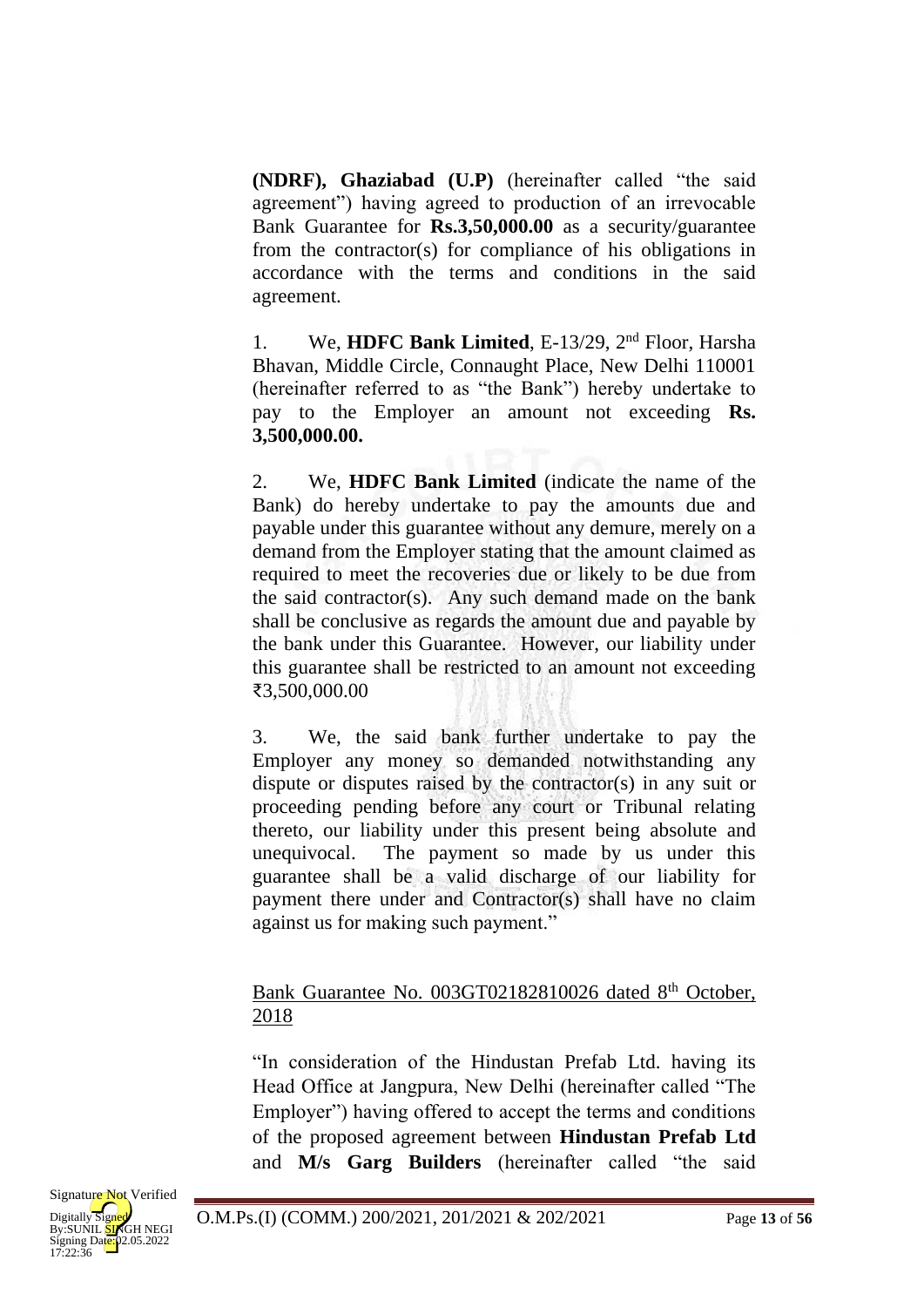**(NDRF), Ghaziabad (U.P)** (hereinafter called "the said agreement") having agreed to production of an irrevocable Bank Guarantee for **Rs.3,50,000.00** as a security/guarantee from the contractor(s) for compliance of his obligations in accordance with the terms and conditions in the said agreement.

1. We, **HDFC Bank Limited**, E-13/29, 2nd Floor, Harsha Bhavan, Middle Circle, Connaught Place, New Delhi 110001 (hereinafter referred to as "the Bank") hereby undertake to pay to the Employer an amount not exceeding **Rs. 3,500,000.00.**

2. We, **HDFC Bank Limited** (indicate the name of the Bank) do hereby undertake to pay the amounts due and payable under this guarantee without any demure, merely on a demand from the Employer stating that the amount claimed as required to meet the recoveries due or likely to be due from the said contractor(s). Any such demand made on the bank shall be conclusive as regards the amount due and payable by the bank under this Guarantee. However, our liability under this guarantee shall be restricted to an amount not exceeding ₹3,500,000.00

3. We, the said bank further undertake to pay the Employer any money so demanded notwithstanding any dispute or disputes raised by the contractor(s) in any suit or proceeding pending before any court or Tribunal relating thereto, our liability under this present being absolute and unequivocal. The payment so made by us under this guarantee shall be a valid discharge of our liability for payment there under and Contractor(s) shall have no claim against us for making such payment."

Bank Guarantee No. 003GT02182810026 dated 8th October, 2018

"In consideration of the Hindustan Prefab Ltd. having its Head Office at Jangpura, New Delhi (hereinafter called "The Employer") having offered to accept the terms and conditions of the proposed agreement between **Hindustan Prefab Ltd** and **M/s Garg Builders** (hereinafter called "the said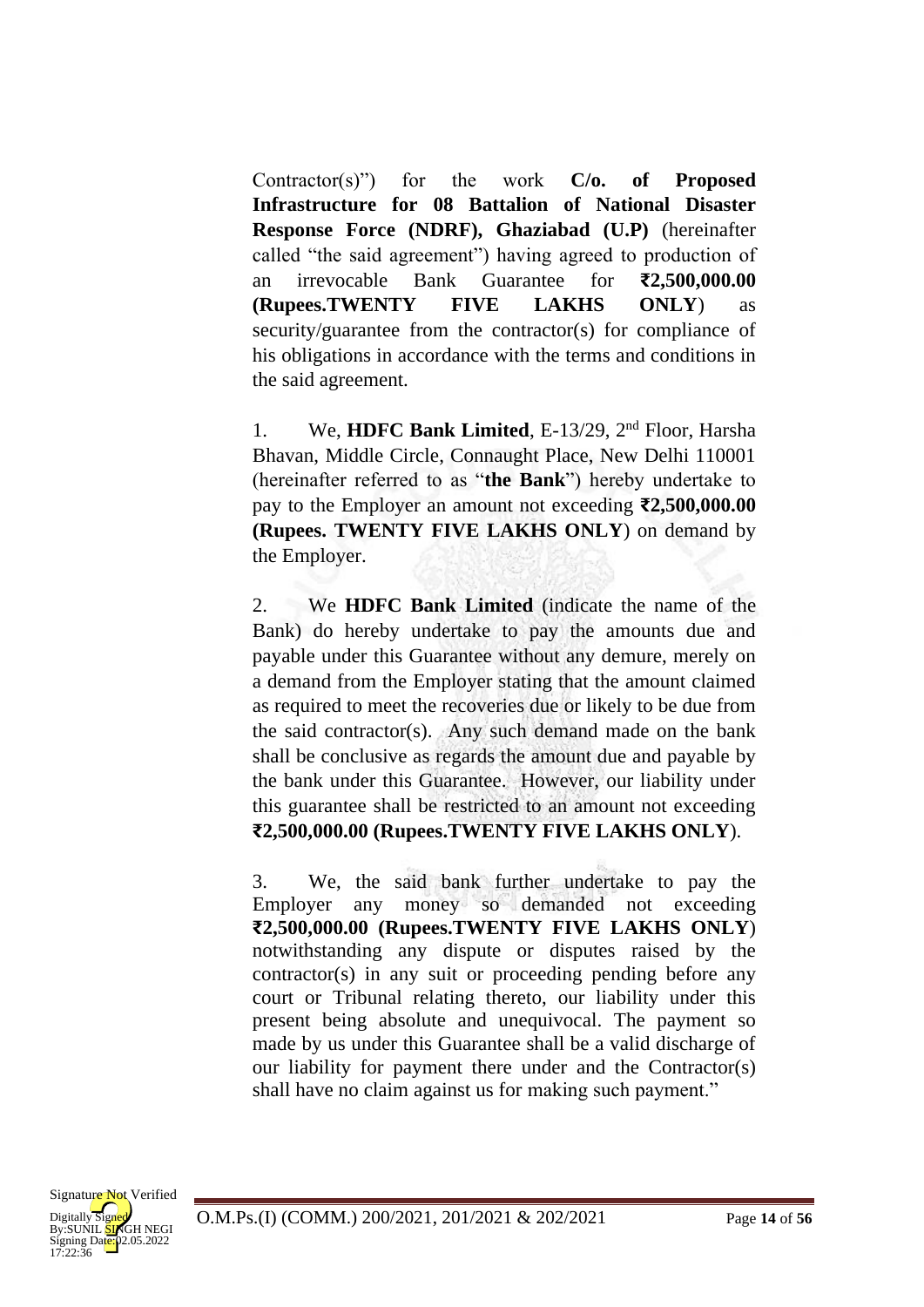Contractor(s)") for the work **C/o. of Proposed Infrastructure for 08 Battalion of National Disaster Response Force (NDRF), Ghaziabad (U.P)** (hereinafter called "the said agreement") having agreed to production of an irrevocable Bank Guarantee for **₹2,500,000.00 (Rupees.TWENTY FIVE LAKHS ONLY**) as security/guarantee from the contractor(s) for compliance of his obligations in accordance with the terms and conditions in the said agreement.

1. We, **HDFC Bank Limited**, E-13/29, 2nd Floor, Harsha Bhavan, Middle Circle, Connaught Place, New Delhi 110001 (hereinafter referred to as "**the Bank**") hereby undertake to pay to the Employer an amount not exceeding **₹2,500,000.00 (Rupees. TWENTY FIVE LAKHS ONLY**) on demand by the Employer.

2. We **HDFC Bank Limited** (indicate the name of the Bank) do hereby undertake to pay the amounts due and payable under this Guarantee without any demure, merely on a demand from the Employer stating that the amount claimed as required to meet the recoveries due or likely to be due from the said contractor(s). Any such demand made on the bank shall be conclusive as regards the amount due and payable by the bank under this Guarantee. However, our liability under this guarantee shall be restricted to an amount not exceeding **₹2,500,000.00 (Rupees.TWENTY FIVE LAKHS ONLY**).

3. We, the said bank further undertake to pay the Employer any money so demanded not exceeding **₹2,500,000.00 (Rupees.TWENTY FIVE LAKHS ONLY**) notwithstanding any dispute or disputes raised by the contractor(s) in any suit or proceeding pending before any court or Tribunal relating thereto, our liability under this present being absolute and unequivocal. The payment so made by us under this Guarantee shall be a valid discharge of our liability for payment there under and the Contractor(s) shall have no claim against us for making such payment."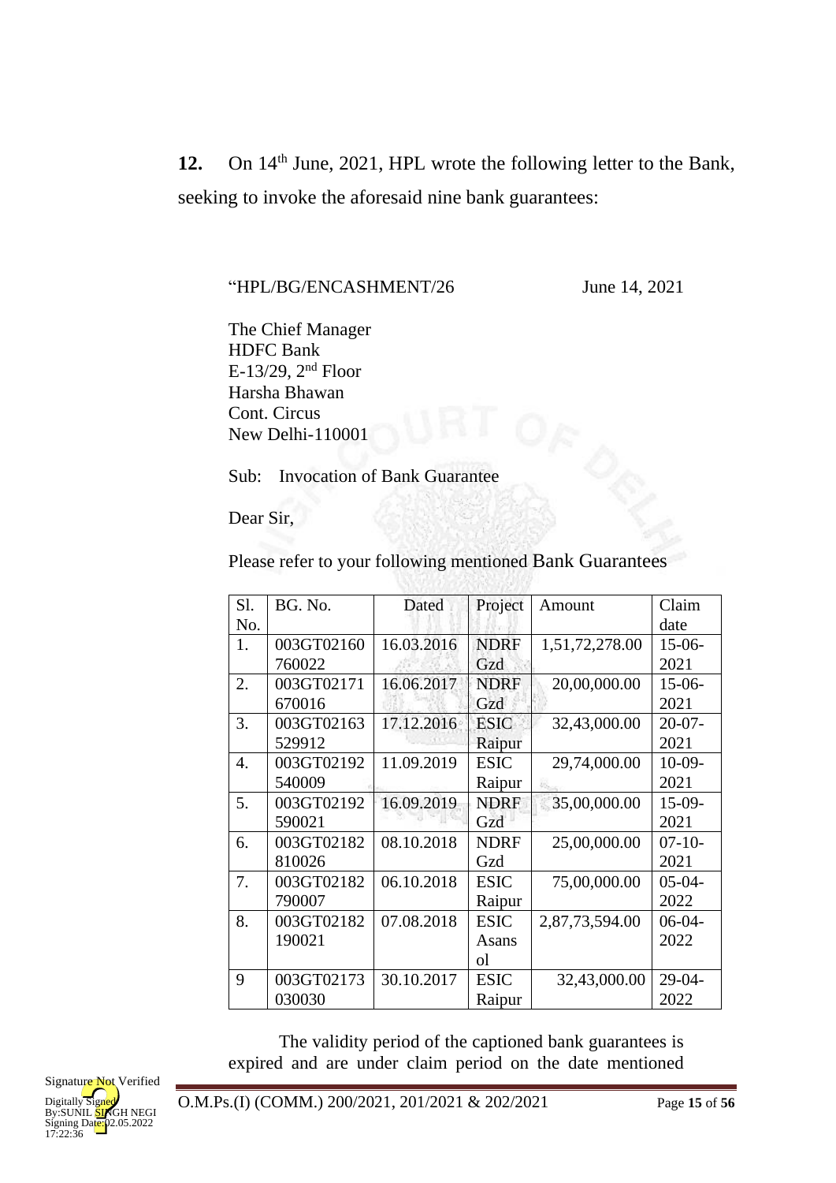**12.** On 14[th] June, 2021, HPL wrote the following letter to the Bank, seeking to invoke the aforesaid nine bank guarantees:

"HPL/BG/ENCASHMENT/26 June 14, 2021

The Chief Manager
HDFC Bank
E-13/29, 2[nd] Floor
Harsha Bhawan
Cont. Circus
New Delhi-110001

Sub: Invocation of Bank Guarantee

Dear Sir,

Please refer to your following mentioned Bank Guarantees

| Sl. No. | BG. No. | Dated | Project | Amount | Claim date |
|---|---|---|---|---|---|
| 1. | 003GT02160760022 | 16.03.2016 | NDRF Gzd | 1,51,72,278.00 | 15-06-2021 |
| 2. | 003GT02171670016 | 16.06.2017 | NDRF Gzd | 20,00,000.00 | 15-06-2021 |
| 3. | 003GT02163529912 | 17.12.2016 | ESIC Raipur | 32,43,000.00 | 20-07-2021 |
| 4. | 003GT02192540009 | 11.09.2019 | ESIC Raipur | 29,74,000.00 | 10-09-2021 |
| 5. | 003GT02192590021 | 16.09.2019 | NDRF Gzd | 35,00,000.00 | 15-09-2021 |
| 6. | 003GT02182810026 | 08.10.2018 | NDRF Gzd | 25,00,000.00 | 07-10-2021 |
| 7. | 003GT02182790007 | 06.10.2018 | ESIC Raipur | 75,00,000.00 | 05-04-2022 |
| 8. | 003GT02182190021 | 07.08.2018 | ESIC Asansol | 2,87,73,594.00 | 06-04-2022 |
| 9 | 003GT02173030030 | 30.10.2017 | ESIC Raipur | 32,43,000.00 | 29-04-2022 |

The validity period of the captioned bank guarantees is expired and are under claim period on the date mentioned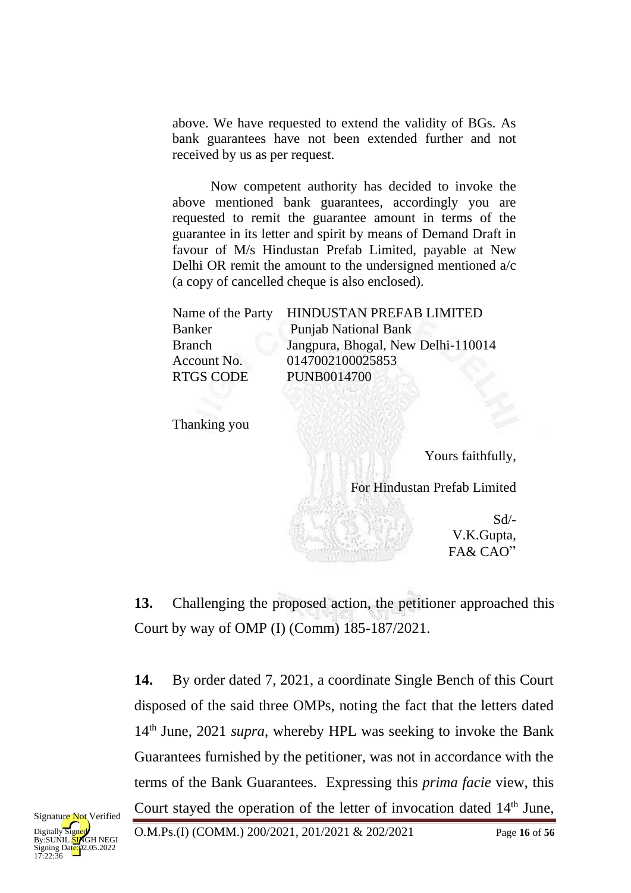above. We have requested to extend the validity of BGs. As bank guarantees have not been extended further and not received by us as per request.

Now competent authority has decided to invoke the above mentioned bank guarantees, accordingly you are requested to remit the guarantee amount in terms of the guarantee in its letter and spirit by means of Demand Draft in favour of M/s Hindustan Prefab Limited, payable at New Delhi OR remit the amount to the undersigned mentioned a/c (a copy of cancelled cheque is also enclosed).

| | |
|---|---|
| Name of the Party | HINDUSTAN PREFAB LIMITED |
| Banker | Punjab National Bank |
| Branch | Jangpura, Bhogal, New Delhi-110014 |
| Account No. | 0147002100025853 |
| RTGS CODE | PUNB0014700 |

Thanking you

Yours faithfully,

For Hindustan Prefab Limited

Sd/-
V.K.Gupta,
FA& CAO"

**13.** Challenging the proposed action, the petitioner approached this Court by way of OMP (I) (Comm) 185-187/2021.

**14.** By order dated 7, 2021, a coordinate Single Bench of this Court disposed of the said three OMPs, noting the fact that the letters dated 14th June, 2021 *supra*, whereby HPL was seeking to invoke the Bank Guarantees furnished by the petitioner, was not in accordance with the terms of the Bank Guarantees. Expressing this *prima facie* view, this Court stayed the operation of the letter of invocation dated 14th June,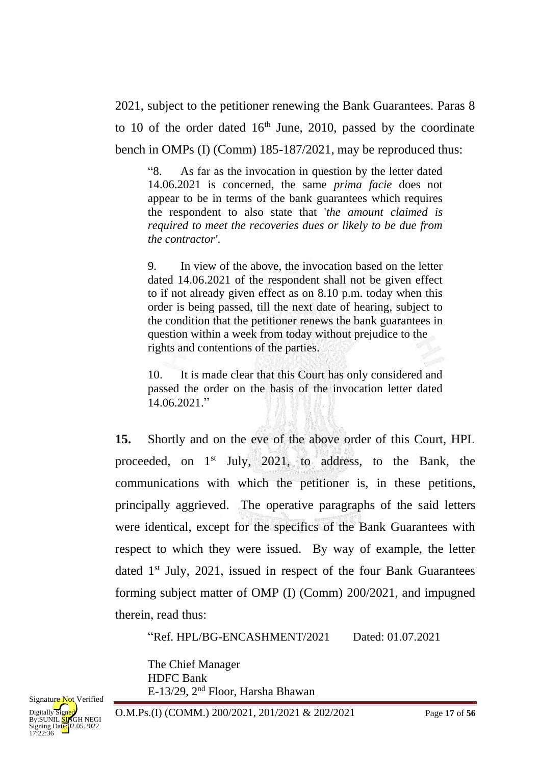2021, subject to the petitioner renewing the Bank Guarantees. Paras 8 to 10 of the order dated 16th June, 2010, passed by the coordinate bench in OMPs (I) (Comm) 185-187/2021, may be reproduced thus:

> "8. As far as the invocation in question by the letter dated 14.06.2021 is concerned, the same *prima facie* does not appear to be in terms of the bank guarantees which requires the respondent to also state that '*the amount claimed is required to meet the recoveries dues or likely to be due from the contractor'*.
>
> 9. In view of the above, the invocation based on the letter dated 14.06.2021 of the respondent shall not be given effect to if not already given effect as on 8.10 p.m. today when this order is being passed, till the next date of hearing, subject to the condition that the petitioner renews the bank guarantees in question within a week from today without prejudice to the rights and contentions of the parties.
>
> 10. It is made clear that this Court has only considered and passed the order on the basis of the invocation letter dated 14.06.2021."

**15.** Shortly and on the eve of the above order of this Court, HPL proceeded, on 1st July, 2021, to address, to the Bank, the communications with which the petitioner is, in these petitions, principally aggrieved. The operative paragraphs of the said letters were identical, except for the specifics of the Bank Guarantees with respect to which they were issued. By way of example, the letter dated 1st July, 2021, issued in respect of the four Bank Guarantees forming subject matter of OMP (I) (Comm) 200/2021, and impugned therein, read thus:

> "Ref. HPL/BG-ENCASHMENT/2021 Dated: 01.07.2021
>
> The Chief Manager
> HDFC Bank
> E-13/29, 2nd Floor, Harsha Bhawan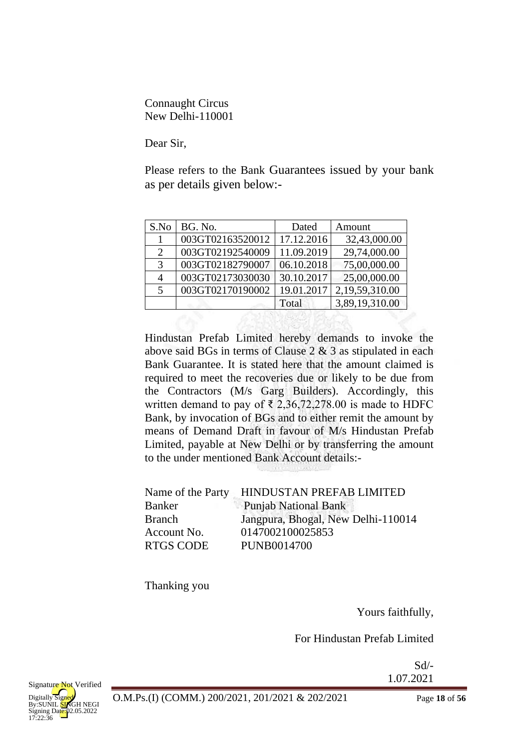Connaught Circus
New Delhi-110001

Dear Sir,

Please refers to the Bank Guarantees issued by your bank as per details given below:-

| S.No | BG. No. | Dated | Amount |
|---|---|---|---|
| 1 | 003GT02163520012 | 17.12.2016 | 32,43,000.00 |
| 2 | 003GT02192540009 | 11.09.2019 | 29,74,000.00 |
| 3 | 003GT02182790007 | 06.10.2018 | 75,00,000.00 |
| 4 | 003GT02173030030 | 30.10.2017 | 25,00,000.00 |
| 5 | 003GT02170190002 | 19.01.2017 | 2,19,59,310.00 |
| | | Total | 3,89,19,310.00 |

Hindustan Prefab Limited hereby demands to invoke the above said BGs in terms of Clause 2 & 3 as stipulated in each Bank Guarantee. It is stated here that the amount claimed is required to meet the recoveries due or likely to be due from the Contractors (M/s Garg Builders). Accordingly, this written demand to pay of ₹ 2,36,72,278.00 is made to HDFC Bank, by invocation of BGs and to either remit the amount by means of Demand Draft in favour of M/s Hindustan Prefab Limited, payable at New Delhi or by transferring the amount to the under mentioned Bank Account details:-

| | |
|---|---|
| Name of the Party | HINDUSTAN PREFAB LIMITED |
| Banker | Punjab National Bank |
| Branch | Jangpura, Bhogal, New Delhi-110014 |
| Account No. | 0147002100025853 |
| RTGS CODE | PUNB0014700 |

Thanking you

Yours faithfully,

For Hindustan Prefab Limited

Sd/-
1.07.2021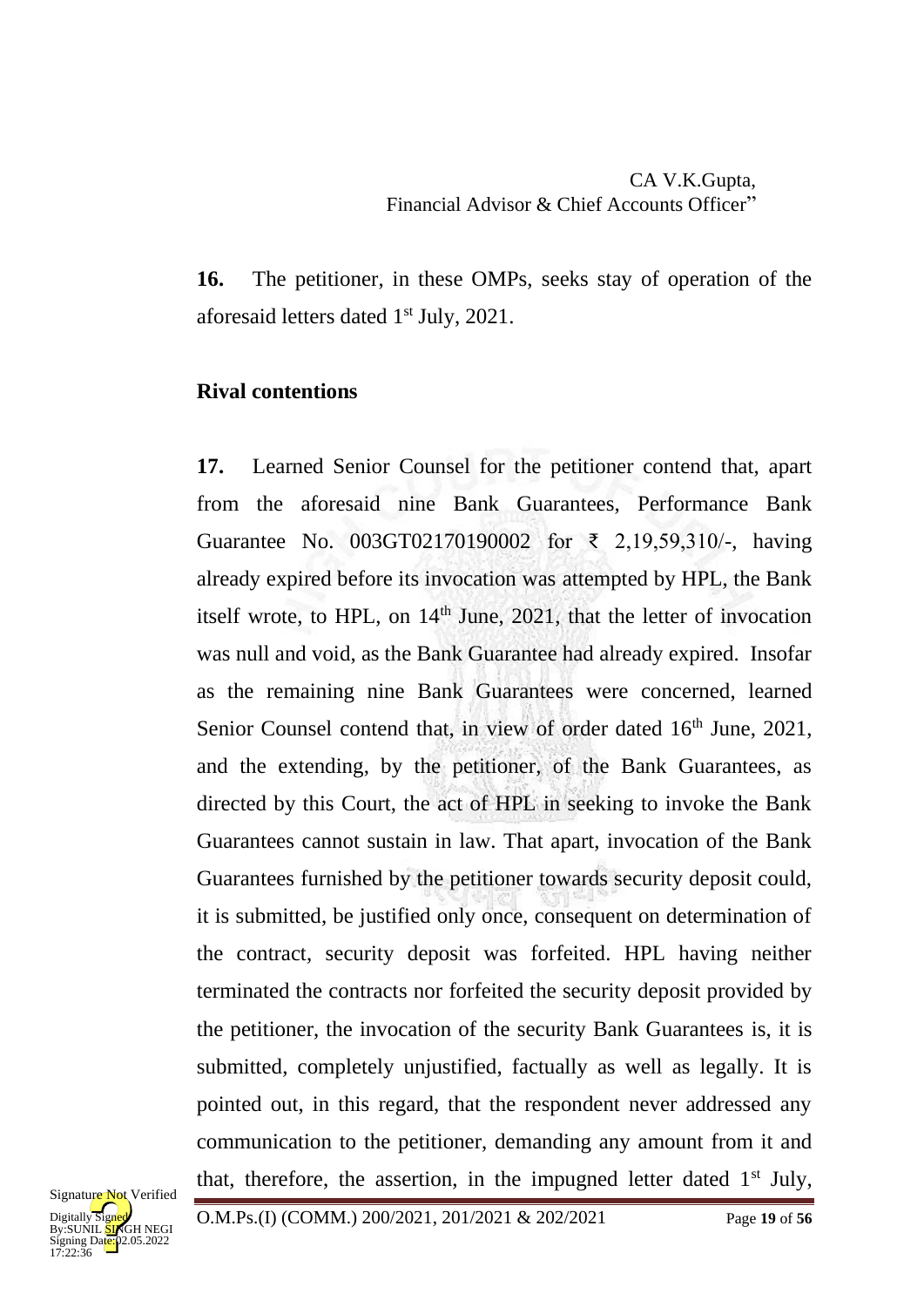CA V.K.Gupta,
Financial Advisor & Chief Accounts Officer"

**16.** The petitioner, in these OMPs, seeks stay of operation of the aforesaid letters dated 1st July, 2021.

**Rival contentions**

**17.** Learned Senior Counsel for the petitioner contend that, apart from the aforesaid nine Bank Guarantees, Performance Bank Guarantee No. 003GT02170190002 for ₹ 2,19,59,310/-, having already expired before its invocation was attempted by HPL, the Bank itself wrote, to HPL, on 14th June, 2021, that the letter of invocation was null and void, as the Bank Guarantee had already expired. Insofar as the remaining nine Bank Guarantees were concerned, learned Senior Counsel contend that, in view of order dated 16th June, 2021, and the extending, by the petitioner, of the Bank Guarantees, as directed by this Court, the act of HPL in seeking to invoke the Bank Guarantees cannot sustain in law. That apart, invocation of the Bank Guarantees furnished by the petitioner towards security deposit could, it is submitted, be justified only once, consequent on determination of the contract, security deposit was forfeited. HPL having neither terminated the contracts nor forfeited the security deposit provided by the petitioner, the invocation of the security Bank Guarantees is, it is submitted, completely unjustified, factually as well as legally. It is pointed out, in this regard, that the respondent never addressed any communication to the petitioner, demanding any amount from it and that, therefore, the assertion, in the impugned letter dated 1st July,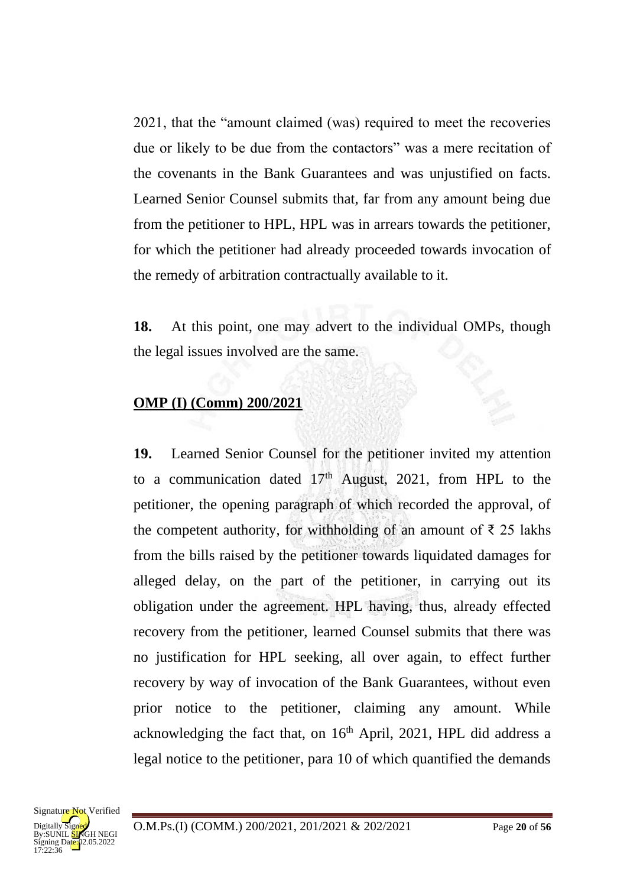2021, that the "amount claimed (was) required to meet the recoveries due or likely to be due from the contactors" was a mere recitation of the covenants in the Bank Guarantees and was unjustified on facts. Learned Senior Counsel submits that, far from any amount being due from the petitioner to HPL, HPL was in arrears towards the petitioner, for which the petitioner had already proceeded towards invocation of the remedy of arbitration contractually available to it.

**18.** At this point, one may advert to the individual OMPs, though the legal issues involved are the same.

**OMP (I) (Comm) 200/2021**

**19.** Learned Senior Counsel for the petitioner invited my attention to a communication dated 17th August, 2021, from HPL to the petitioner, the opening paragraph of which recorded the approval, of the competent authority, for withholding of an amount of ₹ 25 lakhs from the bills raised by the petitioner towards liquidated damages for alleged delay, on the part of the petitioner, in carrying out its obligation under the agreement. HPL having, thus, already effected recovery from the petitioner, learned Counsel submits that there was no justification for HPL seeking, all over again, to effect further recovery by way of invocation of the Bank Guarantees, without even prior notice to the petitioner, claiming any amount. While acknowledging the fact that, on 16th April, 2021, HPL did address a legal notice to the petitioner, para 10 of which quantified the demands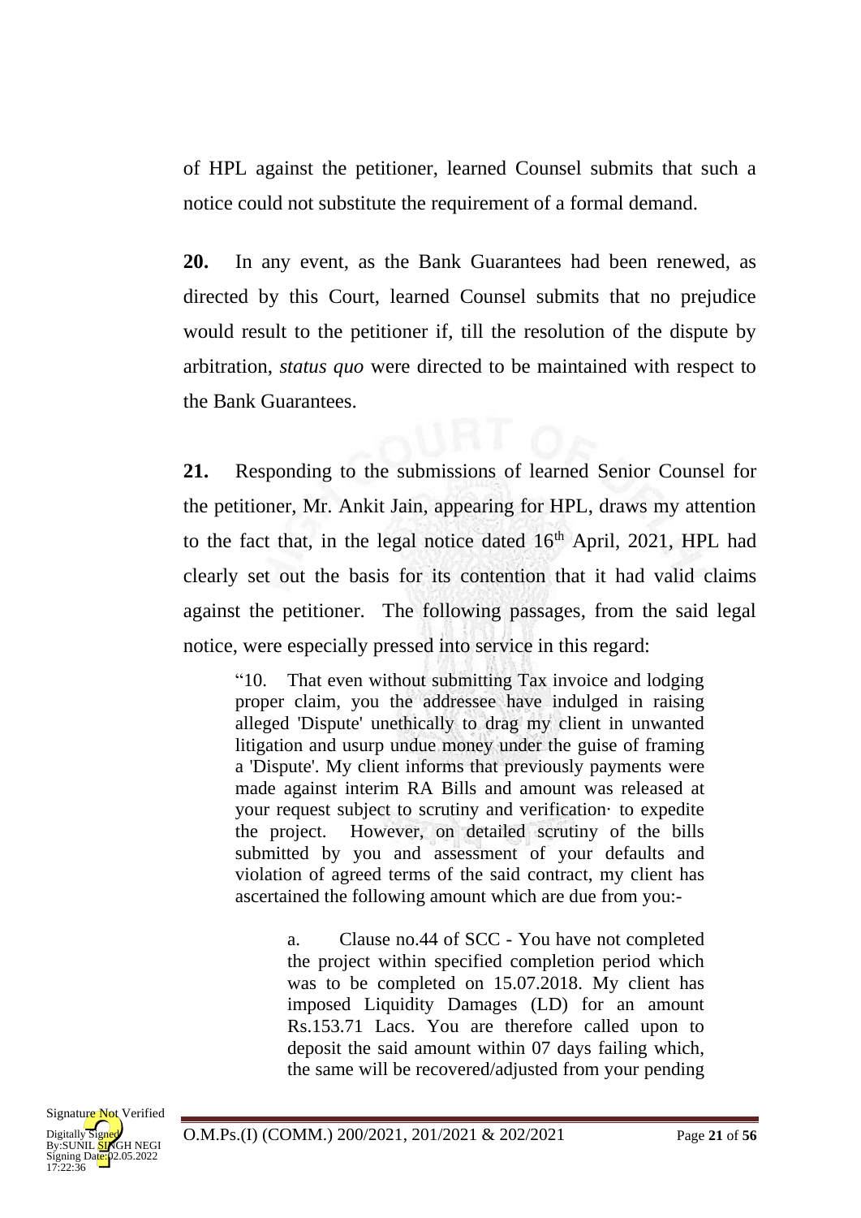of HPL against the petitioner, learned Counsel submits that such a notice could not substitute the requirement of a formal demand.

**20.** In any event, as the Bank Guarantees had been renewed, as directed by this Court, learned Counsel submits that no prejudice would result to the petitioner if, till the resolution of the dispute by arbitration, *status quo* were directed to be maintained with respect to the Bank Guarantees.

**21.** Responding to the submissions of learned Senior Counsel for the petitioner, Mr. Ankit Jain, appearing for HPL, draws my attention to the fact that, in the legal notice dated 16th April, 2021, HPL had clearly set out the basis for its contention that it had valid claims against the petitioner. The following passages, from the said legal notice, were especially pressed into service in this regard:

> "10. That even without submitting Tax invoice and lodging proper claim, you the addressee have indulged in raising alleged 'Dispute' unethically to drag my client in unwanted litigation and usurp undue money under the guise of framing a 'Dispute'. My client informs that previously payments were made against interim RA Bills and amount was released at your request subject to scrutiny and verification· to expedite the project. However, on detailed scrutiny of the bills submitted by you and assessment of your defaults and violation of agreed terms of the said contract, my client has ascertained the following amount which are due from you:-
>
> > a. Clause no.44 of SCC - You have not completed the project within specified completion period which was to be completed on 15.07.2018. My client has imposed Liquidity Damages (LD) for an amount Rs.153.71 Lacs. You are therefore called upon to deposit the said amount within 07 days failing which, the same will be recovered/adjusted from your pending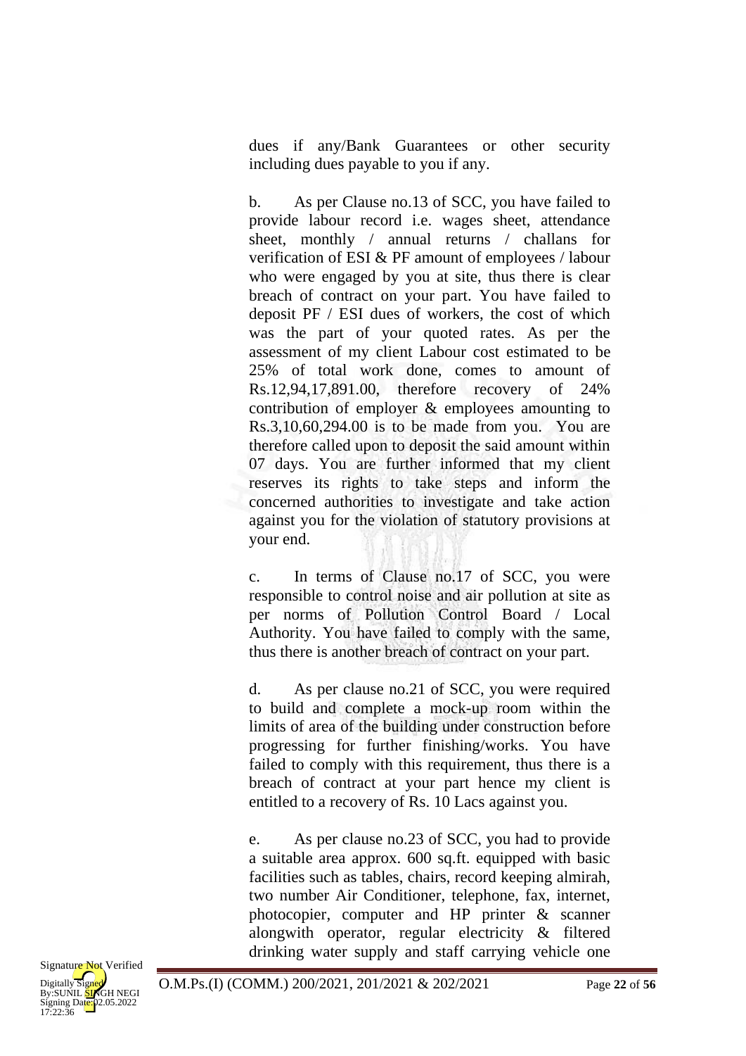dues if any/Bank Guarantees or other security including dues payable to you if any.

b. As per Clause no.13 of SCC, you have failed to provide labour record i.e. wages sheet, attendance sheet, monthly / annual returns / challans for verification of ESI & PF amount of employees / labour who were engaged by you at site, thus there is clear breach of contract on your part. You have failed to deposit PF / ESI dues of workers, the cost of which was the part of your quoted rates. As per the assessment of my client Labour cost estimated to be 25% of total work done, comes to amount of Rs.12,94,17,891.00, therefore recovery of 24% contribution of employer & employees amounting to Rs.3,10,60,294.00 is to be made from you. You are therefore called upon to deposit the said amount within 07 days. You are further informed that my client reserves its rights to take steps and inform the concerned authorities to investigate and take action against you for the violation of statutory provisions at your end.

c. In terms of Clause no.17 of SCC, you were responsible to control noise and air pollution at site as per norms of Pollution Control Board / Local Authority. You have failed to comply with the same, thus there is another breach of contract on your part.

d. As per clause no.21 of SCC, you were required to build and complete a mock-up room within the limits of area of the building under construction before progressing for further finishing/works. You have failed to comply with this requirement, thus there is a breach of contract at your part hence my client is entitled to a recovery of Rs. 10 Lacs against you.

e. As per clause no.23 of SCC, you had to provide a suitable area approx. 600 sq.ft. equipped with basic facilities such as tables, chairs, record keeping almirah, two number Air Conditioner, telephone, fax, internet, photocopier, computer and HP printer & scanner alongwith operator, regular electricity & filtered drinking water supply and staff carrying vehicle one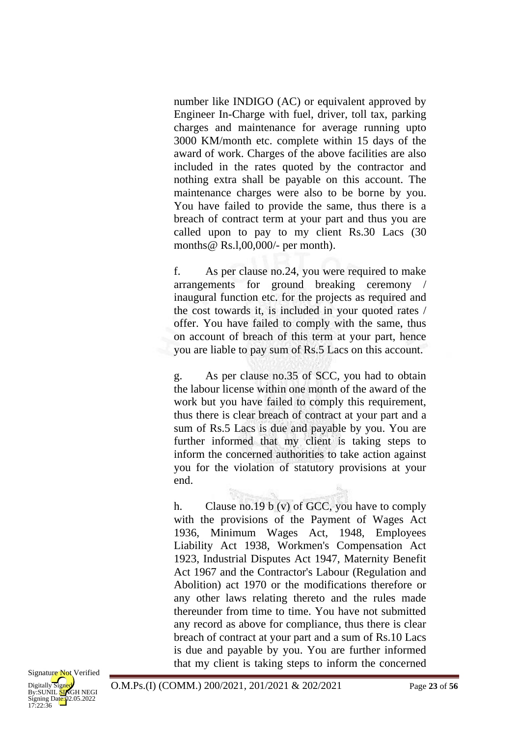number like INDIGO (AC) or equivalent approved by Engineer In-Charge with fuel, driver, toll tax, parking charges and maintenance for average running upto 3000 KM/month etc. complete within 15 days of the award of work. Charges of the above facilities are also included in the rates quoted by the contractor and nothing extra shall be payable on this account. The maintenance charges were also to be borne by you. You have failed to provide the same, thus there is a breach of contract term at your part and thus you are called upon to pay to my client Rs.30 Lacs (30 months@ Rs.l,00,000/- per month).

f. As per clause no.24, you were required to make arrangements for ground breaking ceremony / inaugural function etc. for the projects as required and the cost towards it, is included in your quoted rates / offer. You have failed to comply with the same, thus on account of breach of this term at your part, hence you are liable to pay sum of Rs.5 Lacs on this account.

g. As per clause no.35 of SCC, you had to obtain the labour license within one month of the award of the work but you have failed to comply this requirement, thus there is clear breach of contract at your part and a sum of Rs.5 Lacs is due and payable by you. You are further informed that my client is taking steps to inform the concerned authorities to take action against you for the violation of statutory provisions at your end.

h. Clause no.19 b (v) of GCC, you have to comply with the provisions of the Payment of Wages Act 1936, Minimum Wages Act, 1948, Employees Liability Act 1938, Workmen's Compensation Act 1923, Industrial Disputes Act 1947, Maternity Benefit Act 1967 and the Contractor's Labour (Regulation and Abolition) act 1970 or the modifications therefore or any other laws relating thereto and the rules made thereunder from time to time. You have not submitted any record as above for compliance, thus there is clear breach of contract at your part and a sum of Rs.10 Lacs is due and payable by you. You are further informed that my client is taking steps to inform the concerned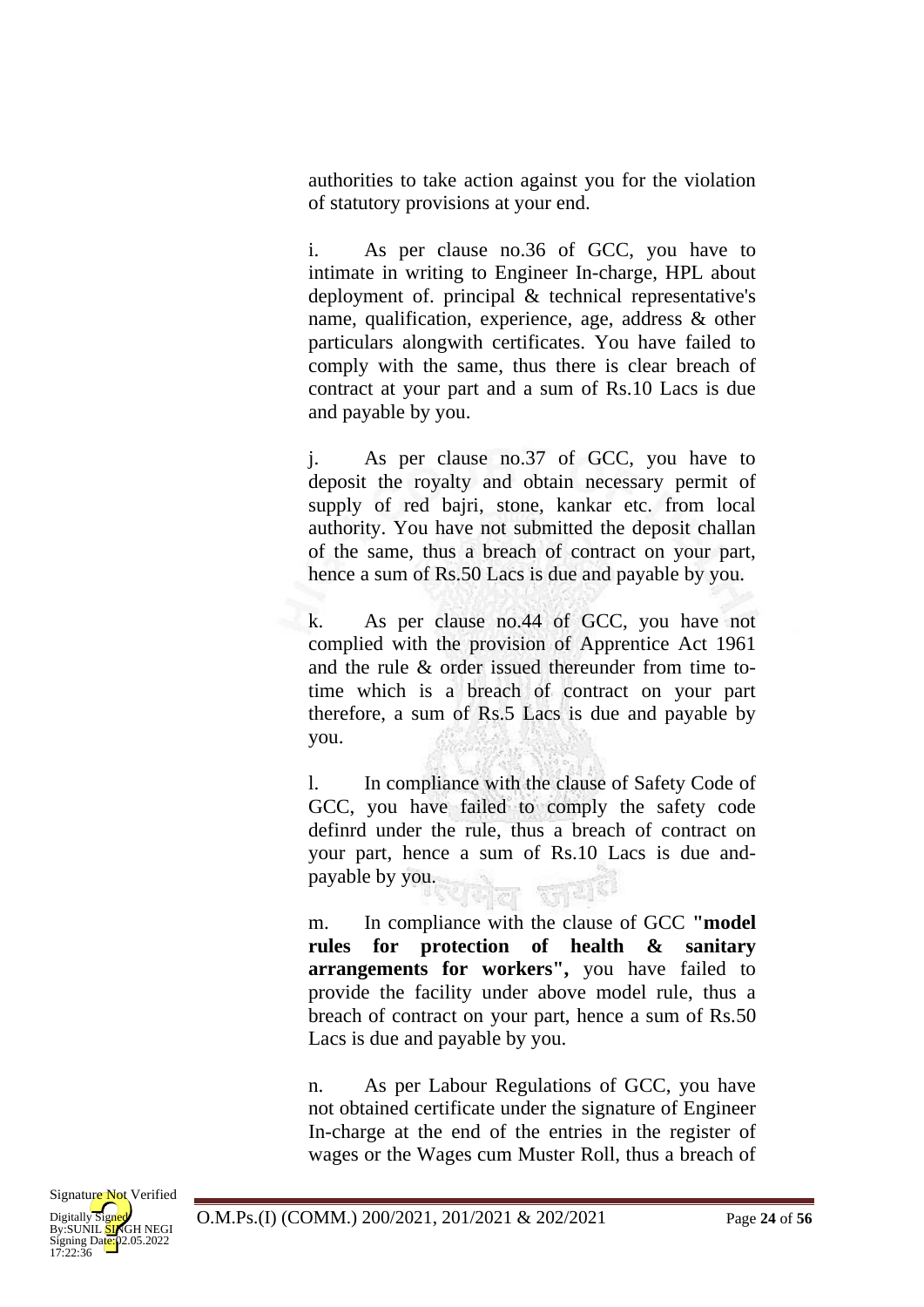authorities to take action against you for the violation of statutory provisions at your end.

i. As per clause no.36 of GCC, you have to intimate in writing to Engineer In-charge, HPL about deployment of. principal & technical representative's name, qualification, experience, age, address & other particulars alongwith certificates. You have failed to comply with the same, thus there is clear breach of contract at your part and a sum of Rs.10 Lacs is due and payable by you.

j. As per clause no.37 of GCC, you have to deposit the royalty and obtain necessary permit of supply of red bajri, stone, kankar etc. from local authority. You have not submitted the deposit challan of the same, thus a breach of contract on your part, hence a sum of Rs.50 Lacs is due and payable by you.

k. As per clause no.44 of GCC, you have not complied with the provision of Apprentice Act 1961 and the rule & order issued thereunder from time to-time which is a breach of contract on your part therefore, a sum of Rs.5 Lacs is due and payable by you.

l. In compliance with the clause of Safety Code of GCC, you have failed to comply the safety code definrd under the rule, thus a breach of contract on your part, hence a sum of Rs.10 Lacs is due and-payable by you.

m. In compliance with the clause of GCC **"model rules for protection of health & sanitary arrangements for workers",** you have failed to provide the facility under above model rule, thus a breach of contract on your part, hence a sum of Rs.50 Lacs is due and payable by you.

n. As per Labour Regulations of GCC, you have not obtained certificate under the signature of Engineer In-charge at the end of the entries in the register of wages or the Wages cum Muster Roll, thus a breach of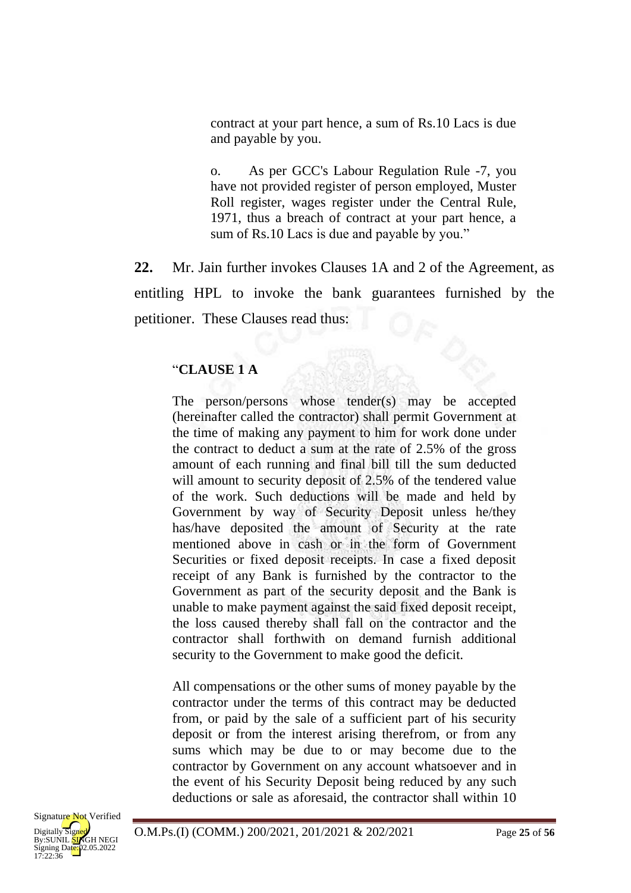> contract at your part hence, a sum of Rs.10 Lacs is due and payable by you.
>
> o. As per GCC's Labour Regulation Rule -7, you have not provided register of person employed, Muster Roll register, wages register under the Central Rule, 1971, thus a breach of contract at your part hence, a sum of Rs.10 Lacs is due and payable by you."

**22.** Mr. Jain further invokes Clauses 1A and 2 of the Agreement, as entitling HPL to invoke the bank guarantees furnished by the petitioner. These Clauses read thus:

> "**CLAUSE 1 A**
>
> The person/persons whose tender(s) may be accepted (hereinafter called the contractor) shall permit Government at the time of making any payment to him for work done under the contract to deduct a sum at the rate of 2.5% of the gross amount of each running and final bill till the sum deducted will amount to security deposit of 2.5% of the tendered value of the work. Such deductions will be made and held by Government by way of Security Deposit unless he/they has/have deposited the amount of Security at the rate mentioned above in cash or in the form of Government Securities or fixed deposit receipts. In case a fixed deposit receipt of any Bank is furnished by the contractor to the Government as part of the security deposit and the Bank is unable to make payment against the said fixed deposit receipt, the loss caused thereby shall fall on the contractor and the contractor shall forthwith on demand furnish additional security to the Government to make good the deficit.
>
> All compensations or the other sums of money payable by the contractor under the terms of this contract may be deducted from, or paid by the sale of a sufficient part of his security deposit or from the interest arising therefrom, or from any sums which may be due to or may become due to the contractor by Government on any account whatsoever and in the event of his Security Deposit being reduced by any such deductions or sale as aforesaid, the contractor shall within 10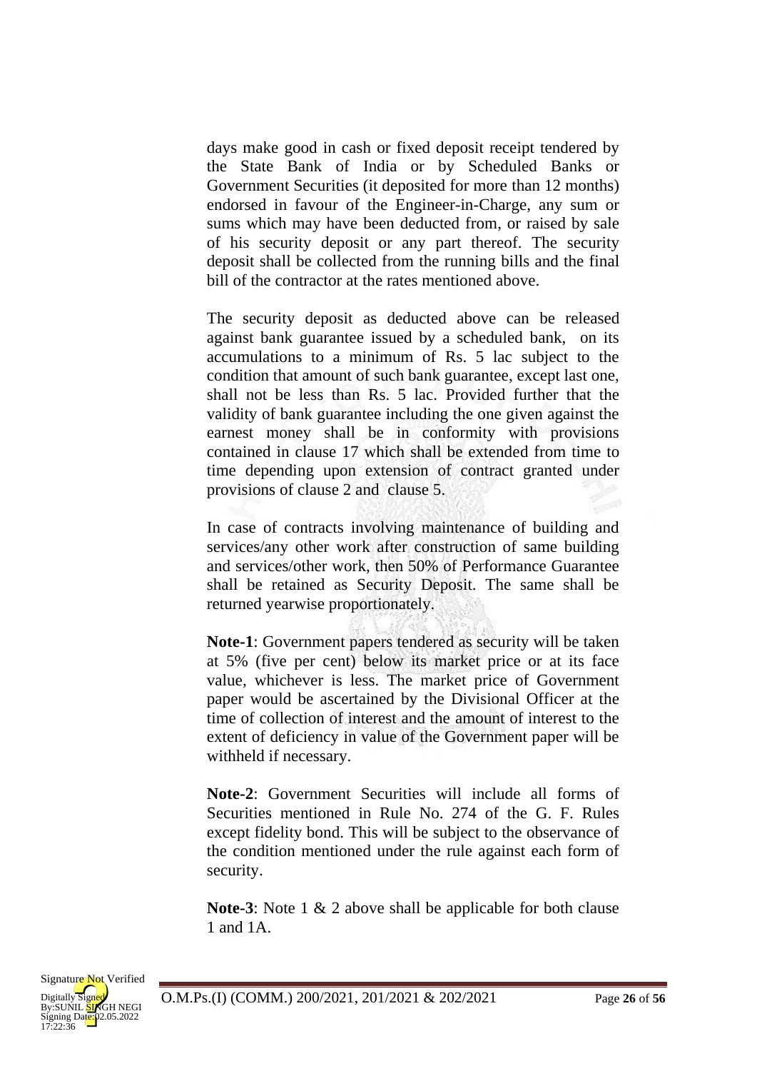days make good in cash or fixed deposit receipt tendered by the State Bank of India or by Scheduled Banks or Government Securities (it deposited for more than 12 months) endorsed in favour of the Engineer-in-Charge, any sum or sums which may have been deducted from, or raised by sale of his security deposit or any part thereof. The security deposit shall be collected from the running bills and the final bill of the contractor at the rates mentioned above.

The security deposit as deducted above can be released against bank guarantee issued by a scheduled bank, on its accumulations to a minimum of Rs. 5 lac subject to the condition that amount of such bank guarantee, except last one, shall not be less than Rs. 5 lac. Provided further that the validity of bank guarantee including the one given against the earnest money shall be in conformity with provisions contained in clause 17 which shall be extended from time to time depending upon extension of contract granted under provisions of clause 2 and clause 5.

In case of contracts involving maintenance of building and services/any other work after construction of same building and services/other work, then 50% of Performance Guarantee shall be retained as Security Deposit. The same shall be returned yearwise proportionately.

**Note-1**: Government papers tendered as security will be taken at 5% (five per cent) below its market price or at its face value, whichever is less. The market price of Government paper would be ascertained by the Divisional Officer at the time of collection of interest and the amount of interest to the extent of deficiency in value of the Government paper will be withheld if necessary.

**Note-2**: Government Securities will include all forms of Securities mentioned in Rule No. 274 of the G. F. Rules except fidelity bond. This will be subject to the observance of the condition mentioned under the rule against each form of security.

**Note-3**: Note 1 & 2 above shall be applicable for both clause 1 and 1A.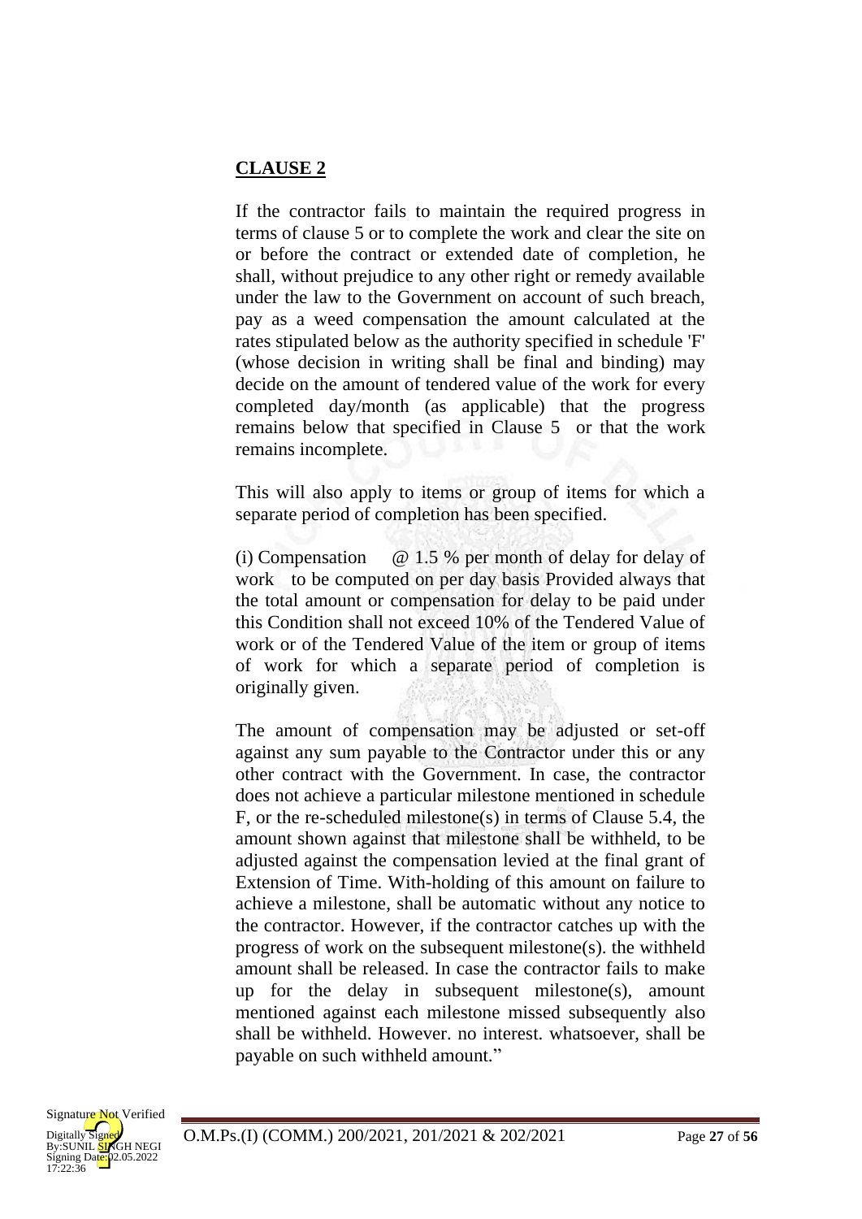**CLAUSE 2**

If the contractor fails to maintain the required progress in terms of clause 5 or to complete the work and clear the site on or before the contract or extended date of completion, he shall, without prejudice to any other right or remedy available under the law to the Government on account of such breach, pay as a weed compensation the amount calculated at the rates stipulated below as the authority specified in schedule 'F' (whose decision in writing shall be final and binding) may decide on the amount of tendered value of the work for every completed day/month (as applicable) that the progress remains below that specified in Clause 5 or that the work remains incomplete.

This will also apply to items or group of items for which a separate period of completion has been specified.

(i) Compensation @ 1.5 % per month of delay for delay of work to be computed on per day basis Provided always that the total amount or compensation for delay to be paid under this Condition shall not exceed 10% of the Tendered Value of work or of the Tendered Value of the item or group of items of work for which a separate period of completion is originally given.

The amount of compensation may be adjusted or set-off against any sum payable to the Contractor under this or any other contract with the Government. In case, the contractor does not achieve a particular milestone mentioned in schedule F, or the re-scheduled milestone(s) in terms of Clause 5.4, the amount shown against that milestone shall be withheld, to be adjusted against the compensation levied at the final grant of Extension of Time. With-holding of this amount on failure to achieve a milestone, shall be automatic without any notice to the contractor. However, if the contractor catches up with the progress of work on the subsequent milestone(s). the withheld amount shall be released. In case the contractor fails to make up for the delay in subsequent milestone(s), amount mentioned against each milestone missed subsequently also shall be withheld. However. no interest. whatsoever, shall be payable on such withheld amount."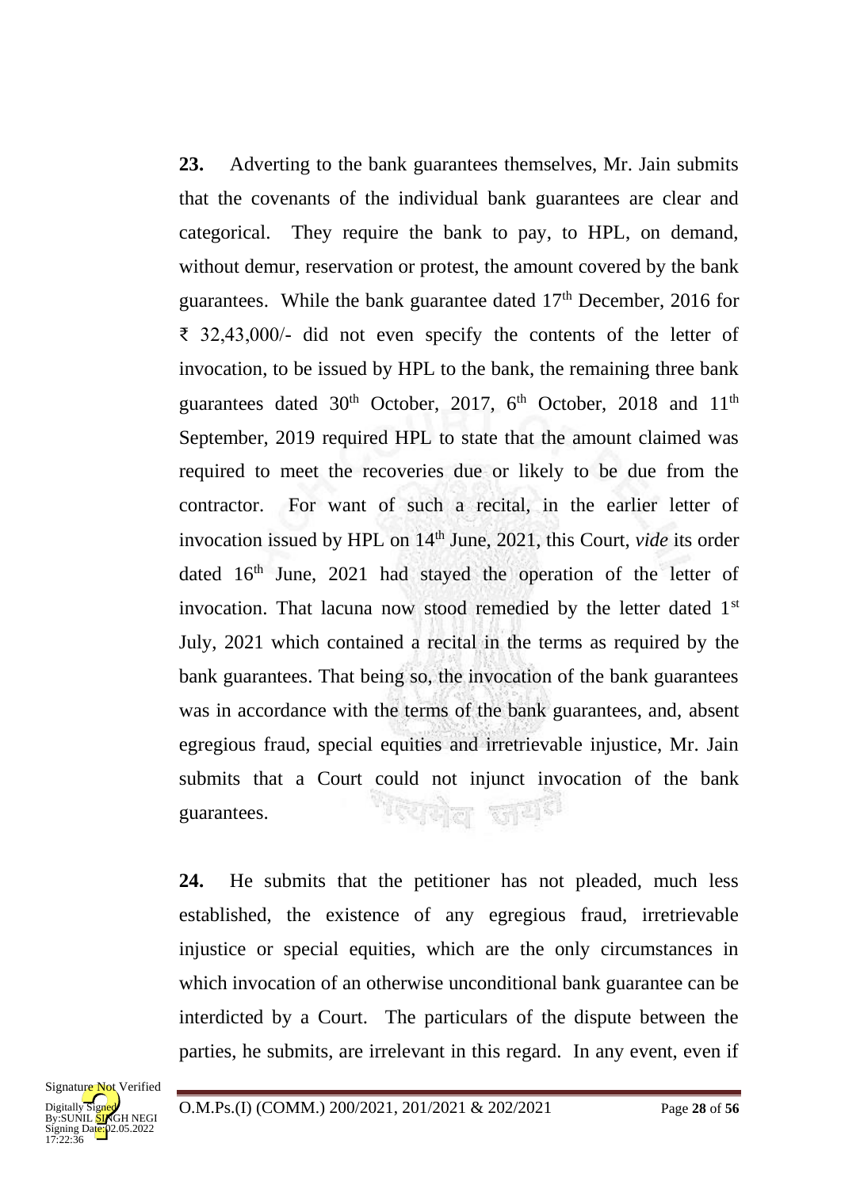**23.** Adverting to the bank guarantees themselves, Mr. Jain submits that the covenants of the individual bank guarantees are clear and categorical. They require the bank to pay, to HPL, on demand, without demur, reservation or protest, the amount covered by the bank guarantees. While the bank guarantee dated 17th December, 2016 for ₹ 32,43,000/- did not even specify the contents of the letter of invocation, to be issued by HPL to the bank, the remaining three bank guarantees dated 30th October, 2017, 6th October, 2018 and 11th September, 2019 required HPL to state that the amount claimed was required to meet the recoveries due or likely to be due from the contractor. For want of such a recital, in the earlier letter of invocation issued by HPL on 14th June, 2021, this Court, *vide* its order dated 16th June, 2021 had stayed the operation of the letter of invocation. That lacuna now stood remedied by the letter dated 1st July, 2021 which contained a recital in the terms as required by the bank guarantees. That being so, the invocation of the bank guarantees was in accordance with the terms of the bank guarantees, and, absent egregious fraud, special equities and irretrievable injustice, Mr. Jain submits that a Court could not injunct invocation of the bank guarantees.

**24.** He submits that the petitioner has not pleaded, much less established, the existence of any egregious fraud, irretrievable injustice or special equities, which are the only circumstances in which invocation of an otherwise unconditional bank guarantee can be interdicted by a Court. The particulars of the dispute between the parties, he submits, are irrelevant in this regard. In any event, even if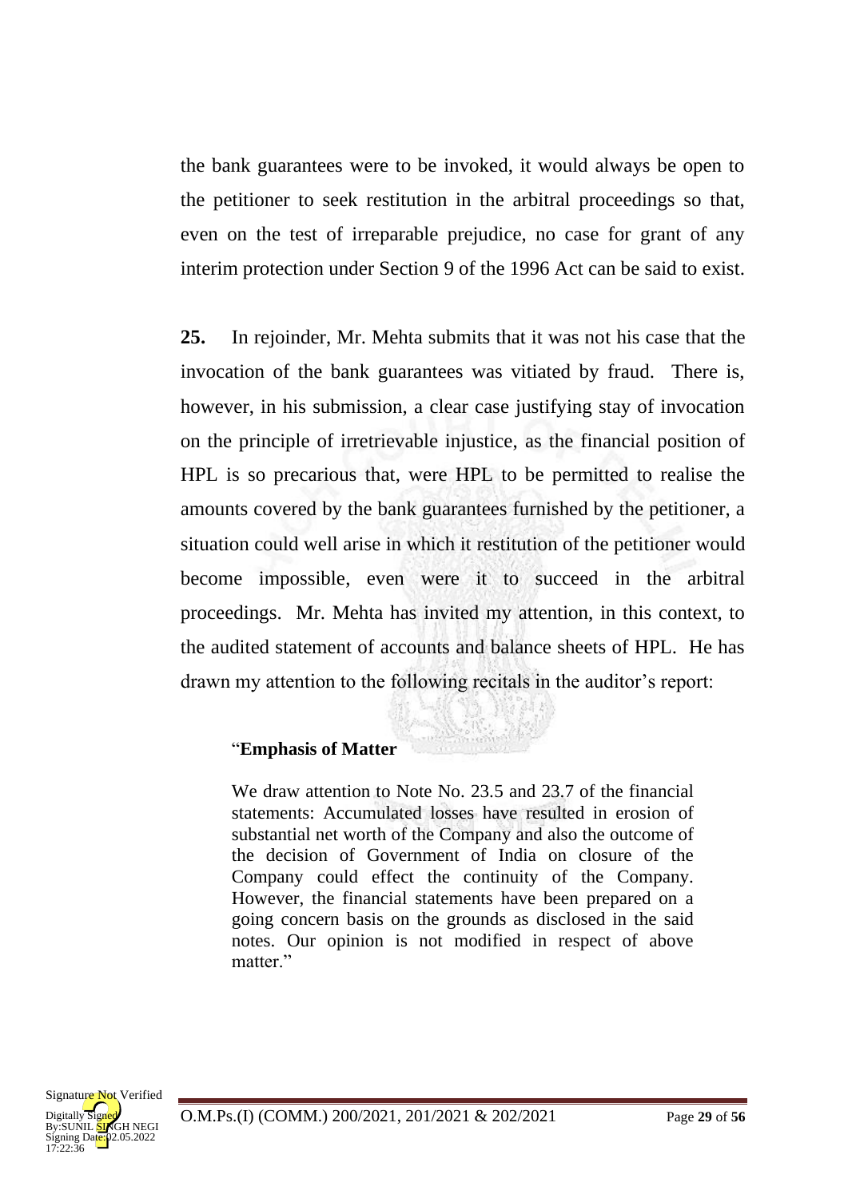the bank guarantees were to be invoked, it would always be open to the petitioner to seek restitution in the arbitral proceedings so that, even on the test of irreparable prejudice, no case for grant of any interim protection under Section 9 of the 1996 Act can be said to exist.

**25.** In rejoinder, Mr. Mehta submits that it was not his case that the invocation of the bank guarantees was vitiated by fraud. There is, however, in his submission, a clear case justifying stay of invocation on the principle of irretrievable injustice, as the financial position of HPL is so precarious that, were HPL to be permitted to realise the amounts covered by the bank guarantees furnished by the petitioner, a situation could well arise in which it restitution of the petitioner would become impossible, even were it to succeed in the arbitral proceedings. Mr. Mehta has invited my attention, in this context, to the audited statement of accounts and balance sheets of HPL. He has drawn my attention to the following recitals in the auditor's report:

> "**Emphasis of Matter**
>
> We draw attention to Note No. 23.5 and 23.7 of the financial statements: Accumulated losses have resulted in erosion of substantial net worth of the Company and also the outcome of the decision of Government of India on closure of the Company could effect the continuity of the Company. However, the financial statements have been prepared on a going concern basis on the grounds as disclosed in the said notes. Our opinion is not modified in respect of above matter."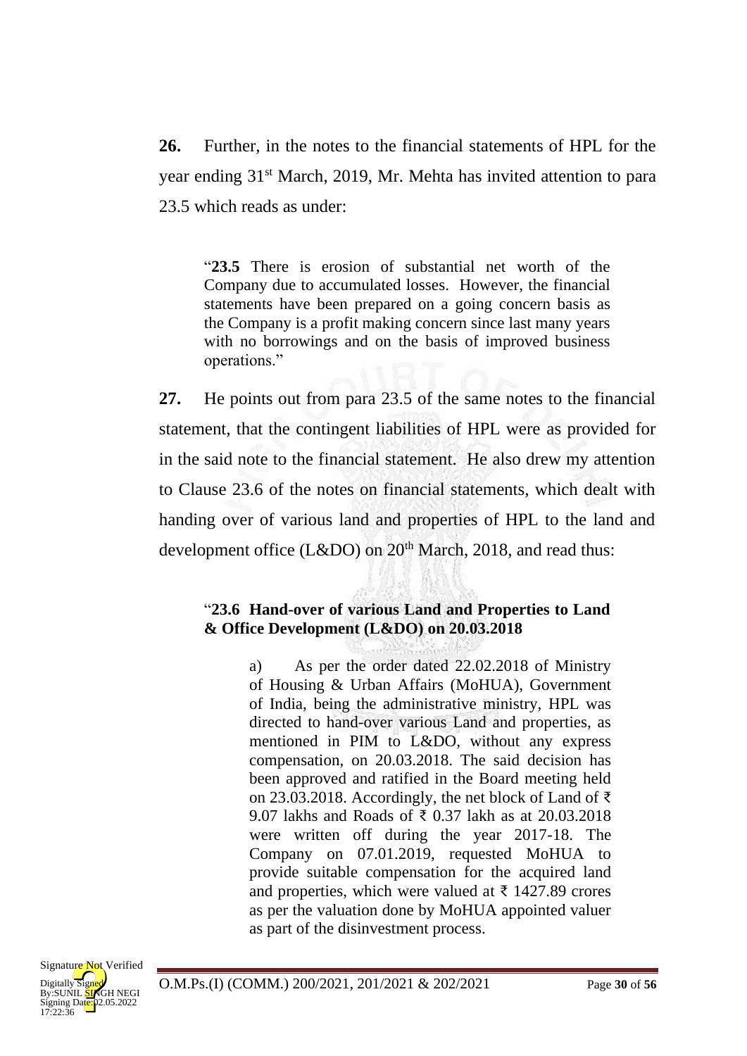**26.** Further, in the notes to the financial statements of HPL for the year ending 31st March, 2019, Mr. Mehta has invited attention to para 23.5 which reads as under:

> "**23.5** There is erosion of substantial net worth of the Company due to accumulated losses. However, the financial statements have been prepared on a going concern basis as the Company is a profit making concern since last many years with no borrowings and on the basis of improved business operations."

**27.** He points out from para 23.5 of the same notes to the financial statement, that the contingent liabilities of HPL were as provided for in the said note to the financial statement. He also drew my attention to Clause 23.6 of the notes on financial statements, which dealt with handing over of various land and properties of HPL to the land and development office (L&DO) on 20th March, 2018, and read thus:

> "**23.6 Hand-over of various Land and Properties to Land & Office Development (L&DO) on 20.03.2018**
>
> a) As per the order dated 22.02.2018 of Ministry of Housing & Urban Affairs (MoHUA), Government of India, being the administrative ministry, HPL was directed to hand-over various Land and properties, as mentioned in PIM to L&DO, without any express compensation, on 20.03.2018. The said decision has been approved and ratified in the Board meeting held on 23.03.2018. Accordingly, the net block of Land of ₹ 9.07 lakhs and Roads of ₹ 0.37 lakh as at 20.03.2018 were written off during the year 2017-18. The Company on 07.01.2019, requested MoHUA to provide suitable compensation for the acquired land and properties, which were valued at ₹ 1427.89 crores as per the valuation done by MoHUA appointed valuer as part of the disinvestment process.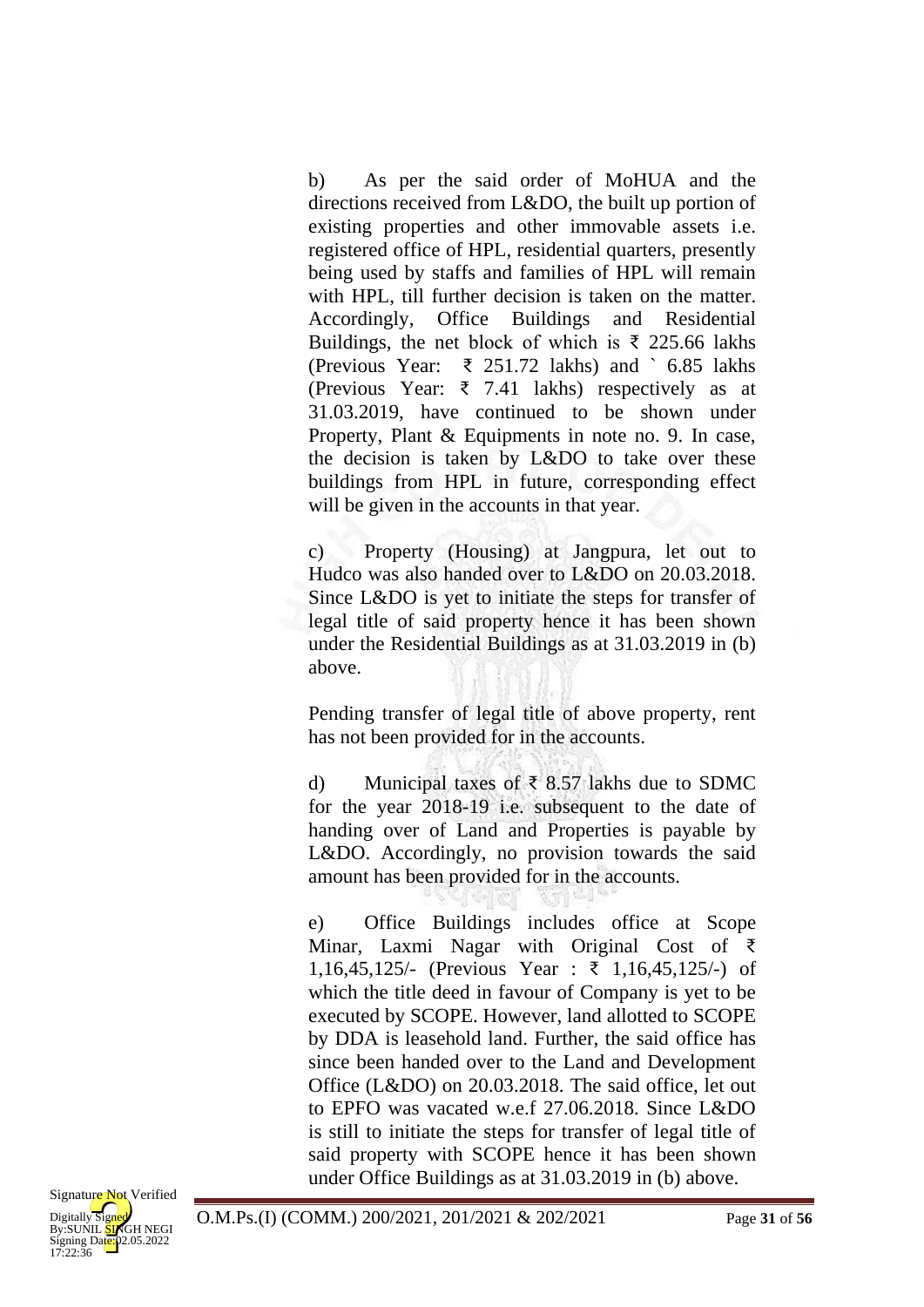b) As per the said order of MoHUA and the directions received from L&DO, the built up portion of existing properties and other immovable assets i.e. registered office of HPL, residential quarters, presently being used by staffs and families of HPL will remain with HPL, till further decision is taken on the matter. Accordingly, Office Buildings and Residential Buildings, the net block of which is ₹ 225.66 lakhs (Previous Year: ₹ 251.72 lakhs) and ` 6.85 lakhs (Previous Year: ₹ 7.41 lakhs) respectively as at 31.03.2019, have continued to be shown under Property, Plant & Equipments in note no. 9. In case, the decision is taken by L&DO to take over these buildings from HPL in future, corresponding effect will be given in the accounts in that year.

c) Property (Housing) at Jangpura, let out to Hudco was also handed over to L&DO on 20.03.2018. Since L&DO is yet to initiate the steps for transfer of legal title of said property hence it has been shown under the Residential Buildings as at 31.03.2019 in (b) above.

Pending transfer of legal title of above property, rent has not been provided for in the accounts.

d) Municipal taxes of ₹ 8.57 lakhs due to SDMC for the year 2018-19 i.e. subsequent to the date of handing over of Land and Properties is payable by L&DO. Accordingly, no provision towards the said amount has been provided for in the accounts.

e) Office Buildings includes office at Scope Minar, Laxmi Nagar with Original Cost of ₹ 1,16,45,125/- (Previous Year : ₹ 1,16,45,125/-) of which the title deed in favour of Company is yet to be executed by SCOPE. However, land allotted to SCOPE by DDA is leasehold land. Further, the said office has since been handed over to the Land and Development Office (L&DO) on 20.03.2018. The said office, let out to EPFO was vacated w.e.f 27.06.2018. Since L&DO is still to initiate the steps for transfer of legal title of said property with SCOPE hence it has been shown under Office Buildings as at 31.03.2019 in (b) above.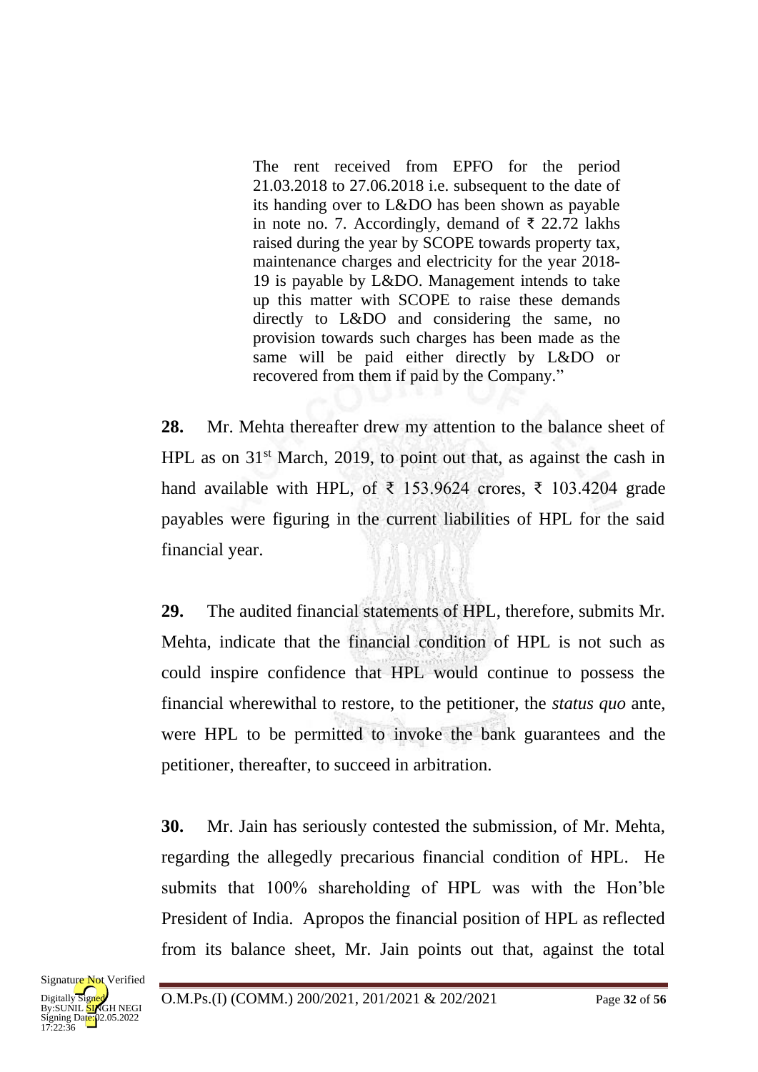> The rent received from EPFO for the period 21.03.2018 to 27.06.2018 i.e. subsequent to the date of its handing over to L&DO has been shown as payable in note no. 7. Accordingly, demand of ₹ 22.72 lakhs raised during the year by SCOPE towards property tax, maintenance charges and electricity for the year 2018-19 is payable by L&DO. Management intends to take up this matter with SCOPE to raise these demands directly to L&DO and considering the same, no provision towards such charges has been made as the same will be paid either directly by L&DO or recovered from them if paid by the Company."

**28.** Mr. Mehta thereafter drew my attention to the balance sheet of HPL as on 31st March, 2019, to point out that, as against the cash in hand available with HPL, of ₹ 153.9624 crores, ₹ 103.4204 grade payables were figuring in the current liabilities of HPL for the said financial year.

**29.** The audited financial statements of HPL, therefore, submits Mr. Mehta, indicate that the financial condition of HPL is not such as could inspire confidence that HPL would continue to possess the financial wherewithal to restore, to the petitioner, the *status quo* ante, were HPL to be permitted to invoke the bank guarantees and the petitioner, thereafter, to succeed in arbitration.

**30.** Mr. Jain has seriously contested the submission, of Mr. Mehta, regarding the allegedly precarious financial condition of HPL. He submits that 100% shareholding of HPL was with the Hon'ble President of India. Apropos the financial position of HPL as reflected from its balance sheet, Mr. Jain points out that, against the total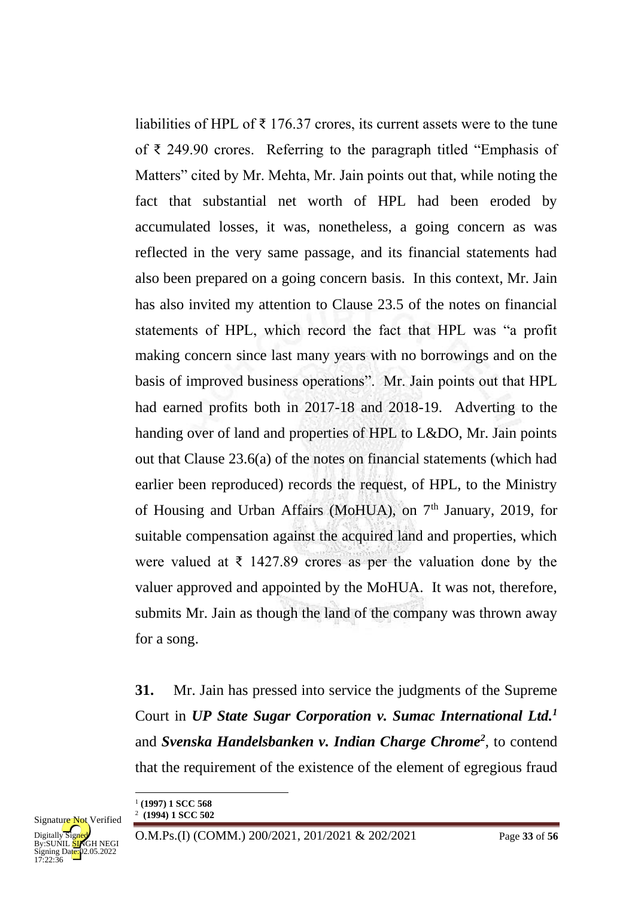liabilities of HPL of ₹ 176.37 crores, its current assets were to the tune of ₹ 249.90 crores. Referring to the paragraph titled "Emphasis of Matters" cited by Mr. Mehta, Mr. Jain points out that, while noting the fact that substantial net worth of HPL had been eroded by accumulated losses, it was, nonetheless, a going concern as was reflected in the very same passage, and its financial statements had also been prepared on a going concern basis. In this context, Mr. Jain has also invited my attention to Clause 23.5 of the notes on financial statements of HPL, which record the fact that HPL was "a profit making concern since last many years with no borrowings and on the basis of improved business operations". Mr. Jain points out that HPL had earned profits both in 2017-18 and 2018-19. Adverting to the handing over of land and properties of HPL to L&DO, Mr. Jain points out that Clause 23.6(a) of the notes on financial statements (which had earlier been reproduced) records the request, of HPL, to the Ministry of Housing and Urban Affairs (MoHUA), on 7th January, 2019, for suitable compensation against the acquired land and properties, which were valued at ₹ 1427.89 crores as per the valuation done by the valuer approved and appointed by the MoHUA. It was not, therefore, submits Mr. Jain as though the land of the company was thrown away for a song.

**31.** Mr. Jain has pressed into service the judgments of the Supreme Court in ***UP State Sugar Corporation v. Sumac International Ltd.***[1] and ***Svenska Handelsbanken v. Indian Charge Chrome***[2], to contend that the requirement of the existence of the element of egregious fraud

---

[1] **(1997) 1 SCC 568**

[2] **(1994) 1 SCC 502**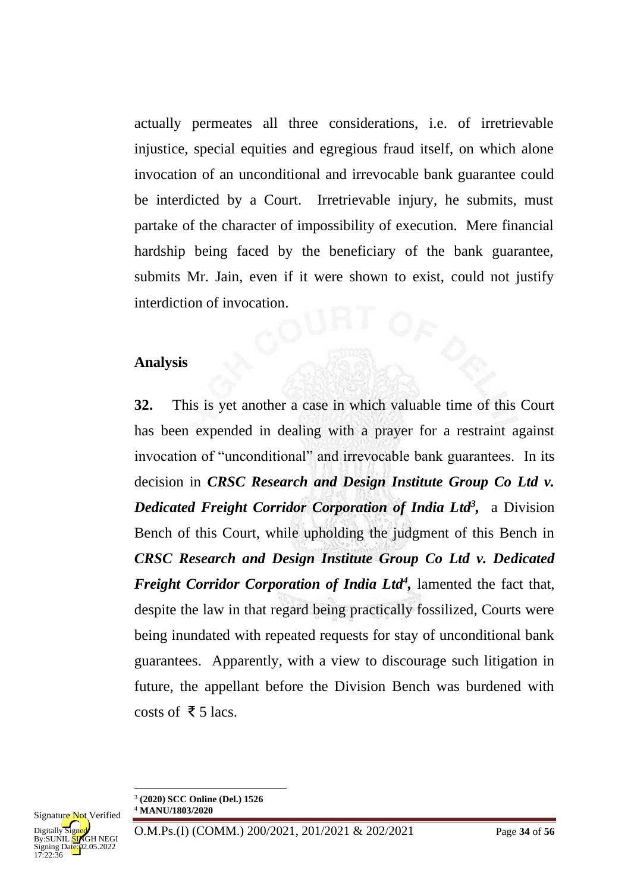actually permeates all three considerations, i.e. of irretrievable injustice, special equities and egregious fraud itself, on which alone invocation of an unconditional and irrevocable bank guarantee could be interdicted by a Court. Irretrievable injury, he submits, must partake of the character of impossibility of execution. Mere financial hardship being faced by the beneficiary of the bank guarantee, submits Mr. Jain, even if it were shown to exist, could not justify interdiction of invocation.

**Analysis**

**32.** This is yet another a case in which valuable time of this Court has been expended in dealing with a prayer for a restraint against invocation of "unconditional" and irrevocable bank guarantees. In its decision in ***CRSC Research and Design Institute Group Co Ltd v. Dedicated Freight Corridor Corporation of India Ltd***[3], a Division Bench of this Court, while upholding the judgment of this Bench in ***CRSC Research and Design Institute Group Co Ltd v. Dedicated Freight Corridor Corporation of India Ltd***[4], lamented the fact that, despite the law in that regard being practically fossilized, Courts were being inundated with repeated requests for stay of unconditional bank guarantees. Apparently, with a view to discourage such litigation in future, the appellant before the Division Bench was burdened with costs of ₹ 5 lacs.

---

[3] **(2020) SCC Online (Del.) 1526**

[4] **MANU/1803/2020**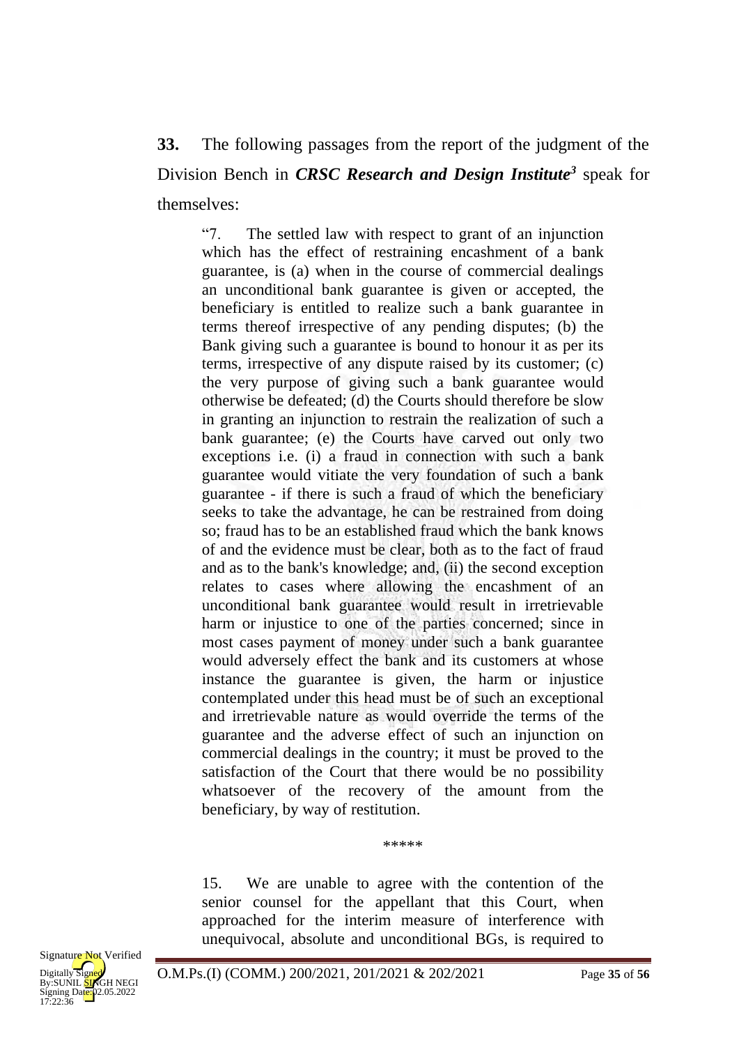**33.** The following passages from the report of the judgment of the Division Bench in ***CRSC Research and Design Institute***[3] speak for themselves:

> "7. The settled law with respect to grant of an injunction which has the effect of restraining encashment of a bank guarantee, is (a) when in the course of commercial dealings an unconditional bank guarantee is given or accepted, the beneficiary is entitled to realize such a bank guarantee in terms thereof irrespective of any pending disputes; (b) the Bank giving such a guarantee is bound to honour it as per its terms, irrespective of any dispute raised by its customer; (c) the very purpose of giving such a bank guarantee would otherwise be defeated; (d) the Courts should therefore be slow in granting an injunction to restrain the realization of such a bank guarantee; (e) the Courts have carved out only two exceptions i.e. (i) a fraud in connection with such a bank guarantee would vitiate the very foundation of such a bank guarantee - if there is such a fraud of which the beneficiary seeks to take the advantage, he can be restrained from doing so; fraud has to be an established fraud which the bank knows of and the evidence must be clear, both as to the fact of fraud and as to the bank's knowledge; and, (ii) the second exception relates to cases where allowing the encashment of an unconditional bank guarantee would result in irretrievable harm or injustice to one of the parties concerned; since in most cases payment of money under such a bank guarantee would adversely effect the bank and its customers at whose instance the guarantee is given, the harm or injustice contemplated under this head must be of such an exceptional and irretrievable nature as would override the terms of the guarantee and the adverse effect of such an injunction on commercial dealings in the country; it must be proved to the satisfaction of the Court that there would be no possibility whatsoever of the recovery of the amount from the beneficiary, by way of restitution.
>
> *****
>
> 15. We are unable to agree with the contention of the senior counsel for the appellant that this Court, when approached for the interim measure of interference with unequivocal, absolute and unconditional BGs, is required to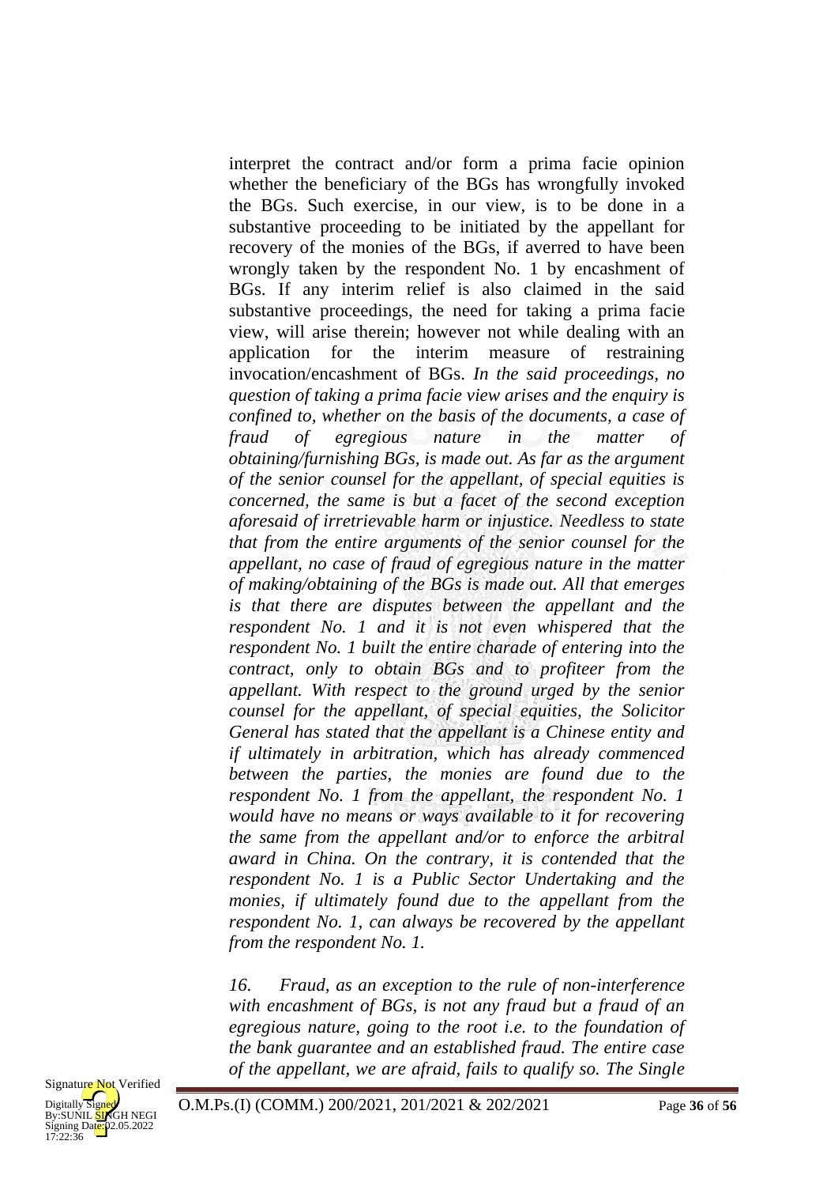interpret the contract and/or form a prima facie opinion whether the beneficiary of the BGs has wrongfully invoked the BGs. Such exercise, in our view, is to be done in a substantive proceeding to be initiated by the appellant for recovery of the monies of the BGs, if averred to have been wrongly taken by the respondent No. 1 by encashment of BGs. If any interim relief is also claimed in the said substantive proceedings, the need for taking a prima facie view, will arise therein; however not while dealing with an application for the interim measure of restraining invocation/encashment of BGs. *In the said proceedings, no question of taking a prima facie view arises and the enquiry is confined to, whether on the basis of the documents, a case of fraud of egregious nature in the matter of obtaining/furnishing BGs, is made out. As far as the argument of the senior counsel for the appellant, of special equities is concerned, the same is but a facet of the second exception aforesaid of irretrievable harm or injustice. Needless to state that from the entire arguments of the senior counsel for the appellant, no case of fraud of egregious nature in the matter of making/obtaining of the BGs is made out. All that emerges is that there are disputes between the appellant and the respondent No. 1 and it is not even whispered that the respondent No. 1 built the entire charade of entering into the contract, only to obtain BGs and to profiteer from the appellant. With respect to the ground urged by the senior counsel for the appellant, of special equities, the Solicitor General has stated that the appellant is a Chinese entity and if ultimately in arbitration, which has already commenced between the parties, the monies are found due to the respondent No. 1 from the appellant, the respondent No. 1 would have no means or ways available to it for recovering the same from the appellant and/or to enforce the arbitral award in China. On the contrary, it is contended that the respondent No. 1 is a Public Sector Undertaking and the monies, if ultimately found due to the appellant from the respondent No. 1, can always be recovered by the appellant from the respondent No. 1.*

*16. Fraud, as an exception to the rule of non-interference with encashment of BGs, is not any fraud but a fraud of an egregious nature, going to the root i.e. to the foundation of the bank guarantee and an established fraud. The entire case of the appellant, we are afraid, fails to qualify so. The Single*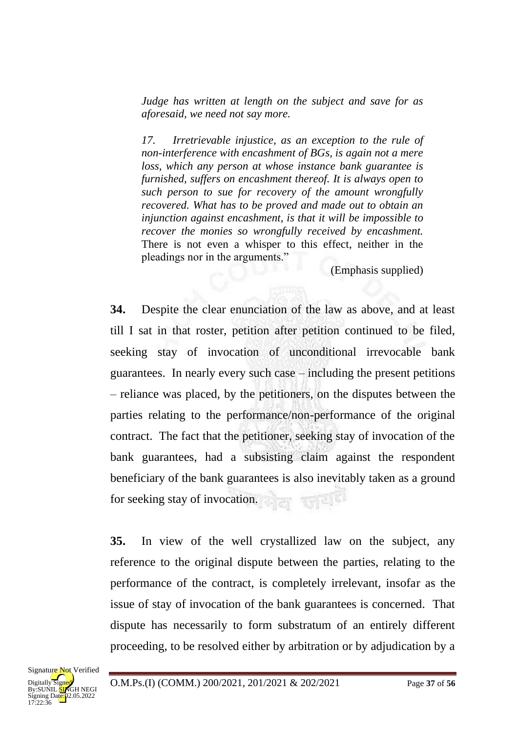*Judge has written at length on the subject and save for as aforesaid, we need not say more.*

*17. Irretrievable injustice, as an exception to the rule of non-interference with encashment of BGs, is again not a mere loss, which any person at whose instance bank guarantee is furnished, suffers on encashment thereof. It is always open to such person to sue for recovery of the amount wrongfully recovered. What has to be proved and made out to obtain an injunction against encashment, is that it will be impossible to recover the monies so wrongfully received by encashment.* There is not even a whisper to this effect, neither in the pleadings nor in the arguments."

(Emphasis supplied)

**34.** Despite the clear enunciation of the law as above, and at least till I sat in that roster, petition after petition continued to be filed, seeking stay of invocation of unconditional irrevocable bank guarantees. In nearly every such case – including the present petitions – reliance was placed, by the petitioners, on the disputes between the parties relating to the performance/non-performance of the original contract. The fact that the petitioner, seeking stay of invocation of the bank guarantees, had a subsisting claim against the respondent beneficiary of the bank guarantees is also inevitably taken as a ground for seeking stay of invocation.

**35.** In view of the well crystallized law on the subject, any reference to the original dispute between the parties, relating to the performance of the contract, is completely irrelevant, insofar as the issue of stay of invocation of the bank guarantees is concerned. That dispute has necessarily to form substratum of an entirely different proceeding, to be resolved either by arbitration or by adjudication by a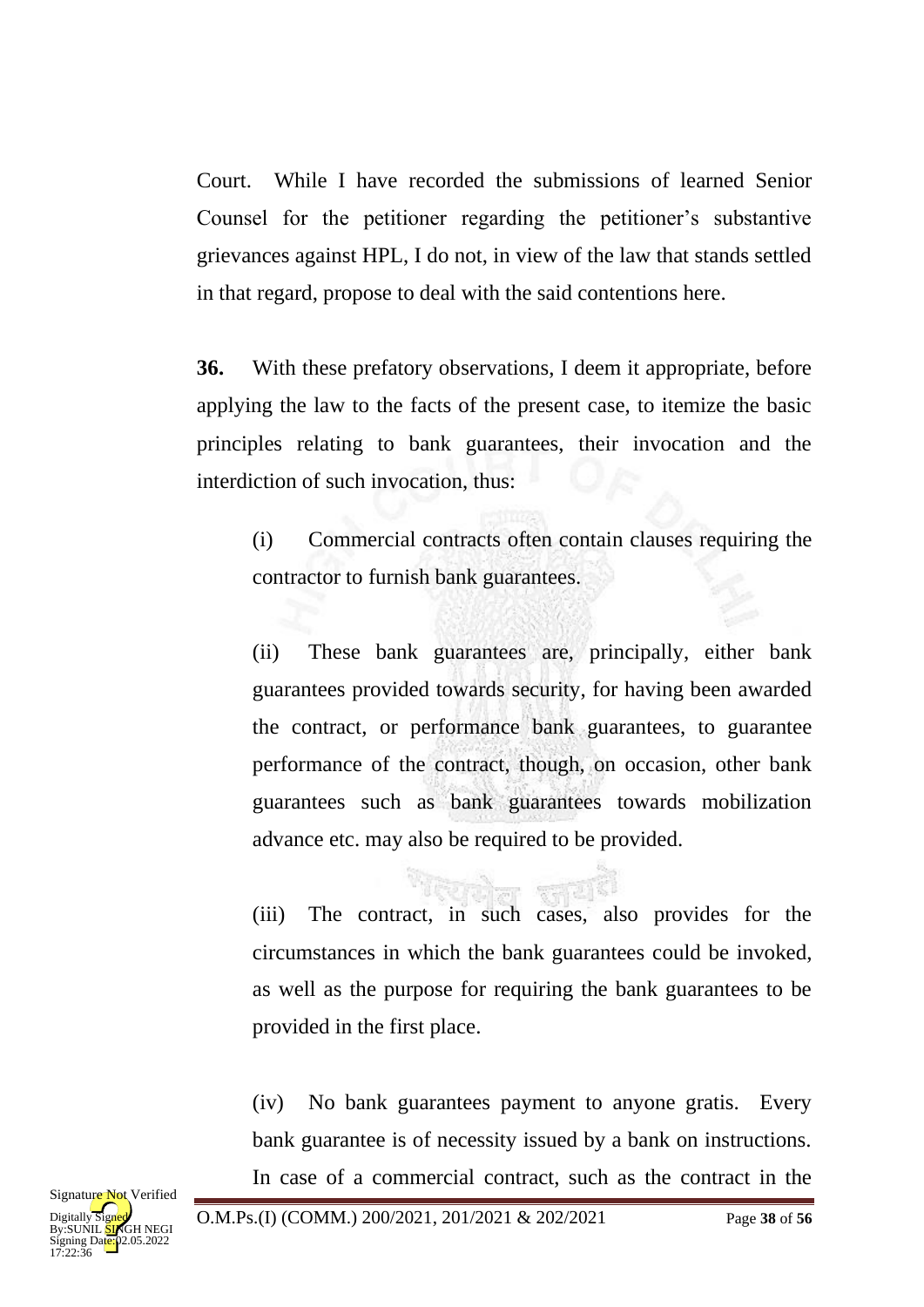Court. While I have recorded the submissions of learned Senior Counsel for the petitioner regarding the petitioner's substantive grievances against HPL, I do not, in view of the law that stands settled in that regard, propose to deal with the said contentions here.

**36.** With these prefatory observations, I deem it appropriate, before applying the law to the facts of the present case, to itemize the basic principles relating to bank guarantees, their invocation and the interdiction of such invocation, thus:

(i) Commercial contracts often contain clauses requiring the contractor to furnish bank guarantees.

(ii) These bank guarantees are, principally, either bank guarantees provided towards security, for having been awarded the contract, or performance bank guarantees, to guarantee performance of the contract, though, on occasion, other bank guarantees such as bank guarantees towards mobilization advance etc. may also be required to be provided.

(iii) The contract, in such cases, also provides for the circumstances in which the bank guarantees could be invoked, as well as the purpose for requiring the bank guarantees to be provided in the first place.

(iv) No bank guarantees payment to anyone gratis. Every bank guarantee is of necessity issued by a bank on instructions. In case of a commercial contract, such as the contract in the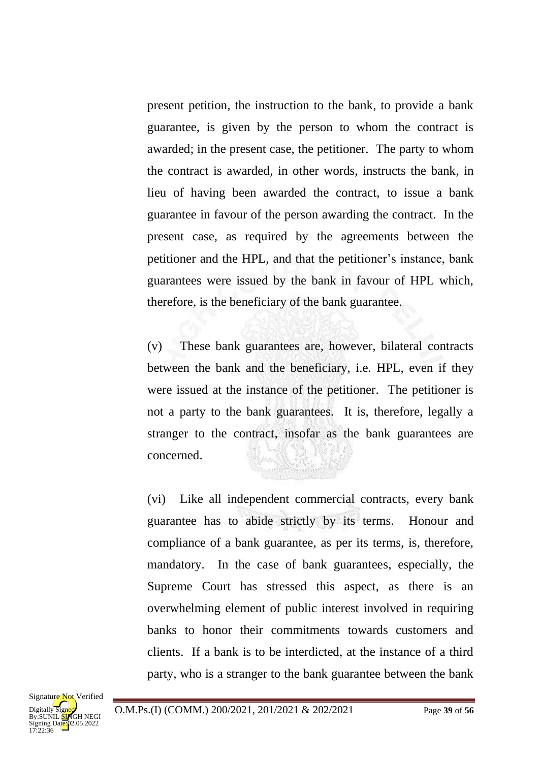present petition, the instruction to the bank, to provide a bank guarantee, is given by the person to whom the contract is awarded; in the present case, the petitioner. The party to whom the contract is awarded, in other words, instructs the bank, in lieu of having been awarded the contract, to issue a bank guarantee in favour of the person awarding the contract. In the present case, as required by the agreements between the petitioner and the HPL, and that the petitioner's instance, bank guarantees were issued by the bank in favour of HPL which, therefore, is the beneficiary of the bank guarantee.

(v) These bank guarantees are, however, bilateral contracts between the bank and the beneficiary, i.e. HPL, even if they were issued at the instance of the petitioner. The petitioner is not a party to the bank guarantees. It is, therefore, legally a stranger to the contract, insofar as the bank guarantees are concerned.

(vi) Like all independent commercial contracts, every bank guarantee has to abide strictly by its terms. Honour and compliance of a bank guarantee, as per its terms, is, therefore, mandatory. In the case of bank guarantees, especially, the Supreme Court has stressed this aspect, as there is an overwhelming element of public interest involved in requiring banks to honor their commitments towards customers and clients. If a bank is to be interdicted, at the instance of a third party, who is a stranger to the bank guarantee between the bank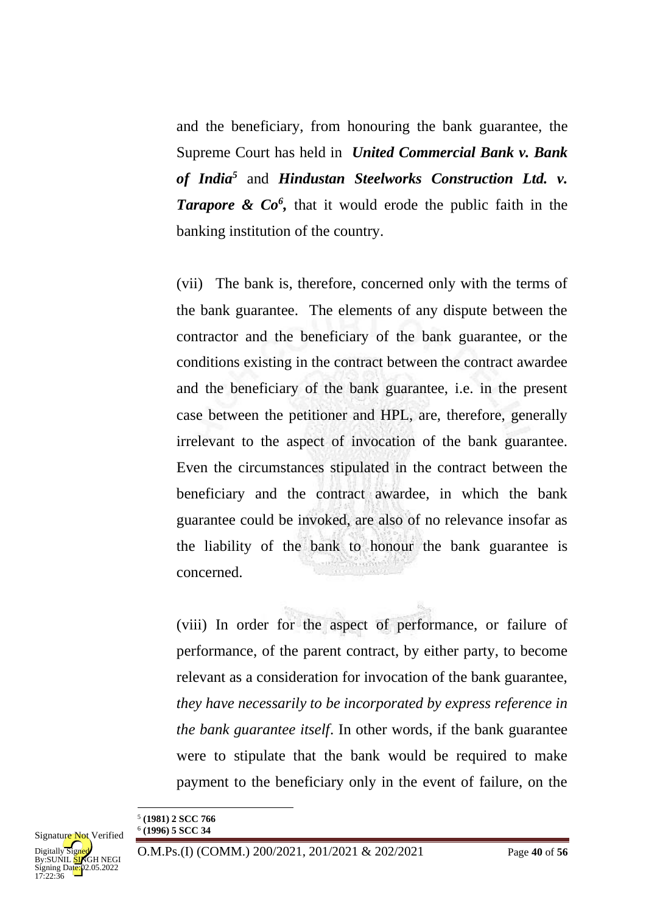and the beneficiary, from honouring the bank guarantee, the Supreme Court has held in ***United Commercial Bank v. Bank of India***[5] and ***Hindustan Steelworks Construction Ltd. v. Tarapore & Co***[6]**,** that it would erode the public faith in the banking institution of the country.

(vii) The bank is, therefore, concerned only with the terms of the bank guarantee. The elements of any dispute between the contractor and the beneficiary of the bank guarantee, or the conditions existing in the contract between the contract awardee and the beneficiary of the bank guarantee, i.e. in the present case between the petitioner and HPL, are, therefore, generally irrelevant to the aspect of invocation of the bank guarantee. Even the circumstances stipulated in the contract between the beneficiary and the contract awardee, in which the bank guarantee could be invoked, are also of no relevance insofar as the liability of the bank to honour the bank guarantee is concerned.

(viii) In order for the aspect of performance, or failure of performance, of the parent contract, by either party, to become relevant as a consideration for invocation of the bank guarantee, *they have necessarily to be incorporated by express reference in the bank guarantee itself*. In other words, if the bank guarantee were to stipulate that the bank would be required to make payment to the beneficiary only in the event of failure, on the

---

[5] **(1981) 2 SCC 766**

[6] **(1996) 5 SCC 34**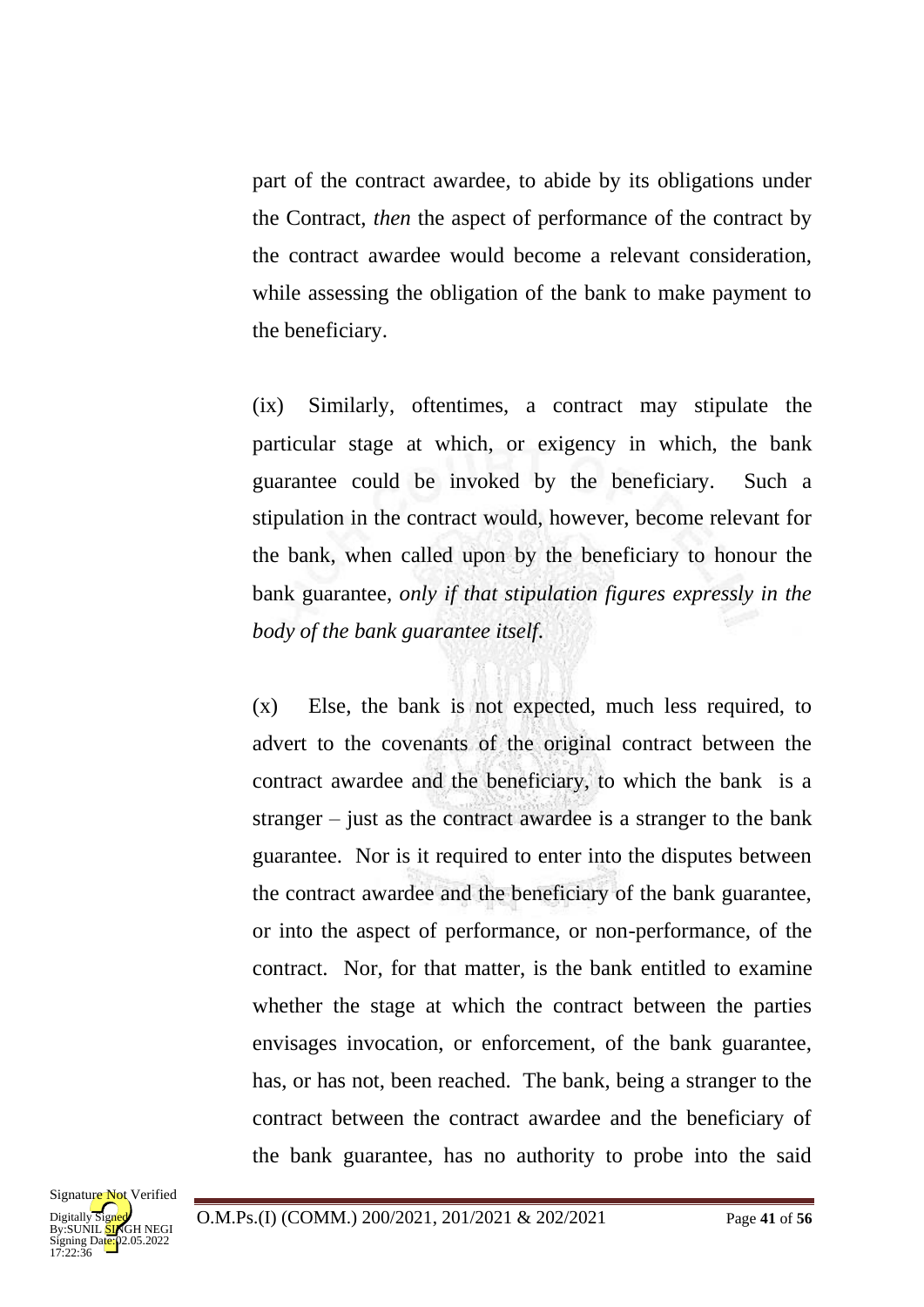part of the contract awardee, to abide by its obligations under the Contract, *then* the aspect of performance of the contract by the contract awardee would become a relevant consideration, while assessing the obligation of the bank to make payment to the beneficiary.

(ix) Similarly, oftentimes, a contract may stipulate the particular stage at which, or exigency in which, the bank guarantee could be invoked by the beneficiary. Such a stipulation in the contract would, however, become relevant for the bank, when called upon by the beneficiary to honour the bank guarantee, *only if that stipulation figures expressly in the body of the bank guarantee itself.*

(x) Else, the bank is not expected, much less required, to advert to the covenants of the original contract between the contract awardee and the beneficiary, to which the bank is a stranger – just as the contract awardee is a stranger to the bank guarantee. Nor is it required to enter into the disputes between the contract awardee and the beneficiary of the bank guarantee, or into the aspect of performance, or non-performance, of the contract. Nor, for that matter, is the bank entitled to examine whether the stage at which the contract between the parties envisages invocation, or enforcement, of the bank guarantee, has, or has not, been reached. The bank, being a stranger to the contract between the contract awardee and the beneficiary of the bank guarantee, has no authority to probe into the said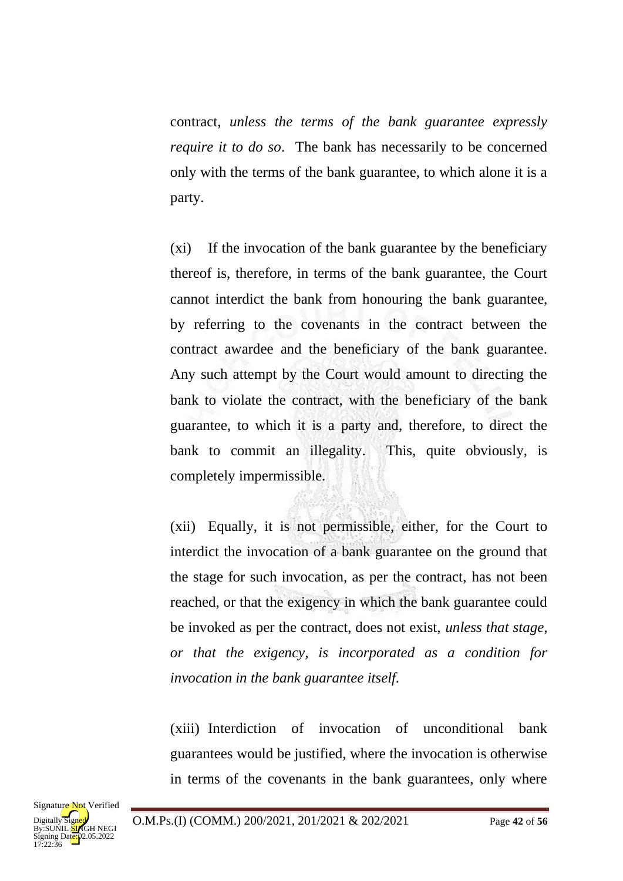contract, *unless the terms of the bank guarantee expressly require it to do so*. The bank has necessarily to be concerned only with the terms of the bank guarantee, to which alone it is a party.

(xi) If the invocation of the bank guarantee by the beneficiary thereof is, therefore, in terms of the bank guarantee, the Court cannot interdict the bank from honouring the bank guarantee, by referring to the covenants in the contract between the contract awardee and the beneficiary of the bank guarantee. Any such attempt by the Court would amount to directing the bank to violate the contract, with the beneficiary of the bank guarantee, to which it is a party and, therefore, to direct the bank to commit an illegality. This, quite obviously, is completely impermissible.

(xii) Equally, it is not permissible, either, for the Court to interdict the invocation of a bank guarantee on the ground that the stage for such invocation, as per the contract, has not been reached, or that the exigency in which the bank guarantee could be invoked as per the contract, does not exist, *unless that stage, or that the exigency, is incorporated as a condition for invocation in the bank guarantee itself.*

(xiii) Interdiction of invocation of unconditional bank guarantees would be justified, where the invocation is otherwise in terms of the covenants in the bank guarantees, only where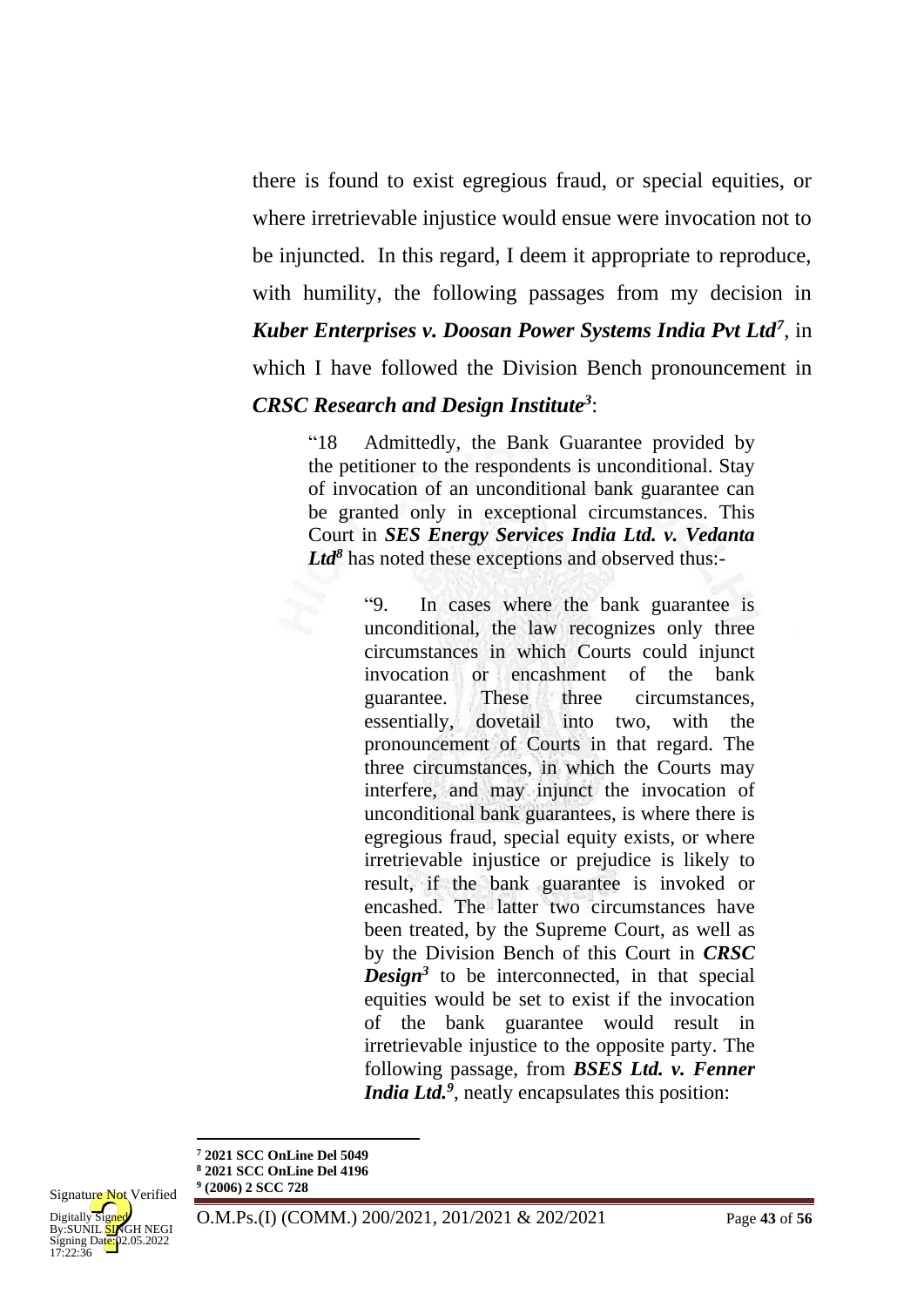there is found to exist egregious fraud, or special equities, or where irretrievable injustice would ensue were invocation not to be injuncted. In this regard, I deem it appropriate to reproduce, with humility, the following passages from my decision in ***Kuber Enterprises v. Doosan Power Systems India Pvt Ltd***[7], in which I have followed the Division Bench pronouncement in ***CRSC Research and Design Institute***[3]:

> "18 Admittedly, the Bank Guarantee provided by the petitioner to the respondents is unconditional. Stay of invocation of an unconditional bank guarantee can be granted only in exceptional circumstances. This Court in ***SES Energy Services India Ltd. v. Vedanta Ltd***[8] has noted these exceptions and observed thus:-
>
> > "9. In cases where the bank guarantee is unconditional, the law recognizes only three circumstances in which Courts could injunct invocation or encashment of the bank guarantee. These three circumstances, essentially, dovetail into two, with the pronouncement of Courts in that regard. The three circumstances, in which the Courts may interfere, and may injunct the invocation of unconditional bank guarantees, is where there is egregious fraud, special equity exists, or where irretrievable injustice or prejudice is likely to result, if the bank guarantee is invoked or encashed. The latter two circumstances have been treated, by the Supreme Court, as well as by the Division Bench of this Court in ***CRSC Design***[3] to be interconnected, in that special equities would be set to exist if the invocation of the bank guarantee would result in irretrievable injustice to the opposite party. The following passage, from ***BSES Ltd. v. Fenner India Ltd.***[9], neatly encapsulates this position:

---

[7] **2021 SCC OnLine Del 5049**
[8] **2021 SCC OnLine Del 4196**
[9] **(2006) 2 SCC 728**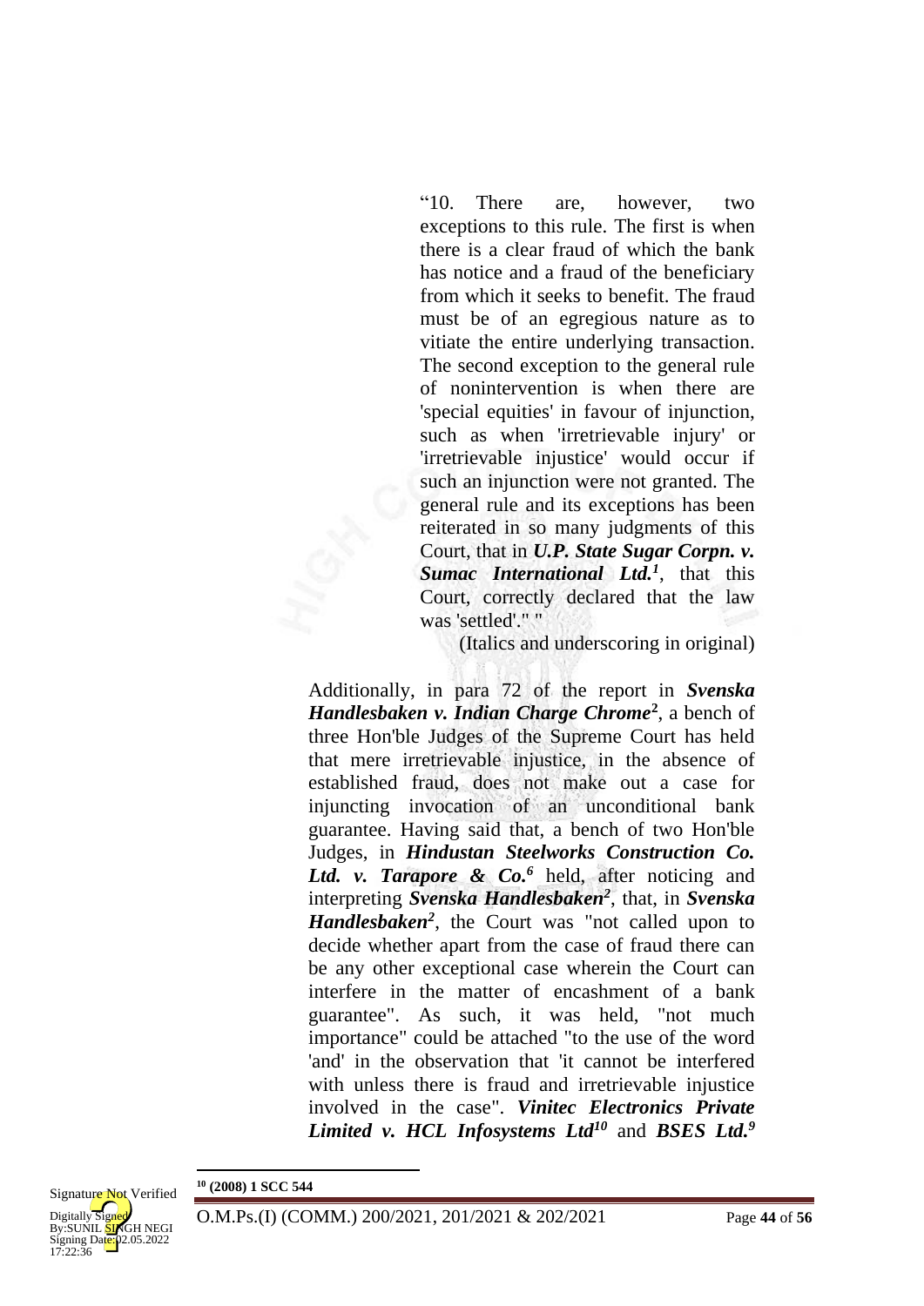> "10. There are, however, two exceptions to this rule. The first is when there is a clear fraud of which the bank has notice and a fraud of the beneficiary from which it seeks to benefit. The fraud must be of an egregious nature as to vitiate the entire underlying transaction. The second exception to the general rule of nonintervention is when there are 'special equities' in favour of injunction, such as when 'irretrievable injury' or 'irretrievable injustice' would occur if such an injunction were not granted. The general rule and its exceptions has been reiterated in so many judgments of this Court, that in ***U.P. State Sugar Corpn. v. Sumac International Ltd.***[1], that this Court, correctly declared that the law was 'settled'." "
>
> (Italics and underscoring in original)

Additionally, in para 72 of the report in ***Svenska Handlesbaken v. Indian Charge Chrome***[2], a bench of three Hon'ble Judges of the Supreme Court has held that mere irretrievable injustice, in the absence of established fraud, does not make out a case for injuncting invocation of an unconditional bank guarantee. Having said that, a bench of two Hon'ble Judges, in ***Hindustan Steelworks Construction Co. Ltd. v. Tarapore & Co.***[6] held, after noticing and interpreting ***Svenska Handlesbaken***[2], that, in ***Svenska Handlesbaken***[2], the Court was "not called upon to decide whether apart from the case of fraud there can be any other exceptional case wherein the Court can interfere in the matter of encashment of a bank guarantee". As such, it was held, "not much importance" could be attached "to the use of the word 'and' in the observation that 'it cannot be interfered with unless there is fraud and irretrievable injustice involved in the case". ***Vinitec Electronics Private Limited v. HCL Infosystems Ltd***[10] and ***BSES Ltd.***[9]

---

[10] **(2008) 1 SCC 544**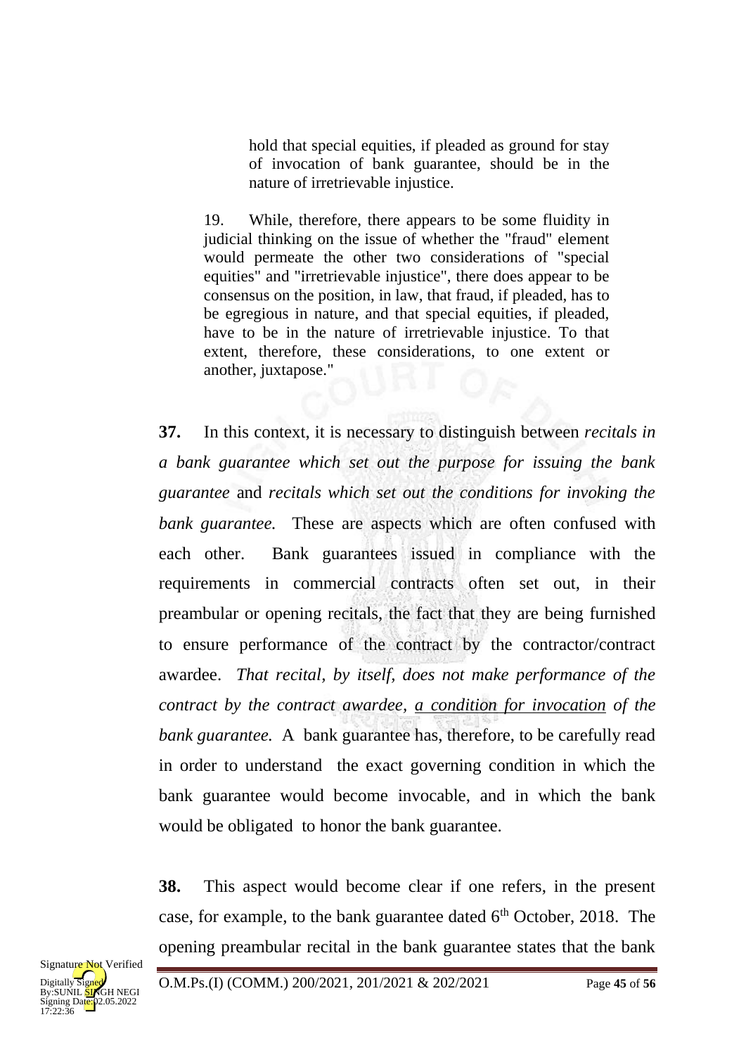> hold that special equities, if pleaded as ground for stay of invocation of bank guarantee, should be in the nature of irretrievable injustice.
>
> 19. While, therefore, there appears to be some fluidity in judicial thinking on the issue of whether the "fraud" element would permeate the other two considerations of "special equities" and "irretrievable injustice", there does appear to be consensus on the position, in law, that fraud, if pleaded, has to be egregious in nature, and that special equities, if pleaded, have to be in the nature of irretrievable injustice. To that extent, therefore, these considerations, to one extent or another, juxtapose."

**37.** In this context, it is necessary to distinguish between *recitals in a bank guarantee which set out the purpose for issuing the bank guarantee* and *recitals which set out the conditions for invoking the bank guarantee.* These are aspects which are often confused with each other. Bank guarantees issued in compliance with the requirements in commercial contracts often set out, in their preambular or opening recitals, the fact that they are being furnished to ensure performance of the contract by the contractor/contract awardee. *That recital, by itself, does not make performance of the contract by the contract awardee, <u>a condition for invocation</u> of the bank guarantee.* A bank guarantee has, therefore, to be carefully read in order to understand the exact governing condition in which the bank guarantee would become invocable, and in which the bank would be obligated to honor the bank guarantee.

**38.** This aspect would become clear if one refers, in the present case, for example, to the bank guarantee dated 6th October, 2018. The opening preambular recital in the bank guarantee states that the bank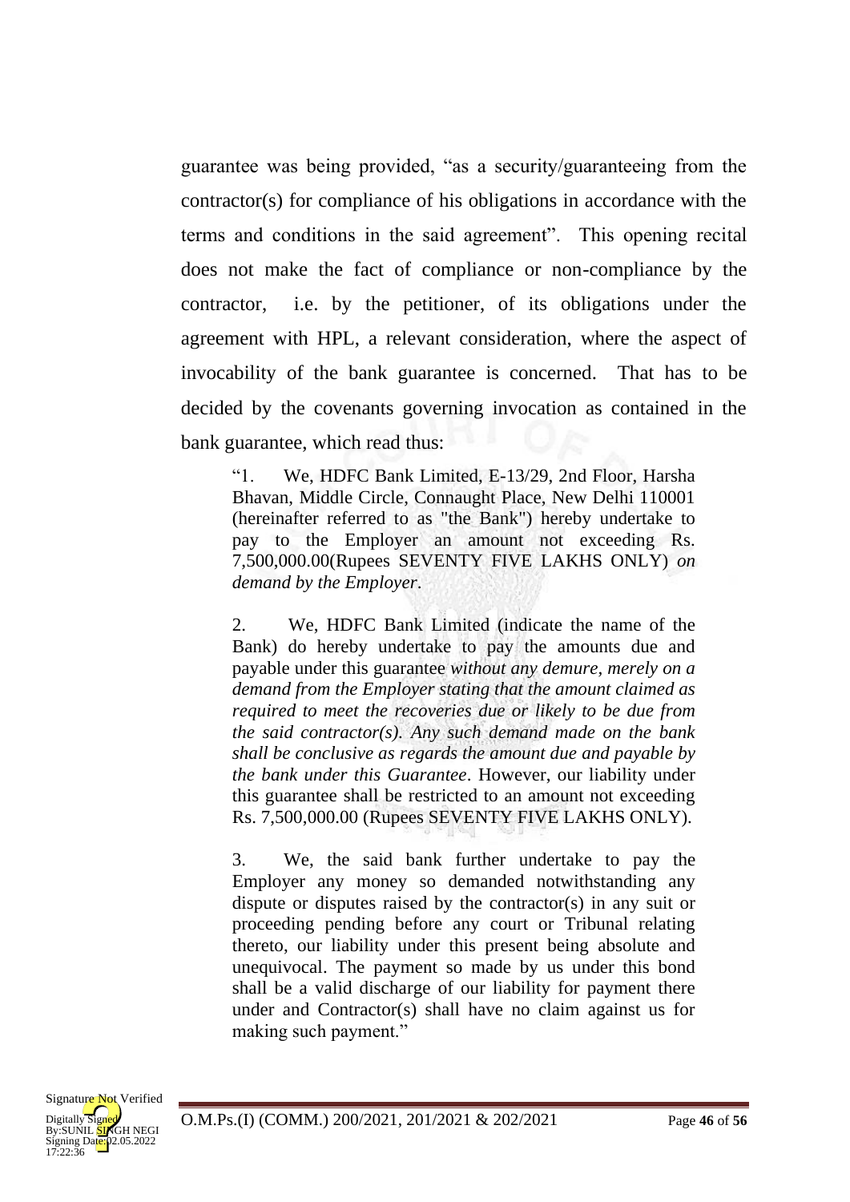guarantee was being provided, "as a security/guaranteeing from the contractor(s) for compliance of his obligations in accordance with the terms and conditions in the said agreement". This opening recital does not make the fact of compliance or non-compliance by the contractor, i.e. by the petitioner, of its obligations under the agreement with HPL, a relevant consideration, where the aspect of invocability of the bank guarantee is concerned. That has to be decided by the covenants governing invocation as contained in the bank guarantee, which read thus:

> "1. We, HDFC Bank Limited, E-13/29, 2nd Floor, Harsha Bhavan, Middle Circle, Connaught Place, New Delhi 110001 (hereinafter referred to as "the Bank") hereby undertake to pay to the Employer an amount not exceeding Rs. 7,500,000.00(Rupees SEVENTY FIVE LAKHS ONLY) *on demand by the Employer*.
>
> 2. We, HDFC Bank Limited (indicate the name of the Bank) do hereby undertake to pay the amounts due and payable under this guarantee *without any demure, merely on a demand from the Employer stating that the amount claimed as required to meet the recoveries due or likely to be due from the said contractor(s). Any such demand made on the bank shall be conclusive as regards the amount due and payable by the bank under this Guarantee*. However, our liability under this guarantee shall be restricted to an amount not exceeding Rs. 7,500,000.00 (Rupees SEVENTY FIVE LAKHS ONLY).
>
> 3. We, the said bank further undertake to pay the Employer any money so demanded notwithstanding any dispute or disputes raised by the contractor(s) in any suit or proceeding pending before any court or Tribunal relating thereto, our liability under this present being absolute and unequivocal. The payment so made by us under this bond shall be a valid discharge of our liability for payment there under and Contractor(s) shall have no claim against us for making such payment."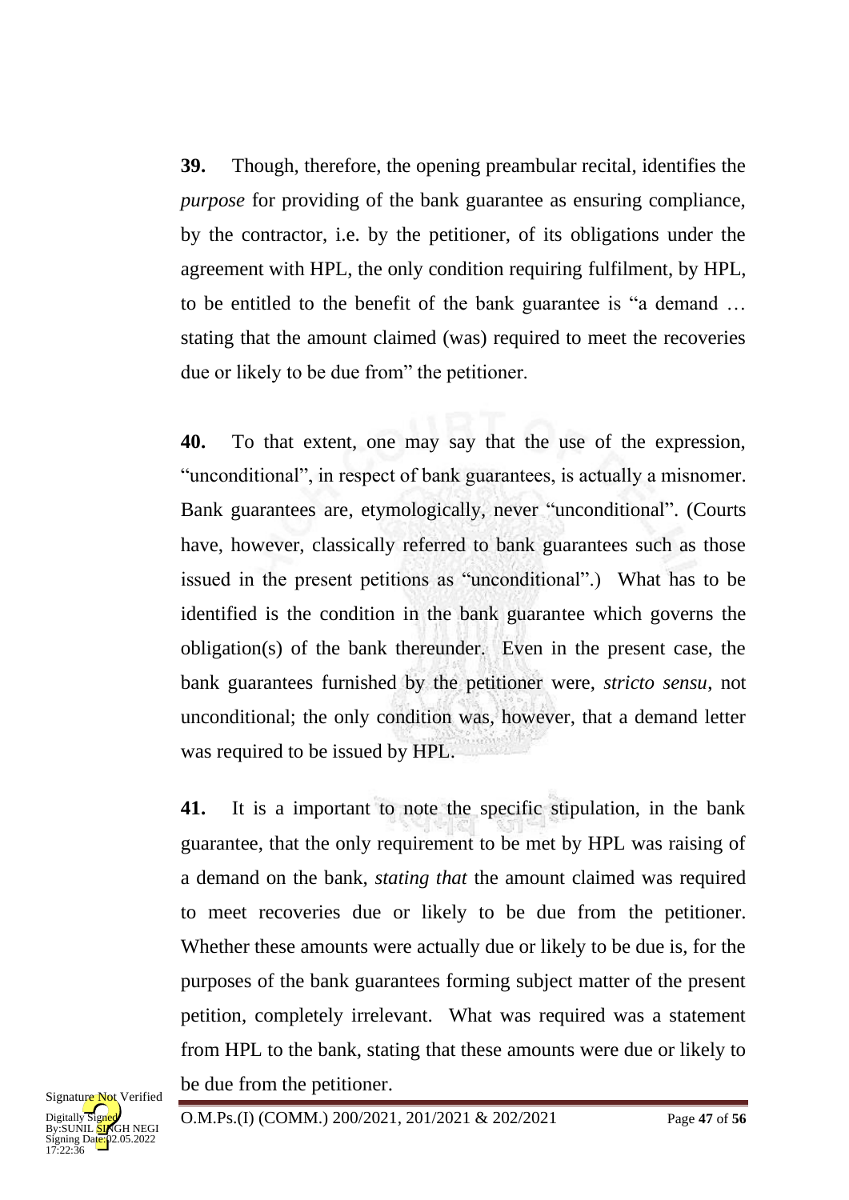**39.** Though, therefore, the opening preambular recital, identifies the *purpose* for providing of the bank guarantee as ensuring compliance, by the contractor, i.e. by the petitioner, of its obligations under the agreement with HPL, the only condition requiring fulfilment, by HPL, to be entitled to the benefit of the bank guarantee is "a demand … stating that the amount claimed (was) required to meet the recoveries due or likely to be due from" the petitioner.

**40.** To that extent, one may say that the use of the expression, "unconditional", in respect of bank guarantees, is actually a misnomer. Bank guarantees are, etymologically, never "unconditional". (Courts have, however, classically referred to bank guarantees such as those issued in the present petitions as "unconditional".) What has to be identified is the condition in the bank guarantee which governs the obligation(s) of the bank thereunder. Even in the present case, the bank guarantees furnished by the petitioner were, *stricto sensu*, not unconditional; the only condition was, however, that a demand letter was required to be issued by HPL.

**41.** It is a important to note the specific stipulation, in the bank guarantee, that the only requirement to be met by HPL was raising of a demand on the bank, *stating that* the amount claimed was required to meet recoveries due or likely to be due from the petitioner. Whether these amounts were actually due or likely to be due is, for the purposes of the bank guarantees forming subject matter of the present petition, completely irrelevant. What was required was a statement from HPL to the bank, stating that these amounts were due or likely to be due from the petitioner.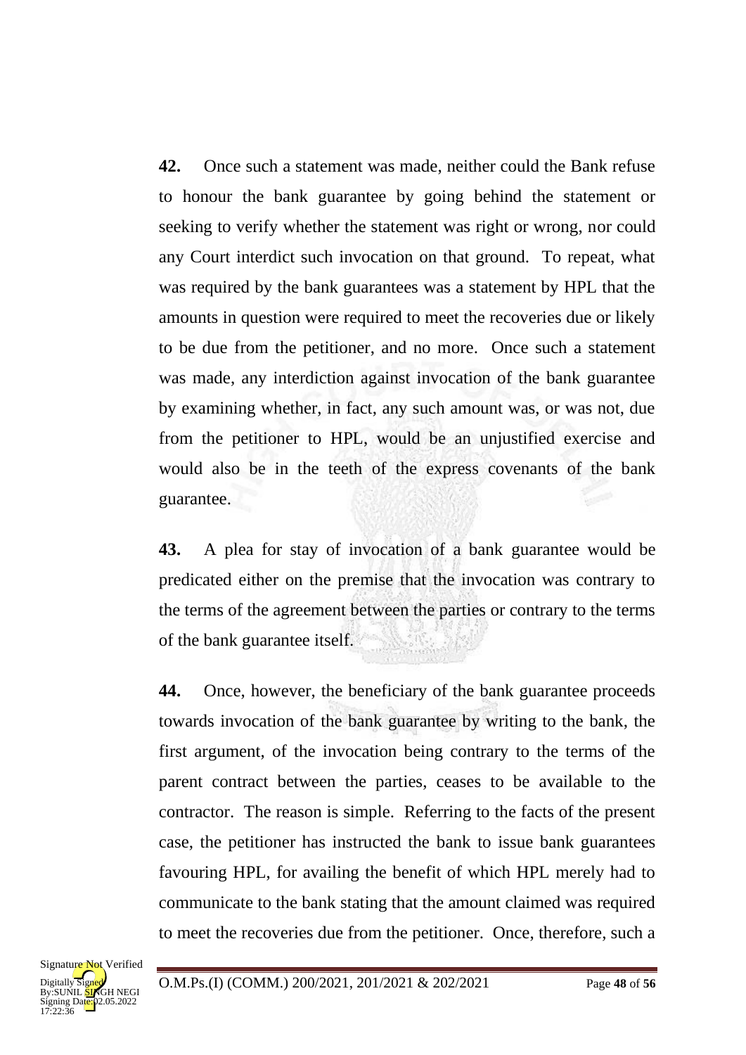**42.** Once such a statement was made, neither could the Bank refuse to honour the bank guarantee by going behind the statement or seeking to verify whether the statement was right or wrong, nor could any Court interdict such invocation on that ground. To repeat, what was required by the bank guarantees was a statement by HPL that the amounts in question were required to meet the recoveries due or likely to be due from the petitioner, and no more. Once such a statement was made, any interdiction against invocation of the bank guarantee by examining whether, in fact, any such amount was, or was not, due from the petitioner to HPL, would be an unjustified exercise and would also be in the teeth of the express covenants of the bank guarantee.

**43.** A plea for stay of invocation of a bank guarantee would be predicated either on the premise that the invocation was contrary to the terms of the agreement between the parties or contrary to the terms of the bank guarantee itself.

**44.** Once, however, the beneficiary of the bank guarantee proceeds towards invocation of the bank guarantee by writing to the bank, the first argument, of the invocation being contrary to the terms of the parent contract between the parties, ceases to be available to the contractor. The reason is simple. Referring to the facts of the present case, the petitioner has instructed the bank to issue bank guarantees favouring HPL, for availing the benefit of which HPL merely had to communicate to the bank stating that the amount claimed was required to meet the recoveries due from the petitioner. Once, therefore, such a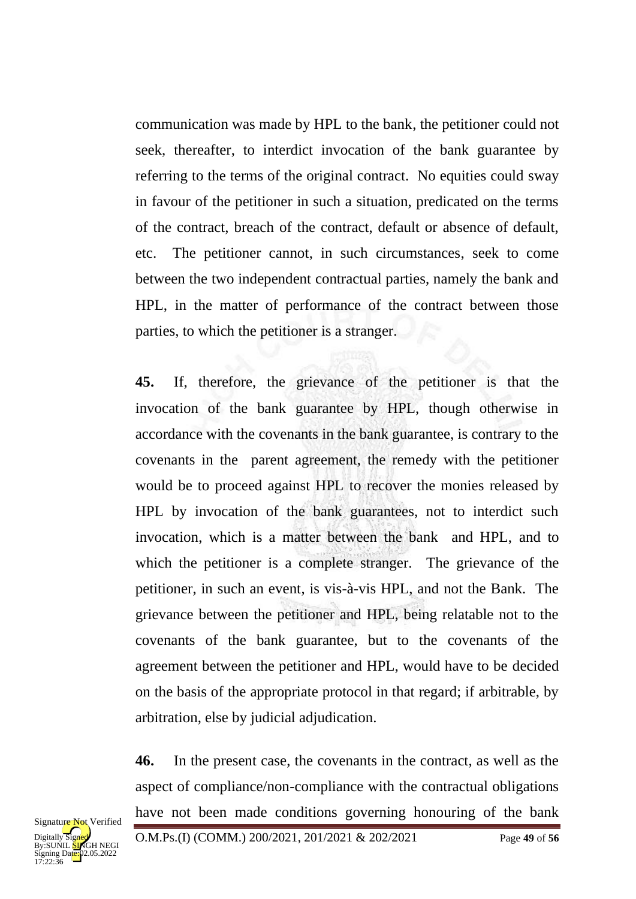communication was made by HPL to the bank, the petitioner could not seek, thereafter, to interdict invocation of the bank guarantee by referring to the terms of the original contract. No equities could sway in favour of the petitioner in such a situation, predicated on the terms of the contract, breach of the contract, default or absence of default, etc. The petitioner cannot, in such circumstances, seek to come between the two independent contractual parties, namely the bank and HPL, in the matter of performance of the contract between those parties, to which the petitioner is a stranger.

**45.** If, therefore, the grievance of the petitioner is that the invocation of the bank guarantee by HPL, though otherwise in accordance with the covenants in the bank guarantee, is contrary to the covenants in the parent agreement, the remedy with the petitioner would be to proceed against HPL to recover the monies released by HPL by invocation of the bank guarantees, not to interdict such invocation, which is a matter between the bank and HPL, and to which the petitioner is a complete stranger. The grievance of the petitioner, in such an event, is vis-à-vis HPL, and not the Bank. The grievance between the petitioner and HPL, being relatable not to the covenants of the bank guarantee, but to the covenants of the agreement between the petitioner and HPL, would have to be decided on the basis of the appropriate protocol in that regard; if arbitrable, by arbitration, else by judicial adjudication.

**46.** In the present case, the covenants in the contract, as well as the aspect of compliance/non-compliance with the contractual obligations have not been made conditions governing honouring of the bank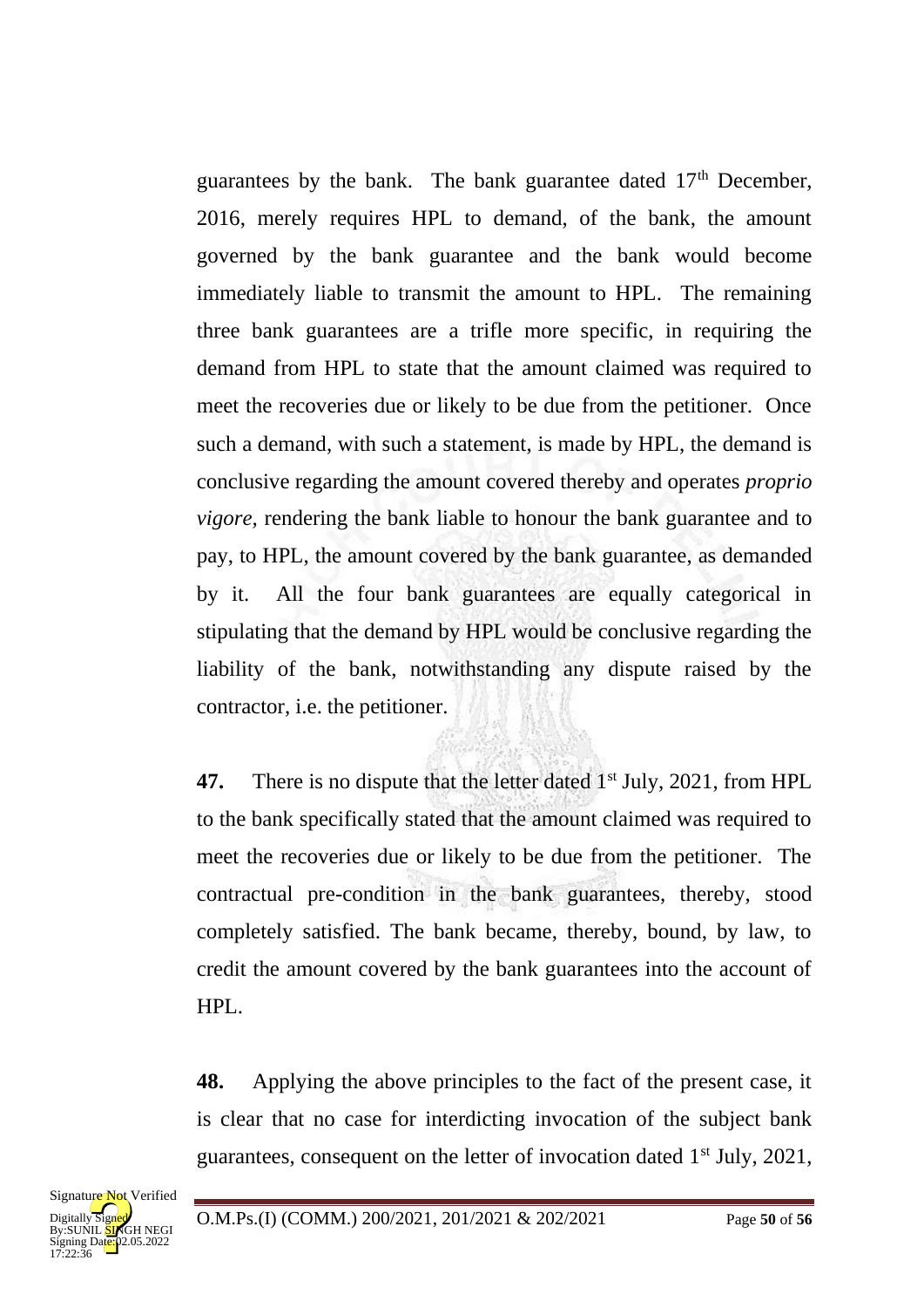guarantees by the bank. The bank guarantee dated 17th December, 2016, merely requires HPL to demand, of the bank, the amount governed by the bank guarantee and the bank would become immediately liable to transmit the amount to HPL. The remaining three bank guarantees are a trifle more specific, in requiring the demand from HPL to state that the amount claimed was required to meet the recoveries due or likely to be due from the petitioner. Once such a demand, with such a statement, is made by HPL, the demand is conclusive regarding the amount covered thereby and operates *proprio vigore,* rendering the bank liable to honour the bank guarantee and to pay, to HPL, the amount covered by the bank guarantee, as demanded by it. All the four bank guarantees are equally categorical in stipulating that the demand by HPL would be conclusive regarding the liability of the bank, notwithstanding any dispute raised by the contractor, i.e. the petitioner.

**47.** There is no dispute that the letter dated 1st July, 2021, from HPL to the bank specifically stated that the amount claimed was required to meet the recoveries due or likely to be due from the petitioner. The contractual pre-condition in the bank guarantees, thereby, stood completely satisfied. The bank became, thereby, bound, by law, to credit the amount covered by the bank guarantees into the account of HPL.

**48.** Applying the above principles to the fact of the present case, it is clear that no case for interdicting invocation of the subject bank guarantees, consequent on the letter of invocation dated 1st July, 2021,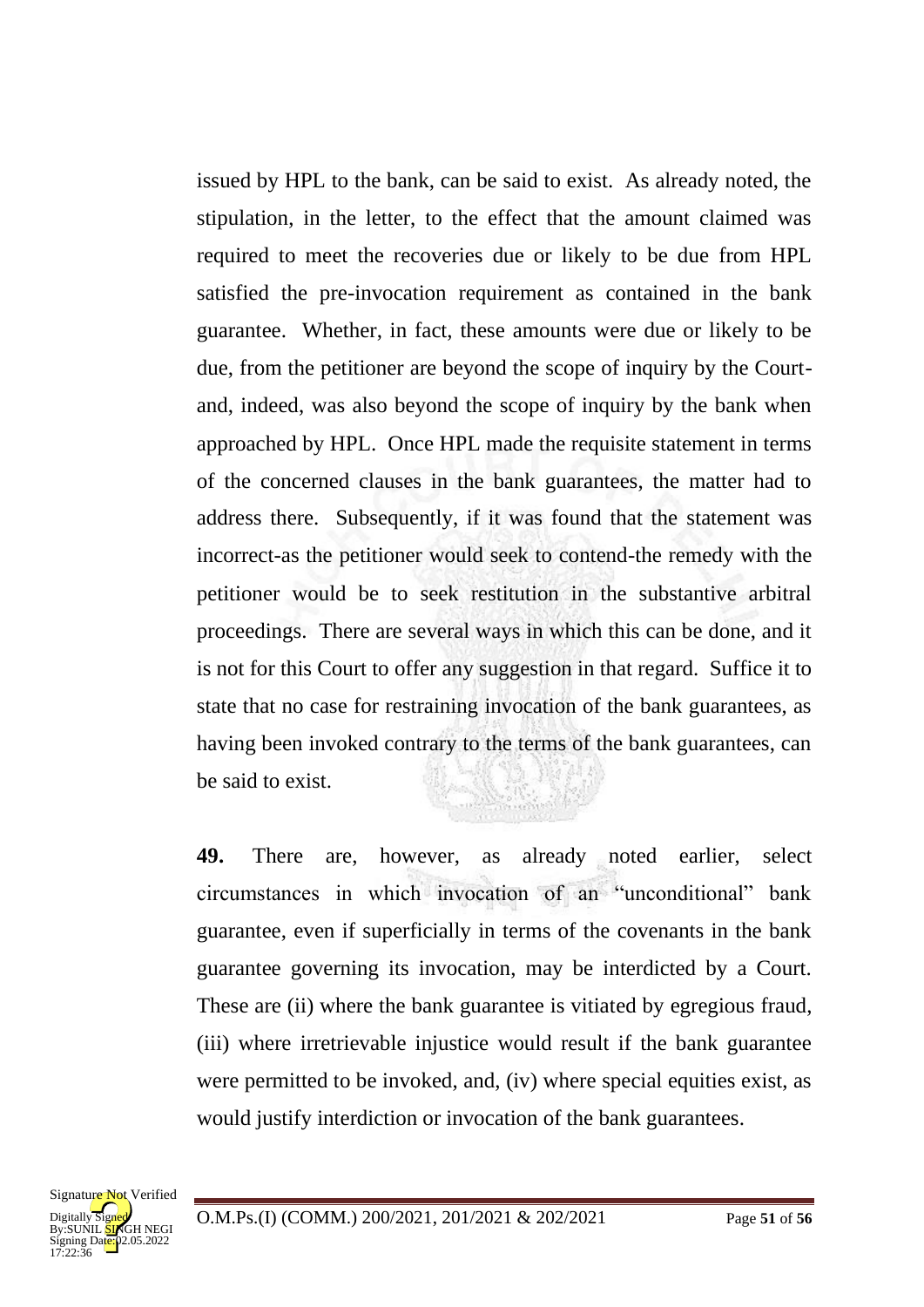issued by HPL to the bank, can be said to exist. As already noted, the stipulation, in the letter, to the effect that the amount claimed was required to meet the recoveries due or likely to be due from HPL satisfied the pre-invocation requirement as contained in the bank guarantee. Whether, in fact, these amounts were due or likely to be due, from the petitioner are beyond the scope of inquiry by the Court-and, indeed, was also beyond the scope of inquiry by the bank when approached by HPL. Once HPL made the requisite statement in terms of the concerned clauses in the bank guarantees, the matter had to address there. Subsequently, if it was found that the statement was incorrect-as the petitioner would seek to contend-the remedy with the petitioner would be to seek restitution in the substantive arbitral proceedings. There are several ways in which this can be done, and it is not for this Court to offer any suggestion in that regard. Suffice it to state that no case for restraining invocation of the bank guarantees, as having been invoked contrary to the terms of the bank guarantees, can be said to exist.

**49.** There are, however, as already noted earlier, select circumstances in which invocation of an "unconditional" bank guarantee, even if superficially in terms of the covenants in the bank guarantee governing its invocation, may be interdicted by a Court. These are (ii) where the bank guarantee is vitiated by egregious fraud, (iii) where irretrievable injustice would result if the bank guarantee were permitted to be invoked, and, (iv) where special equities exist, as would justify interdiction or invocation of the bank guarantees.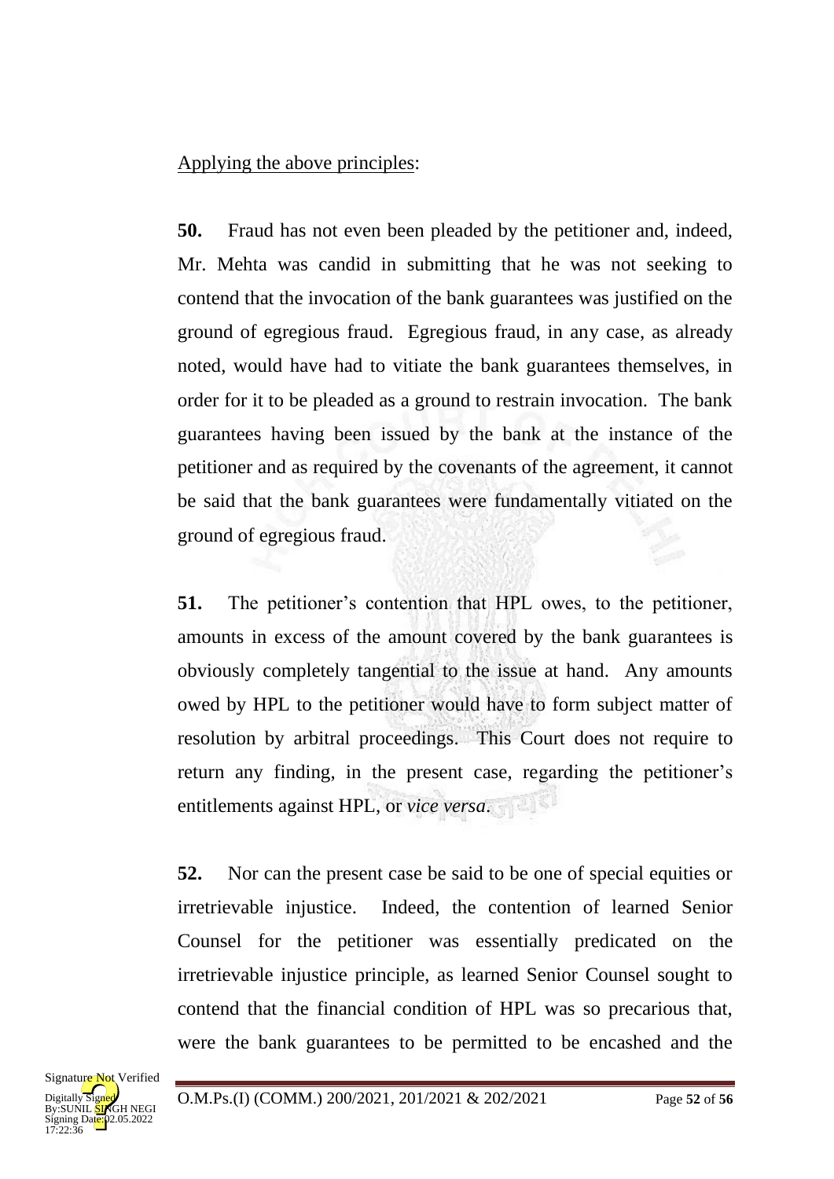Applying the above principles:

**50.** Fraud has not even been pleaded by the petitioner and, indeed, Mr. Mehta was candid in submitting that he was not seeking to contend that the invocation of the bank guarantees was justified on the ground of egregious fraud. Egregious fraud, in any case, as already noted, would have had to vitiate the bank guarantees themselves, in order for it to be pleaded as a ground to restrain invocation. The bank guarantees having been issued by the bank at the instance of the petitioner and as required by the covenants of the agreement, it cannot be said that the bank guarantees were fundamentally vitiated on the ground of egregious fraud.

**51.** The petitioner's contention that HPL owes, to the petitioner, amounts in excess of the amount covered by the bank guarantees is obviously completely tangential to the issue at hand. Any amounts owed by HPL to the petitioner would have to form subject matter of resolution by arbitral proceedings. This Court does not require to return any finding, in the present case, regarding the petitioner's entitlements against HPL, or *vice versa*.

**52.** Nor can the present case be said to be one of special equities or irretrievable injustice. Indeed, the contention of learned Senior Counsel for the petitioner was essentially predicated on the irretrievable injustice principle, as learned Senior Counsel sought to contend that the financial condition of HPL was so precarious that, were the bank guarantees to be permitted to be encashed and the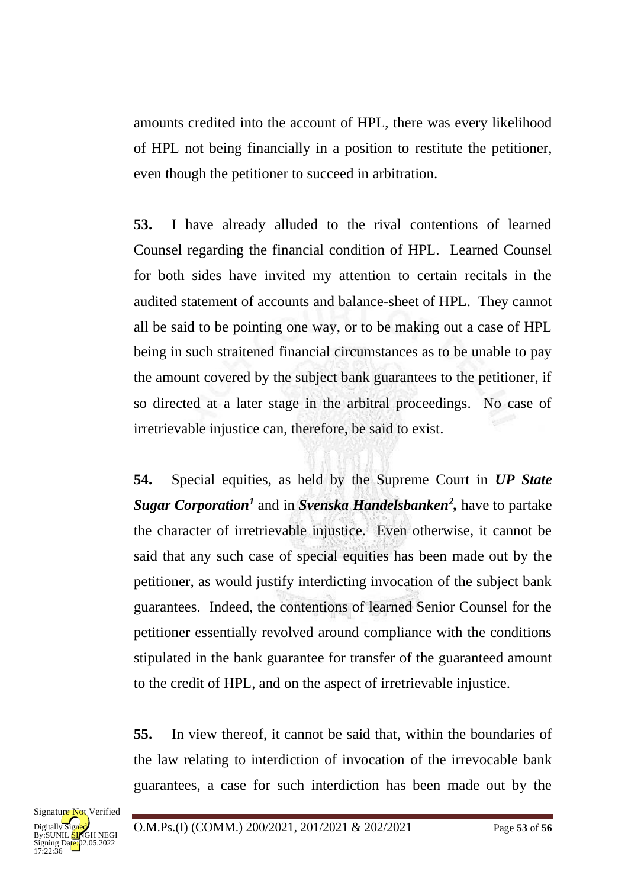amounts credited into the account of HPL, there was every likelihood of HPL not being financially in a position to restitute the petitioner, even though the petitioner to succeed in arbitration.

**53.** I have already alluded to the rival contentions of learned Counsel regarding the financial condition of HPL. Learned Counsel for both sides have invited my attention to certain recitals in the audited statement of accounts and balance-sheet of HPL. They cannot all be said to be pointing one way, or to be making out a case of HPL being in such straitened financial circumstances as to be unable to pay the amount covered by the subject bank guarantees to the petitioner, if so directed at a later stage in the arbitral proceedings. No case of irretrievable injustice can, therefore, be said to exist.

**54.** Special equities, as held by the Supreme Court in ***UP State Sugar Corporation***[1] and in ***Svenska Handelsbanken***[2]**,** have to partake the character of irretrievable injustice. Even otherwise, it cannot be said that any such case of special equities has been made out by the petitioner, as would justify interdicting invocation of the subject bank guarantees. Indeed, the contentions of learned Senior Counsel for the petitioner essentially revolved around compliance with the conditions stipulated in the bank guarantee for transfer of the guaranteed amount to the credit of HPL, and on the aspect of irretrievable injustice.

**55.** In view thereof, it cannot be said that, within the boundaries of the law relating to interdiction of invocation of the irrevocable bank guarantees, a case for such interdiction has been made out by the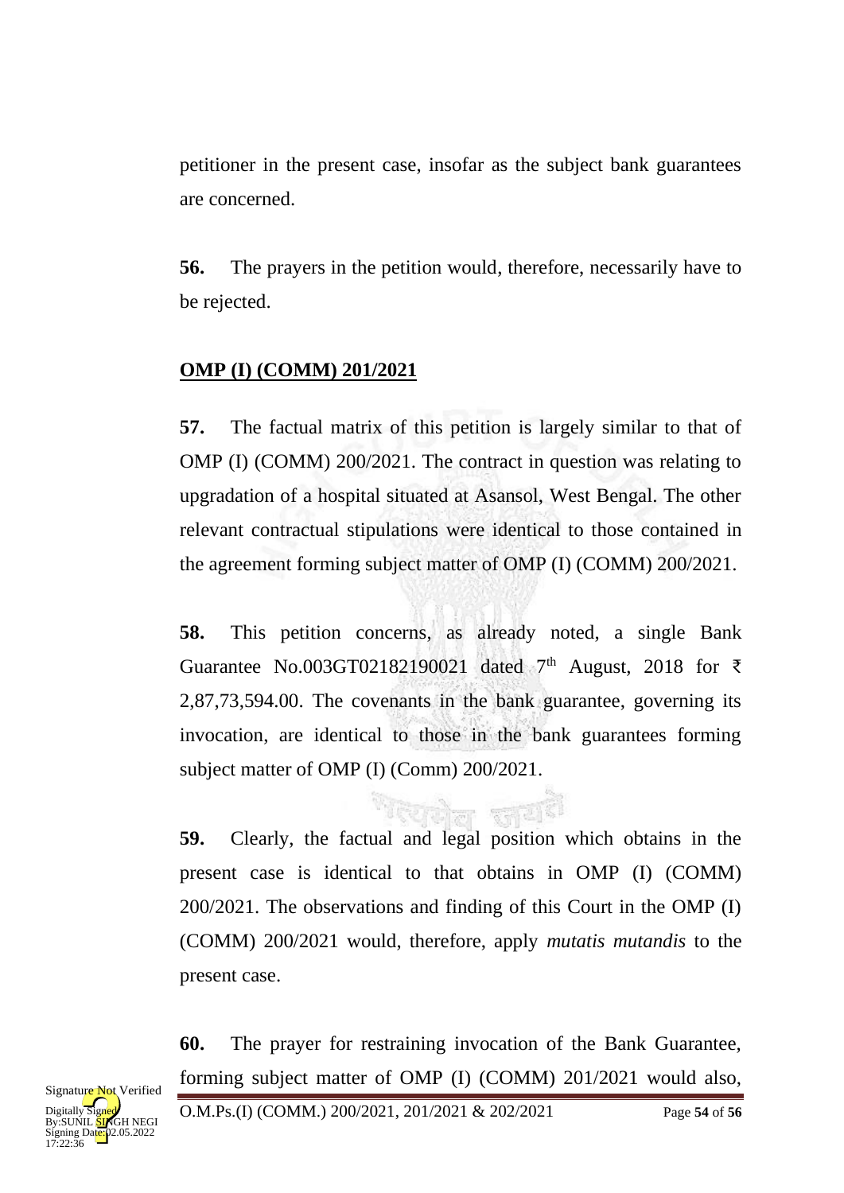petitioner in the present case, insofar as the subject bank guarantees are concerned.

**56.** The prayers in the petition would, therefore, necessarily have to be rejected.

**OMP (I) (COMM) 201/2021**

**57.** The factual matrix of this petition is largely similar to that of OMP (I) (COMM) 200/2021. The contract in question was relating to upgradation of a hospital situated at Asansol, West Bengal. The other relevant contractual stipulations were identical to those contained in the agreement forming subject matter of OMP (I) (COMM) 200/2021.

**58.** This petition concerns, as already noted, a single Bank Guarantee No.003GT02182190021 dated 7th August, 2018 for ₹ 2,87,73,594.00. The covenants in the bank guarantee, governing its invocation, are identical to those in the bank guarantees forming subject matter of OMP (I) (Comm) 200/2021.

**59.** Clearly, the factual and legal position which obtains in the present case is identical to that obtains in OMP (I) (COMM) 200/2021. The observations and finding of this Court in the OMP (I) (COMM) 200/2021 would, therefore, apply *mutatis mutandis* to the present case.

**60.** The prayer for restraining invocation of the Bank Guarantee, forming subject matter of OMP (I) (COMM) 201/2021 would also,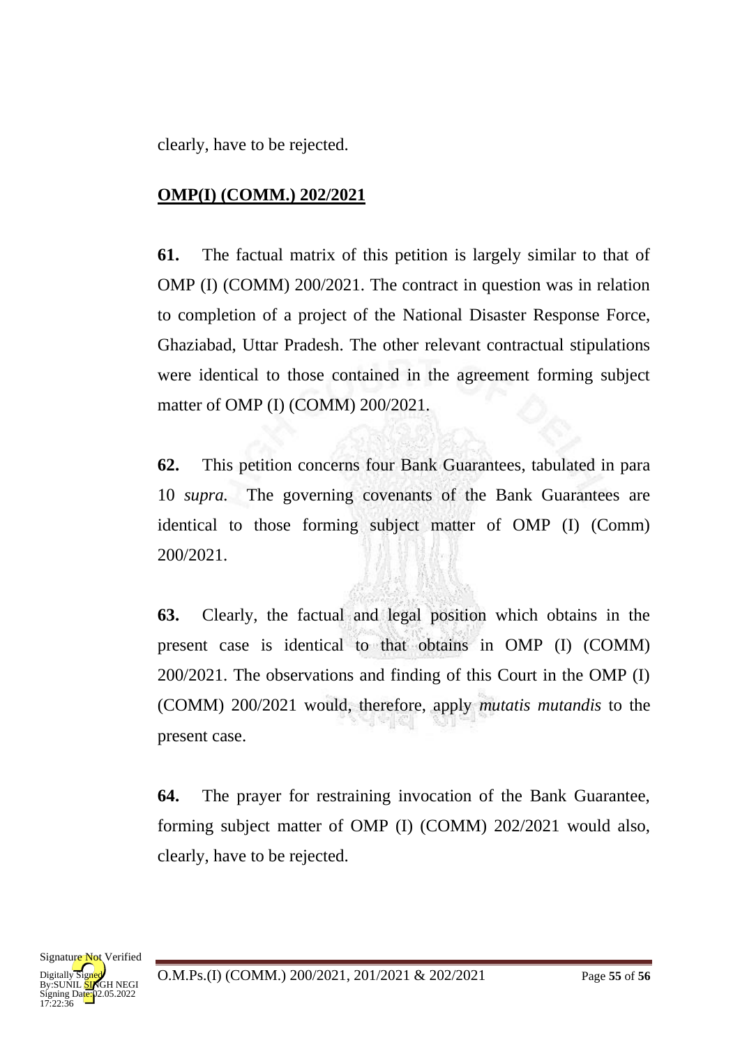clearly, have to be rejected.

**OMP(I) (COMM.) 202/2021**

**61.** The factual matrix of this petition is largely similar to that of OMP (I) (COMM) 200/2021. The contract in question was in relation to completion of a project of the National Disaster Response Force, Ghaziabad, Uttar Pradesh. The other relevant contractual stipulations were identical to those contained in the agreement forming subject matter of OMP (I) (COMM) 200/2021.

**62.** This petition concerns four Bank Guarantees, tabulated in para 10 *supra.* The governing covenants of the Bank Guarantees are identical to those forming subject matter of OMP (I) (Comm) 200/2021.

**63.** Clearly, the factual and legal position which obtains in the present case is identical to that obtains in OMP (I) (COMM) 200/2021. The observations and finding of this Court in the OMP (I) (COMM) 200/2021 would, therefore, apply *mutatis mutandis* to the present case.

**64.** The prayer for restraining invocation of the Bank Guarantee, forming subject matter of OMP (I) (COMM) 202/2021 would also, clearly, have to be rejected.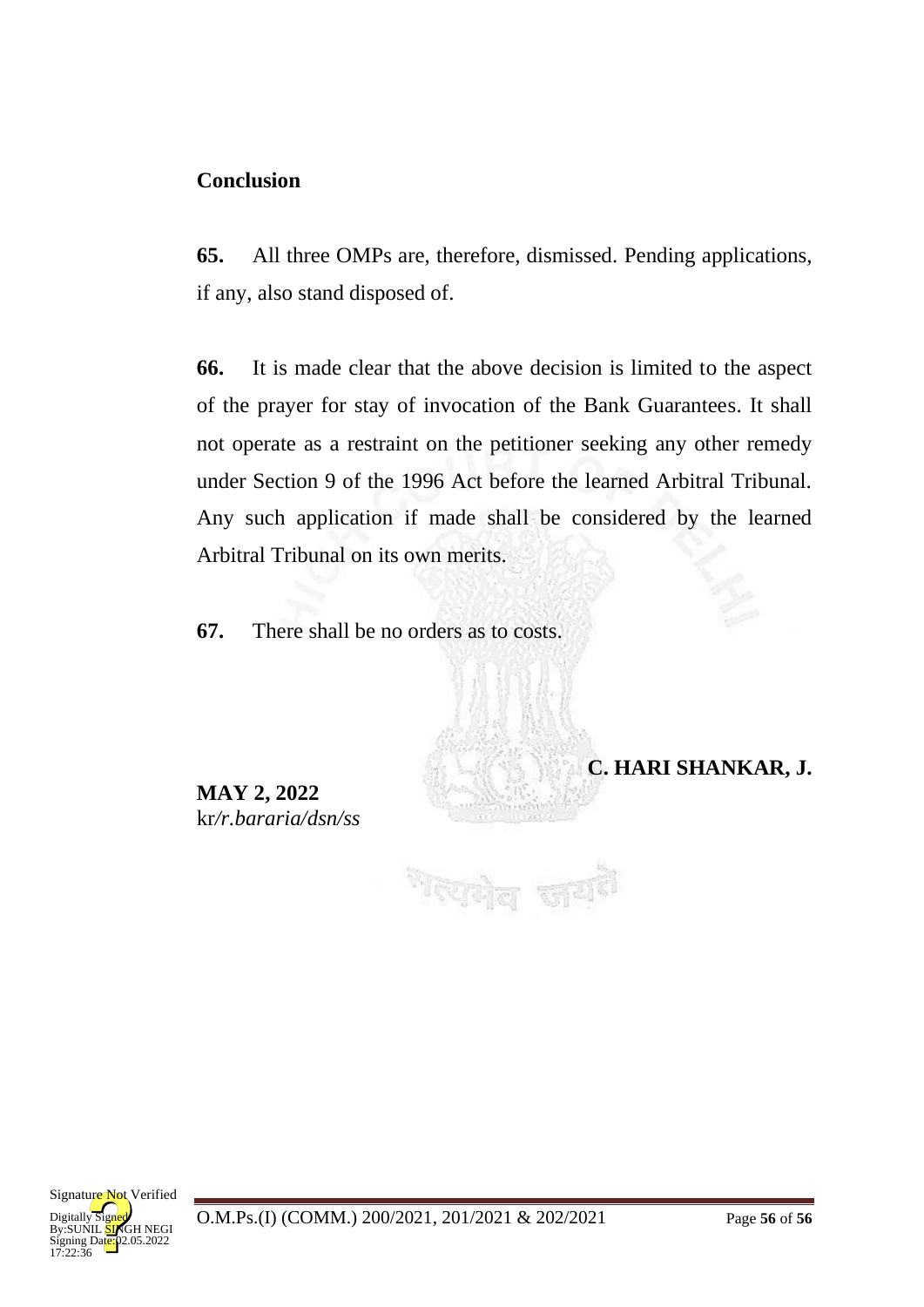**Conclusion**

**65.** All three OMPs are, therefore, dismissed. Pending applications, if any, also stand disposed of.

**66.** It is made clear that the above decision is limited to the aspect of the prayer for stay of invocation of the Bank Guarantees. It shall not operate as a restraint on the petitioner seeking any other remedy under Section 9 of the 1996 Act before the learned Arbitral Tribunal. Any such application if made shall be considered by the learned Arbitral Tribunal on its own merits.

**67.** There shall be no orders as to costs.

**C. HARI SHANKAR, J.**

**MAY 2, 2022**
kr*/r.bararia/dsn/ss*